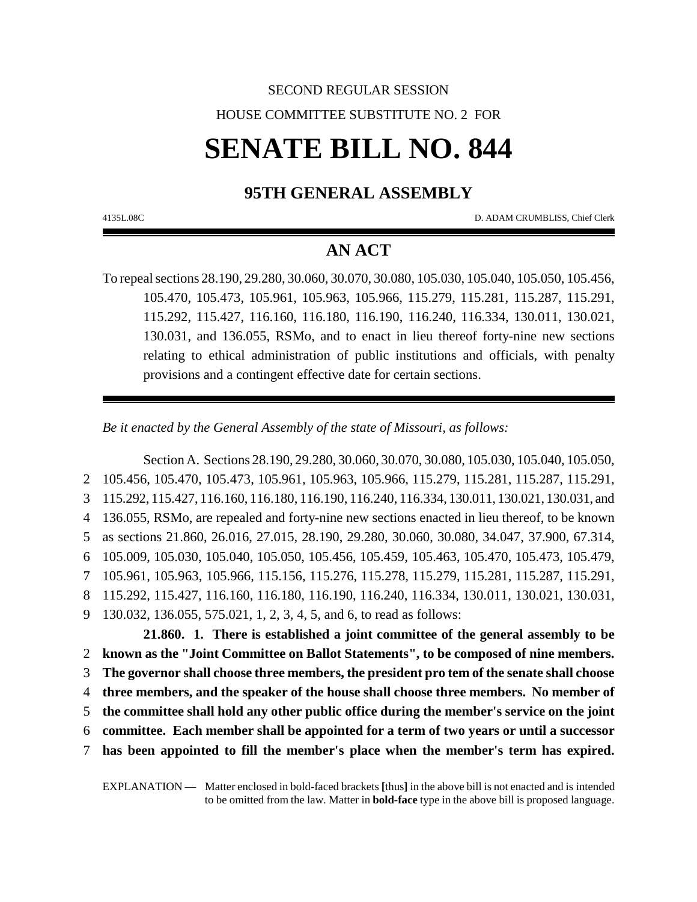SECOND REGULAR SESSION

HOUSE COMMITTEE SUBSTITUTE NO. 2 FOR

# SENATE BILL NO. 844

## 95TH GENERAL ASSEMBLY

4135L.08C D. ADAM CRUMBLISS, Chief Clerk

## AN ACT

To repeal sections 28.190, 29.280, 30.060, 30.070, 30.080, 105.030, 105.040, 105.050, 105.456, 105.470, 105.473, 105.961, 105.963, 105.966, 115.279, 115.281, 115.287, 115.291, 115.292, 115.427, 116.160, 116.180, 116.190, 116.240, 116.334, 130.011, 130.021, 130.031, and 136.055, RSMo, and to enact in lieu thereof forty-nine new sections relating to ethical administration of public institutions and officials, with penalty provisions and a contingent effective date for certain sections.

*Be it enacted by the General Assembly of the state of Missouri, as follows:*

Section A. Sections 28.190, 29.280, 30.060, 30.070, 30.080, 105.030, 105.040, 105.050, 105.456, 105.470, 105.473, 105.961, 105.963, 105.966, 115.279, 115.281, 115.287, 115.291, 115.292, 115.427, 116.160, 116.180, 116.190, 116.240, 116.334, 130.011, 130.021, 130.031, and 136.055, RSMo, are repealed and forty-nine new sections enacted in lieu thereof, to be known as sections 21.860, 26.016, 27.015, 28.190, 29.280, 30.060, 30.080, 34.047, 37.900, 67.314, 105.009, 105.030, 105.040, 105.050, 105.456, 105.459, 105.463, 105.470, 105.473, 105.479, 105.961, 105.963, 105.966, 115.156, 115.276, 115.278, 115.279, 115.281, 115.287, 115.291, 115.292, 115.427, 116.160, 116.180, 116.190, 116.240, 116.334, 130.011, 130.021, 130.031, 130.032, 136.055, 575.021, 1, 2, 3, 4, 5, and 6, to read as follows:

**21.860. 1. There is established a joint committee of the general assembly to be known as the "Joint Committee on Ballot Statements", to be composed of nine members. The governor shall choose three members, the president pro tem of the senate shall choose three members, and the speaker of the house shall choose three members. No member of the committee shall hold any other public office during the member's service on the joint committee. Each member shall be appointed for a term of two years or until a successor has been appointed to fill the member's place when the member's term has expired.**

EXPLANATION — Matter enclosed in bold-faced brackets **[**thus**]** in the above bill is not enacted and is intended to be omitted from the law. Matter in **bold-face** type in the above bill is proposed language.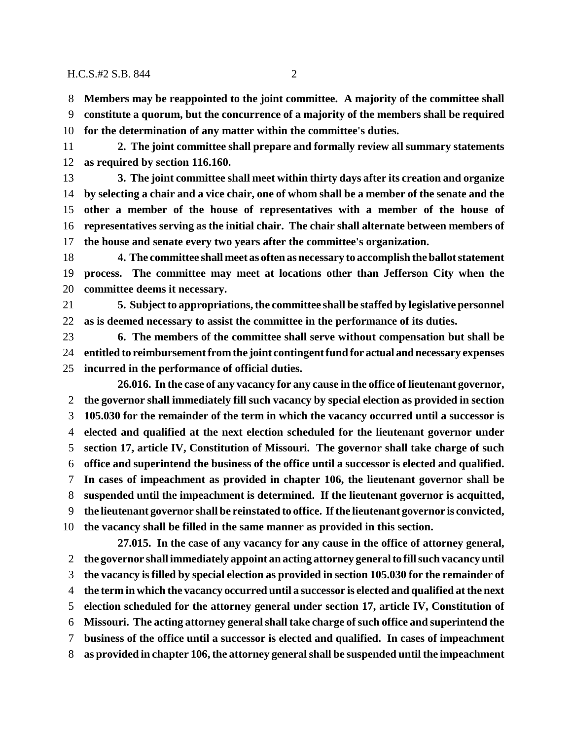**Members may be reappointed to the joint committee. A majority of the committee shall constitute a quorum, but the concurrence of a majority of the members shall be required for the determination of any matter within the committee's duties.**

**2. The joint committee shall prepare and formally review all summary statements as required by section 116.160.**

**3. The joint committee shall meet within thirty days after its creation and organize by selecting a chair and a vice chair, one of whom shall be a member of the senate and the other a member of the house of representatives with a member of the house of representatives serving as the initial chair. The chair shall alternate between members of the house and senate every two years after the committee's organization.**

**4. The committee shall meet as often as necessary to accomplish the ballot statement process. The committee may meet at locations other than Jefferson City when the committee deems it necessary.**

**5. Subject to appropriations, the committee shall be staffed by legislative personnel as is deemed necessary to assist the committee in the performance of its duties.**

**6. The members of the committee shall serve without compensation but shall be entitled to reimbursement from the joint contingent fund for actual and necessary expenses incurred in the performance of official duties.**

**26.016. In the case of any vacancy for any cause in the office of lieutenant governor, the governor shall immediately fill such vacancy by special election as provided in section 105.030 for the remainder of the term in which the vacancy occurred until a successor is elected and qualified at the next election scheduled for the lieutenant governor under section 17, article IV, Constitution of Missouri. The governor shall take charge of such office and superintend the business of the office until a successor is elected and qualified. In cases of impeachment as provided in chapter 106, the lieutenant governor shall be suspended until the impeachment is determined. If the lieutenant governor is acquitted, the lieutenant governor shall be reinstated to office. If the lieutenant governor is convicted, the vacancy shall be filled in the same manner as provided in this section.**

**27.015. In the case of any vacancy for any cause in the office of attorney general, the governor shall immediately appoint an acting attorney general to fill such vacancy until the vacancy is filled by special election as provided in section 105.030 for the remainder of the term in which the vacancy occurred until a successor is elected and qualified at the next election scheduled for the attorney general under section 17, article IV, Constitution of Missouri. The acting attorney general shall take charge of such office and superintend the business of the office until a successor is elected and qualified. In cases of impeachment as provided in chapter 106, the attorney general shall be suspended until the impeachment**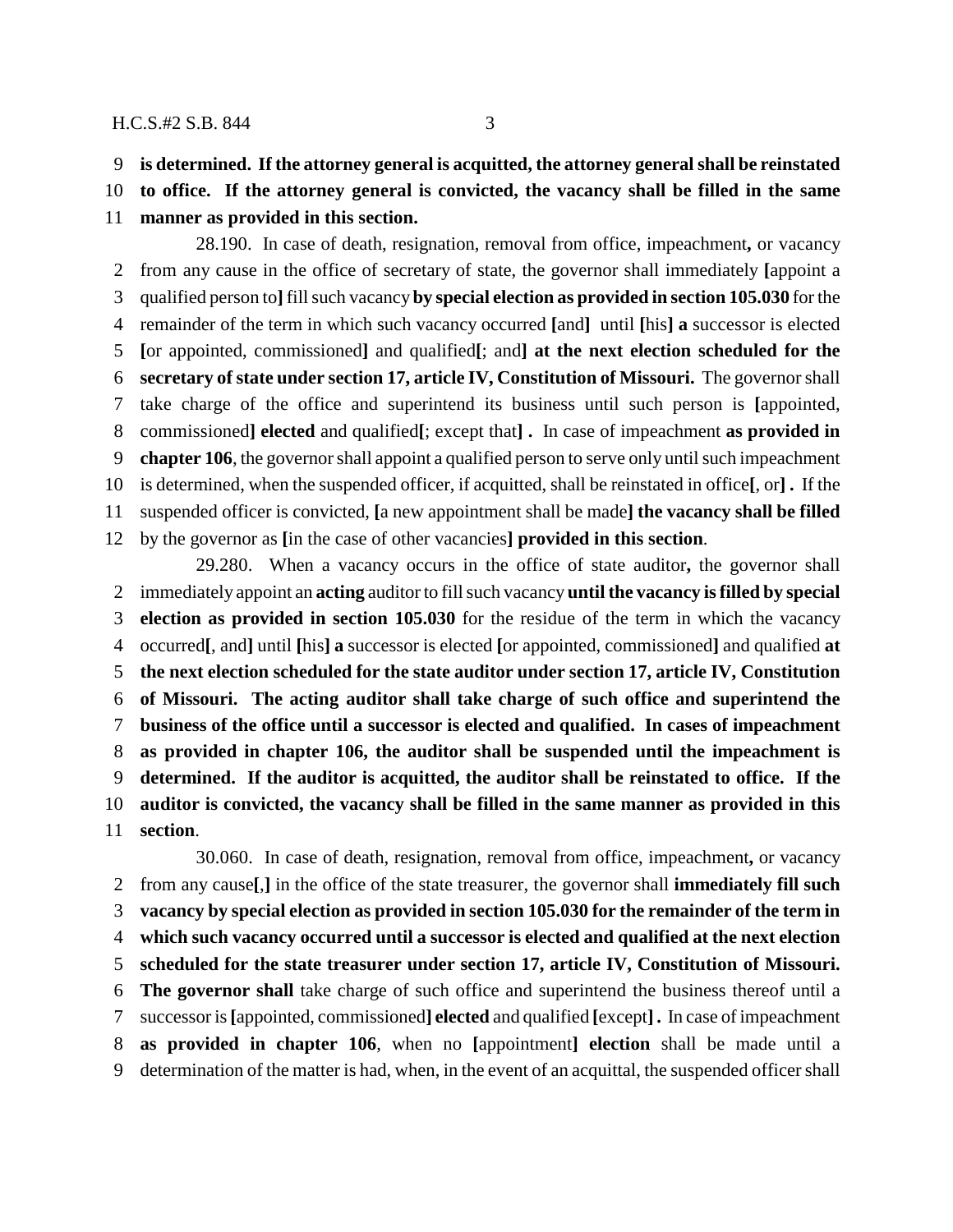**is determined. If the attorney general is acquitted, the attorney general shall be reinstated to office. If the attorney general is convicted, the vacancy shall be filled in the same manner as provided in this section.**

28.190. In case of death, resignation, removal from office, impeachment**,** or vacancy from any cause in the office of secretary of state, the governor shall immediately **[**appoint a qualified person to**]** fill such vacancy **by special election as provided in section 105.030** for the remainder of the term in which such vacancy occurred **[**and**]** until **[**his**] a** successor is elected **[**or appointed, commissioned**]** and qualified**[**; and**] at the next election scheduled for the secretary of state under section 17, article IV, Constitution of Missouri.** The governor shall take charge of the office and superintend its business until such person is **[**appointed, commissioned**] elected** and qualified**[**; except that**] .** In case of impeachment **as provided in chapter 106**, the governor shall appoint a qualified person to serve only until such impeachment is determined, when the suspended officer, if acquitted, shall be reinstated in office**[**, or**] .** If the suspended officer is convicted, **[**a new appointment shall be made**] the vacancy shall be filled** by the governor as **[**in the case of other vacancies**] provided in this section**.

29.280. When a vacancy occurs in the office of state auditor**,** the governor shall immediately appoint an **acting** auditor to fill such vacancy **until the vacancy is filled by special election as provided in section 105.030** for the residue of the term in which the vacancy occurred**[**, and**]** until **[**his**] a** successor is elected **[**or appointed, commissioned**]** and qualified **at the next election scheduled for the state auditor under section 17, article IV, Constitution of Missouri. The acting auditor shall take charge of such office and superintend the business of the office until a successor is elected and qualified. In cases of impeachment as provided in chapter 106, the auditor shall be suspended until the impeachment is determined. If the auditor is acquitted, the auditor shall be reinstated to office. If the auditor is convicted, the vacancy shall be filled in the same manner as provided in this section**.

30.060. In case of death, resignation, removal from office, impeachment**,** or vacancy from any cause**[**,**]** in the office of the state treasurer, the governor shall **immediately fill such vacancy by special election as provided in section 105.030 for the remainder of the term in which such vacancy occurred until a successor is elected and qualified at the next election scheduled for the state treasurer under section 17, article IV, Constitution of Missouri. The governor shall** take charge of such office and superintend the business thereof until a successor is **[**appointed, commissioned**] elected** and qualified **[**except**] .** In case of impeachment **as provided in chapter 106**, when no **[**appointment**] election** shall be made until a determination of the matter is had, when, in the event of an acquittal, the suspended officer shall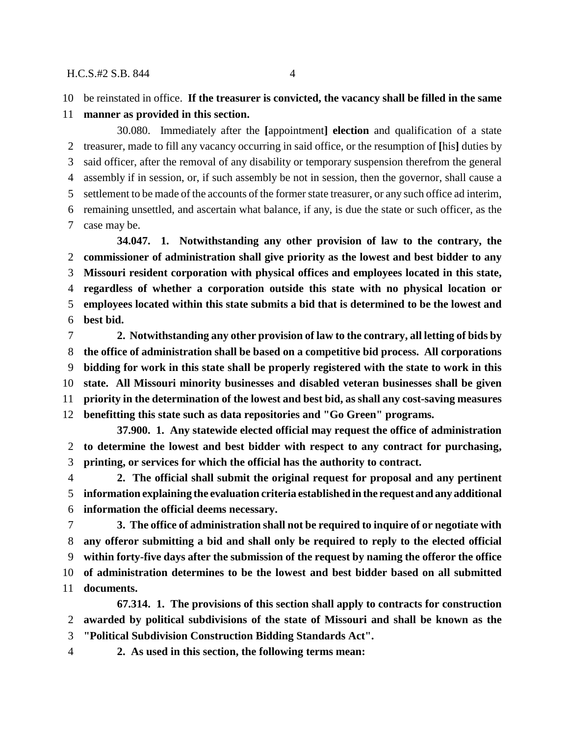be reinstated in office. **If the treasurer is convicted, the vacancy shall be filled in the same manner as provided in this section.**

30.080. Immediately after the **[**appointment**]** **election** and qualification of a state treasurer, made to fill any vacancy occurring in said office, or the resumption of **[**his**]** duties by said officer, after the removal of any disability or temporary suspension therefrom the general assembly if in session, or, if such assembly be not in session, then the governor, shall cause a settlement to be made of the accounts of the former state treasurer, or any such office ad interim, remaining unsettled, and ascertain what balance, if any, is due the state or such officer, as the case may be.

**34.047. 1. Notwithstanding any other provision of law to the contrary, the commissioner of administration shall give priority as the lowest and best bidder to any Missouri resident corporation with physical offices and employees located in this state, regardless of whether a corporation outside this state with no physical location or employees located within this state submits a bid that is determined to be the lowest and best bid.**

**2. Notwithstanding any other provision of law to the contrary, all letting of bids by the office of administration shall be based on a competitive bid process. All corporations bidding for work in this state shall be properly registered with the state to work in this state. All Missouri minority businesses and disabled veteran businesses shall be given priority in the determination of the lowest and best bid, as shall any cost-saving measures benefitting this state such as data repositories and "Go Green" programs.**

**37.900. 1. Any statewide elected official may request the office of administration to determine the lowest and best bidder with respect to any contract for purchasing, printing, or services for which the official has the authority to contract.**

**2. The official shall submit the original request for proposal and any pertinent information explaining the evaluation criteria established in the request and any additional information the official deems necessary.**

**3. The office of administration shall not be required to inquire of or negotiate with any offeror submitting a bid and shall only be required to reply to the elected official within forty-five days after the submission of the request by naming the offeror the office of administration determines to be the lowest and best bidder based on all submitted documents.**

**67.314. 1. The provisions of this section shall apply to contracts for construction awarded by political subdivisions of the state of Missouri and shall be known as the "Political Subdivision Construction Bidding Standards Act".**

**2. As used in this section, the following terms mean:**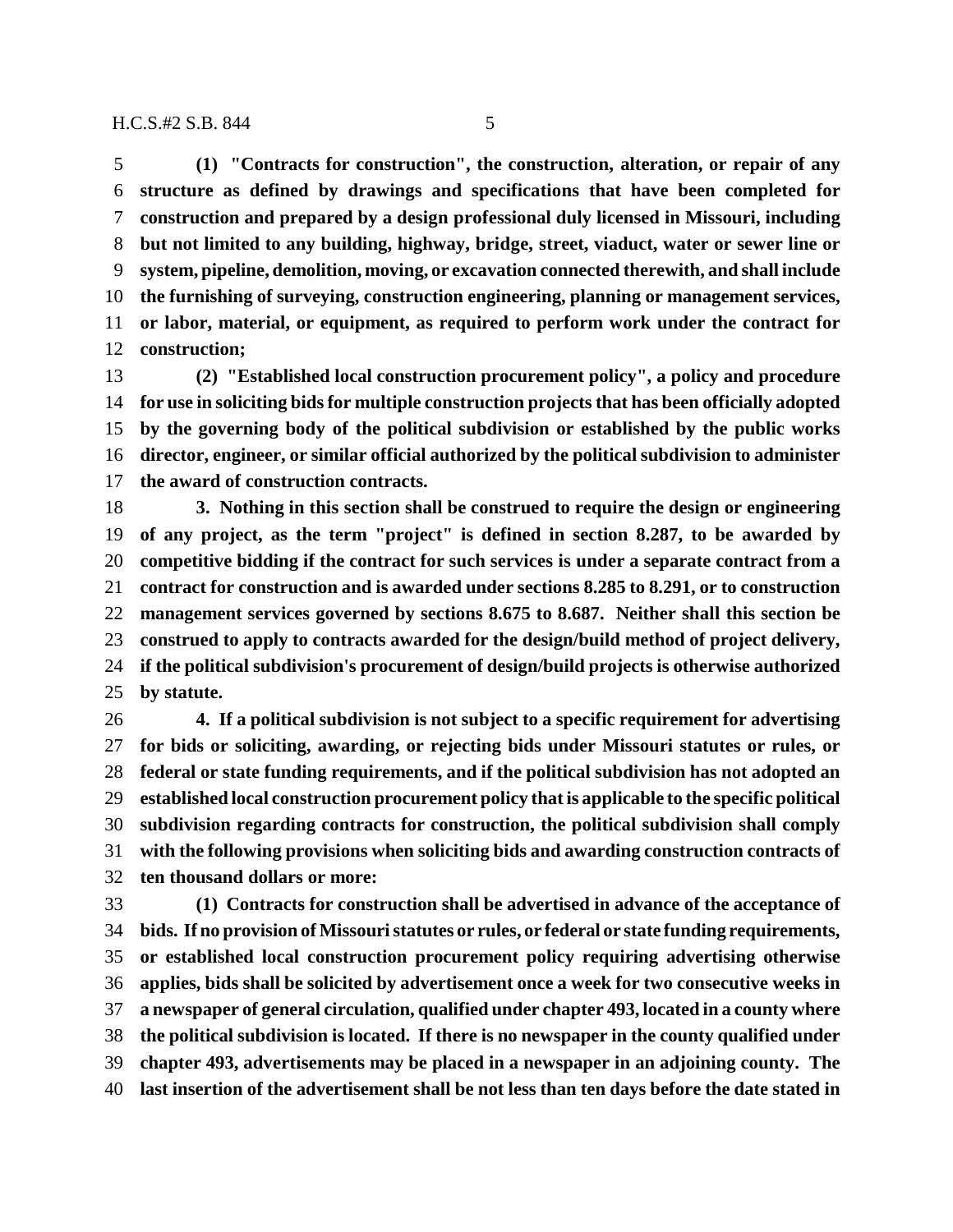**(1) "Contracts for construction", the construction, alteration, or repair of any structure as defined by drawings and specifications that have been completed for construction and prepared by a design professional duly licensed in Missouri, including but not limited to any building, highway, bridge, street, viaduct, water or sewer line or system, pipeline, demolition, moving, or excavation connected therewith, and shall include the furnishing of surveying, construction engineering, planning or management services, or labor, material, or equipment, as required to perform work under the contract for construction;**

**(2) "Established local construction procurement policy", a policy and procedure for use in soliciting bids for multiple construction projects that has been officially adopted by the governing body of the political subdivision or established by the public works director, engineer, or similar official authorized by the political subdivision to administer the award of construction contracts.**

**3. Nothing in this section shall be construed to require the design or engineering of any project, as the term "project" is defined in section 8.287, to be awarded by competitive bidding if the contract for such services is under a separate contract from a contract for construction and is awarded under sections 8.285 to 8.291, or to construction management services governed by sections 8.675 to 8.687. Neither shall this section be construed to apply to contracts awarded for the design/build method of project delivery, if the political subdivision's procurement of design/build projects is otherwise authorized by statute.**

**4. If a political subdivision is not subject to a specific requirement for advertising for bids or soliciting, awarding, or rejecting bids under Missouri statutes or rules, or federal or state funding requirements, and if the political subdivision has not adopted an established local construction procurement policy that is applicable to the specific political subdivision regarding contracts for construction, the political subdivision shall comply with the following provisions when soliciting bids and awarding construction contracts of ten thousand dollars or more:**

**(1) Contracts for construction shall be advertised in advance of the acceptance of bids. If no provision of Missouri statutes or rules, or federal or state funding requirements, or established local construction procurement policy requiring advertising otherwise applies, bids shall be solicited by advertisement once a week for two consecutive weeks in a newspaper of general circulation, qualified under chapter 493, located in a county where the political subdivision is located. If there is no newspaper in the county qualified under chapter 493, advertisements may be placed in a newspaper in an adjoining county. The last insertion of the advertisement shall be not less than ten days before the date stated in**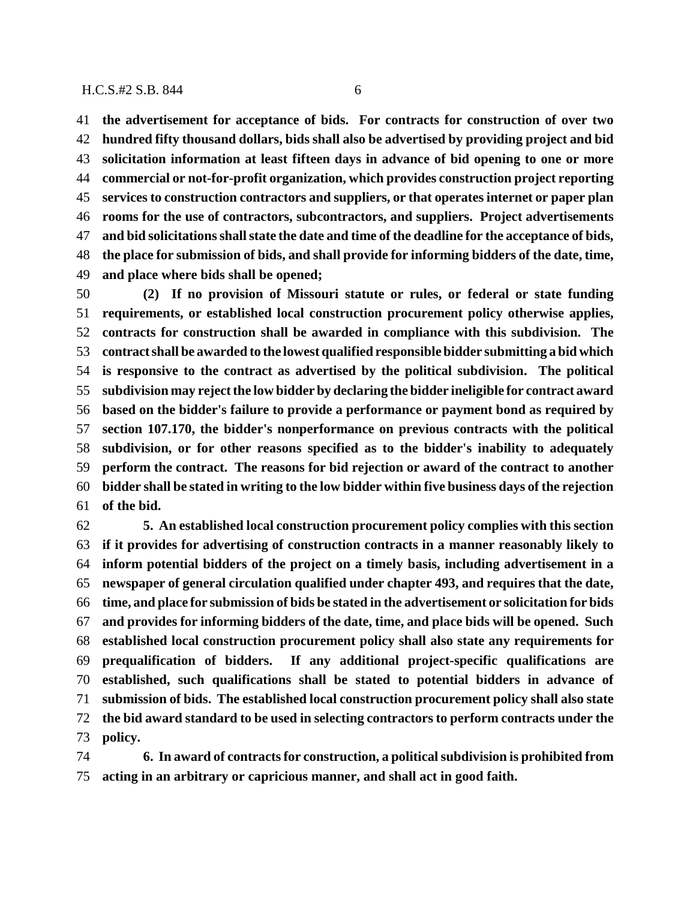**the advertisement for acceptance of bids. For contracts for construction of over two hundred fifty thousand dollars, bids shall also be advertised by providing project and bid solicitation information at least fifteen days in advance of bid opening to one or more commercial or not-for-profit organization, which provides construction project reporting services to construction contractors and suppliers, or that operates internet or paper plan rooms for the use of contractors, subcontractors, and suppliers. Project advertisements and bid solicitations shall state the date and time of the deadline for the acceptance of bids, the place for submission of bids, and shall provide for informing bidders of the date, time, and place where bids shall be opened;**

**(2) If no provision of Missouri statute or rules, or federal or state funding requirements, or established local construction procurement policy otherwise applies, contracts for construction shall be awarded in compliance with this subdivision. The contract shall be awarded to the lowest qualified responsible bidder submitting a bid which is responsive to the contract as advertised by the political subdivision. The political subdivision may reject the low bidder by declaring the bidder ineligible for contract award based on the bidder's failure to provide a performance or payment bond as required by section 107.170, the bidder's nonperformance on previous contracts with the political subdivision, or for other reasons specified as to the bidder's inability to adequately perform the contract. The reasons for bid rejection or award of the contract to another bidder shall be stated in writing to the low bidder within five business days of the rejection of the bid.**

**5. An established local construction procurement policy complies with this section if it provides for advertising of construction contracts in a manner reasonably likely to inform potential bidders of the project on a timely basis, including advertisement in a newspaper of general circulation qualified under chapter 493, and requires that the date, time, and place for submission of bids be stated in the advertisement or solicitation for bids and provides for informing bidders of the date, time, and place bids will be opened. Such established local construction procurement policy shall also state any requirements for prequalification of bidders. If any additional project-specific qualifications are established, such qualifications shall be stated to potential bidders in advance of submission of bids. The established local construction procurement policy shall also state the bid award standard to be used in selecting contractors to perform contracts under the policy.**

**6. In award of contracts for construction, a political subdivision is prohibited from acting in an arbitrary or capricious manner, and shall act in good faith.**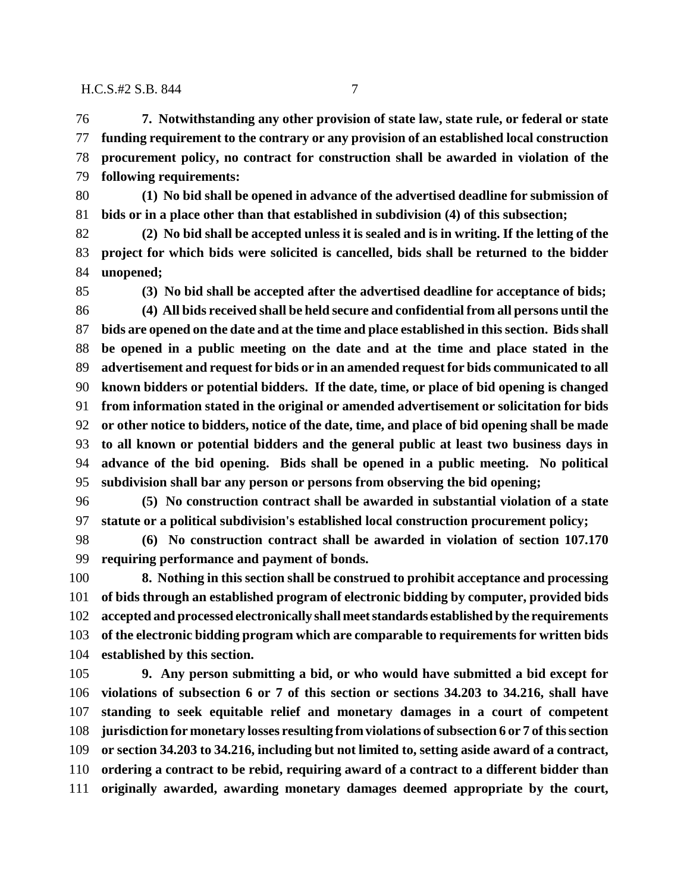**7. Notwithstanding any other provision of state law, state rule, or federal or state funding requirement to the contrary or any provision of an established local construction procurement policy, no contract for construction shall be awarded in violation of the following requirements:**

**(1) No bid shall be opened in advance of the advertised deadline for submission of bids or in a place other than that established in subdivision (4) of this subsection;**

**(2) No bid shall be accepted unless it is sealed and is in writing. If the letting of the project for which bids were solicited is cancelled, bids shall be returned to the bidder unopened;**

**(3) No bid shall be accepted after the advertised deadline for acceptance of bids;**

**(4) All bids received shall be held secure and confidential from all persons until the bids are opened on the date and at the time and place established in this section. Bids shall be opened in a public meeting on the date and at the time and place stated in the advertisement and request for bids or in an amended request for bids communicated to all known bidders or potential bidders. If the date, time, or place of bid opening is changed from information stated in the original or amended advertisement or solicitation for bids or other notice to bidders, notice of the date, time, and place of bid opening shall be made to all known or potential bidders and the general public at least two business days in advance of the bid opening. Bids shall be opened in a public meeting. No political subdivision shall bar any person or persons from observing the bid opening;**

**(5) No construction contract shall be awarded in substantial violation of a state statute or a political subdivision's established local construction procurement policy;**

**(6) No construction contract shall be awarded in violation of section 107.170 requiring performance and payment of bonds.**

**8. Nothing in this section shall be construed to prohibit acceptance and processing of bids through an established program of electronic bidding by computer, provided bids accepted and processed electronically shall meet standards established by the requirements of the electronic bidding program which are comparable to requirements for written bids established by this section.**

**9. Any person submitting a bid, or who would have submitted a bid except for violations of subsection 6 or 7 of this section or sections 34.203 to 34.216, shall have standing to seek equitable relief and monetary damages in a court of competent jurisdiction for monetary losses resulting from violations of subsection 6 or 7 of this section or section 34.203 to 34.216, including but not limited to, setting aside award of a contract, ordering a contract to be rebid, requiring award of a contract to a different bidder than originally awarded, awarding monetary damages deemed appropriate by the court,**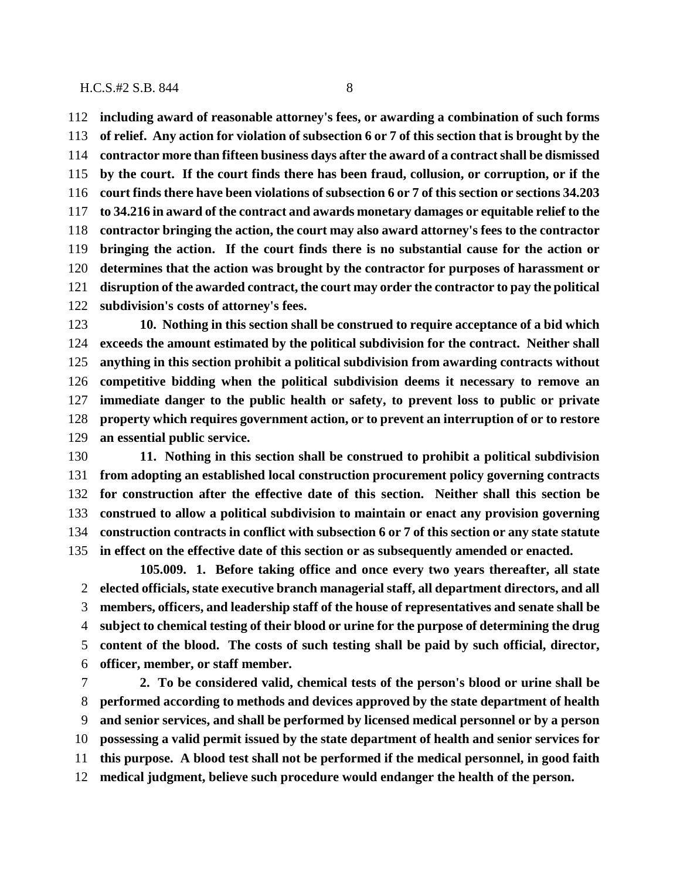**including award of reasonable attorney's fees, or awarding a combination of such forms of relief. Any action for violation of subsection 6 or 7 of this section that is brought by the contractor more than fifteen business days after the award of a contract shall be dismissed by the court. If the court finds there has been fraud, collusion, or corruption, or if the court finds there have been violations of subsection 6 or 7 of this section or sections 34.203 to 34.216 in award of the contract and awards monetary damages or equitable relief to the contractor bringing the action, the court may also award attorney's fees to the contractor bringing the action. If the court finds there is no substantial cause for the action or determines that the action was brought by the contractor for purposes of harassment or disruption of the awarded contract, the court may order the contractor to pay the political subdivision's costs of attorney's fees.**

**10. Nothing in this section shall be construed to require acceptance of a bid which exceeds the amount estimated by the political subdivision for the contract. Neither shall anything in this section prohibit a political subdivision from awarding contracts without competitive bidding when the political subdivision deems it necessary to remove an immediate danger to the public health or safety, to prevent loss to public or private property which requires government action, or to prevent an interruption of or to restore an essential public service.**

**11. Nothing in this section shall be construed to prohibit a political subdivision from adopting an established local construction procurement policy governing contracts for construction after the effective date of this section. Neither shall this section be construed to allow a political subdivision to maintain or enact any provision governing construction contracts in conflict with subsection 6 or 7 of this section or any state statute in effect on the effective date of this section or as subsequently amended or enacted.**

**105.009. 1. Before taking office and once every two years thereafter, all state elected officials, state executive branch managerial staff, all department directors, and all members, officers, and leadership staff of the house of representatives and senate shall be subject to chemical testing of their blood or urine for the purpose of determining the drug content of the blood. The costs of such testing shall be paid by such official, director, officer, member, or staff member.**

**2. To be considered valid, chemical tests of the person's blood or urine shall be performed according to methods and devices approved by the state department of health and senior services, and shall be performed by licensed medical personnel or by a person possessing a valid permit issued by the state department of health and senior services for this purpose. A blood test shall not be performed if the medical personnel, in good faith medical judgment, believe such procedure would endanger the health of the person.**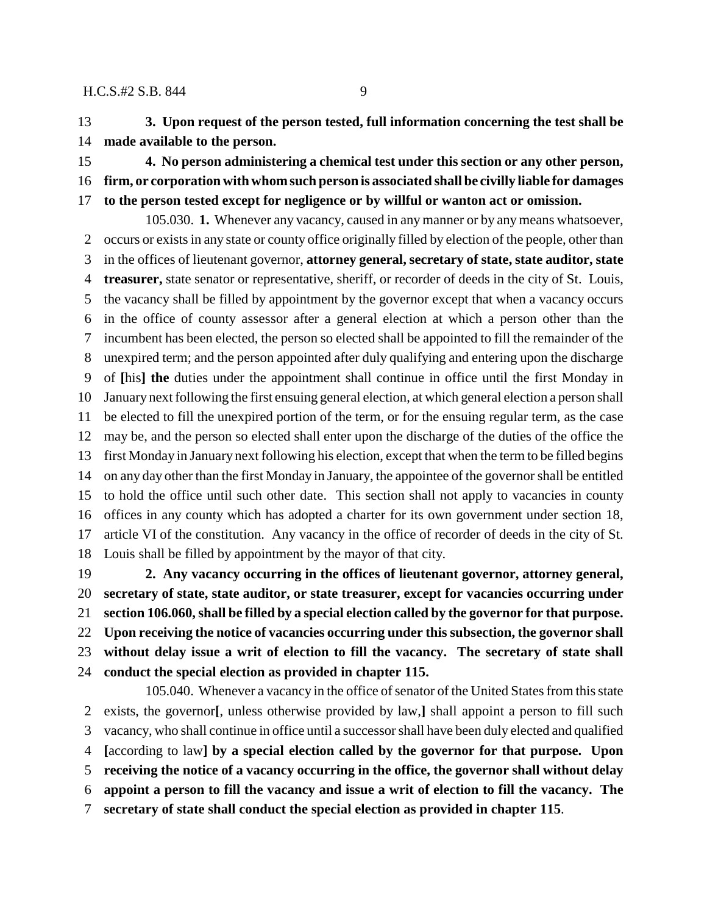**3. Upon request of the person tested, full information concerning the test shall be made available to the person.**

**4. No person administering a chemical test under this section or any other person, firm, or corporation with whom such person is associated shall be civilly liable for damages to the person tested except for negligence or by willful or wanton act or omission.**

105.030. **1.** Whenever any vacancy, caused in any manner or by any means whatsoever, occurs or exists in any state or county office originally filled by election of the people, other than in the offices of lieutenant governor, **attorney general, secretary of state, state auditor, state treasurer,** state senator or representative, sheriff, or recorder of deeds in the city of St. Louis, the vacancy shall be filled by appointment by the governor except that when a vacancy occurs in the office of county assessor after a general election at which a person other than the incumbent has been elected, the person so elected shall be appointed to fill the remainder of the unexpired term; and the person appointed after duly qualifying and entering upon the discharge of **[**his**] the** duties under the appointment shall continue in office until the first Monday in January next following the first ensuing general election, at which general election a person shall be elected to fill the unexpired portion of the term, or for the ensuing regular term, as the case may be, and the person so elected shall enter upon the discharge of the duties of the office the first Monday in January next following his election, except that when the term to be filled begins on any day other than the first Monday in January, the appointee of the governor shall be entitled to hold the office until such other date. This section shall not apply to vacancies in county offices in any county which has adopted a charter for its own government under section 18, article VI of the constitution. Any vacancy in the office of recorder of deeds in the city of St. Louis shall be filled by appointment by the mayor of that city.

**2. Any vacancy occurring in the offices of lieutenant governor, attorney general, secretary of state, state auditor, or state treasurer, except for vacancies occurring under section 106.060, shall be filled by a special election called by the governor for that purpose. Upon receiving the notice of vacancies occurring under this subsection, the governor shall without delay issue a writ of election to fill the vacancy. The secretary of state shall conduct the special election as provided in chapter 115.**

105.040. Whenever a vacancy in the office of senator of the United States from this state exists, the governor**[**, unless otherwise provided by law,**]** shall appoint a person to fill such vacancy, who shall continue in office until a successor shall have been duly elected and qualified **[**according to law**] by a special election called by the governor for that purpose. Upon receiving the notice of a vacancy occurring in the office, the governor shall without delay appoint a person to fill the vacancy and issue a writ of election to fill the vacancy. The secretary of state shall conduct the special election as provided in chapter 115**.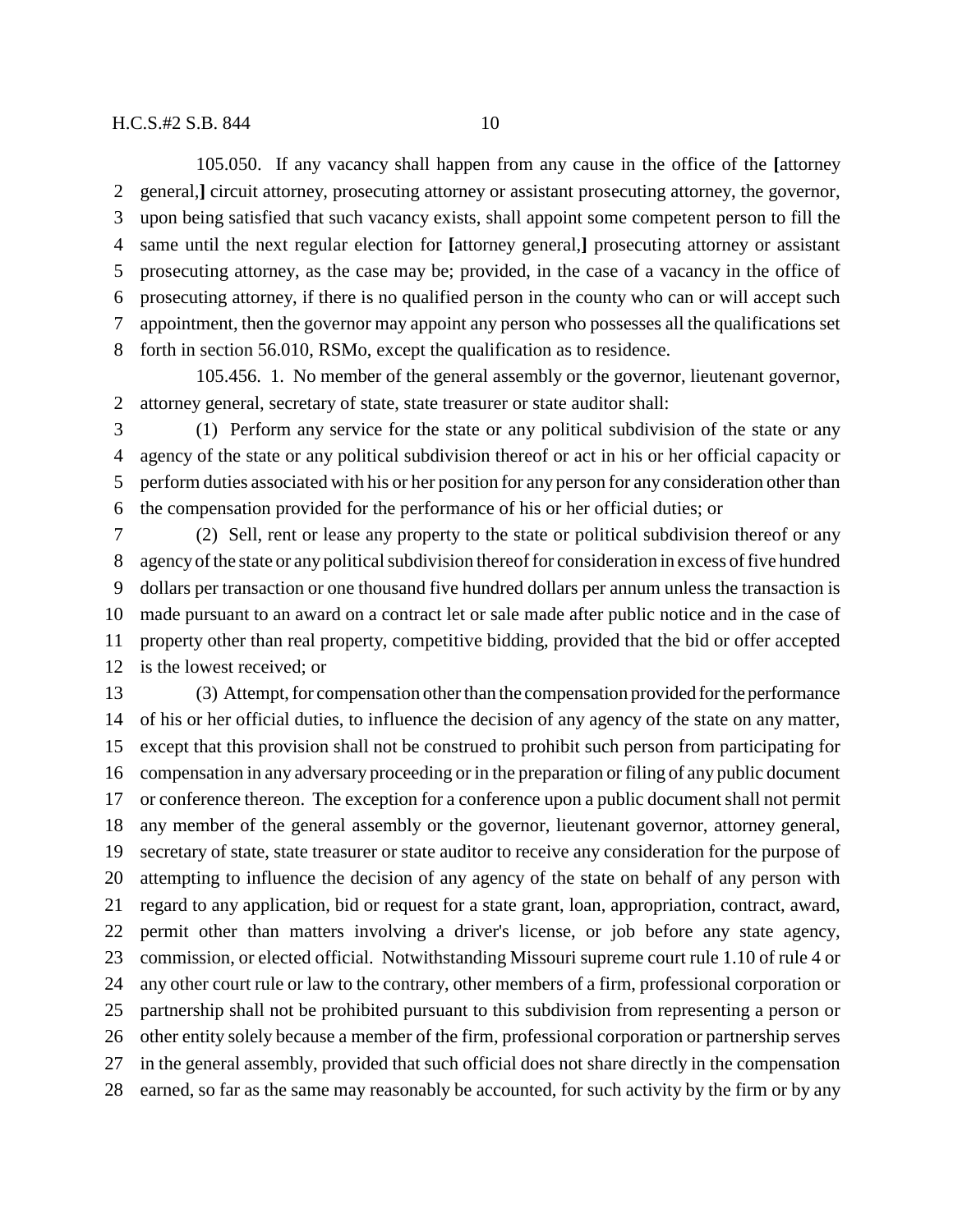105.050. If any vacancy shall happen from any cause in the office of the **[**attorney general,**]** circuit attorney, prosecuting attorney or assistant prosecuting attorney, the governor, upon being satisfied that such vacancy exists, shall appoint some competent person to fill the same until the next regular election for **[**attorney general,**]** prosecuting attorney or assistant prosecuting attorney, as the case may be; provided, in the case of a vacancy in the office of prosecuting attorney, if there is no qualified person in the county who can or will accept such appointment, then the governor may appoint any person who possesses all the qualifications set forth in section 56.010, RSMo, except the qualification as to residence.

105.456. 1. No member of the general assembly or the governor, lieutenant governor, attorney general, secretary of state, state treasurer or state auditor shall:

(1) Perform any service for the state or any political subdivision of the state or any agency of the state or any political subdivision thereof or act in his or her official capacity or perform duties associated with his or her position for any person for any consideration other than the compensation provided for the performance of his or her official duties; or

(2) Sell, rent or lease any property to the state or political subdivision thereof or any agency of the state or any political subdivision thereof for consideration in excess of five hundred dollars per transaction or one thousand five hundred dollars per annum unless the transaction is made pursuant to an award on a contract let or sale made after public notice and in the case of property other than real property, competitive bidding, provided that the bid or offer accepted is the lowest received; or

(3) Attempt, for compensation other than the compensation provided for the performance of his or her official duties, to influence the decision of any agency of the state on any matter, except that this provision shall not be construed to prohibit such person from participating for compensation in any adversary proceeding or in the preparation or filing of any public document or conference thereon. The exception for a conference upon a public document shall not permit any member of the general assembly or the governor, lieutenant governor, attorney general, secretary of state, state treasurer or state auditor to receive any consideration for the purpose of attempting to influence the decision of any agency of the state on behalf of any person with regard to any application, bid or request for a state grant, loan, appropriation, contract, award, permit other than matters involving a driver's license, or job before any state agency, commission, or elected official. Notwithstanding Missouri supreme court rule 1.10 of rule 4 or any other court rule or law to the contrary, other members of a firm, professional corporation or partnership shall not be prohibited pursuant to this subdivision from representing a person or other entity solely because a member of the firm, professional corporation or partnership serves in the general assembly, provided that such official does not share directly in the compensation earned, so far as the same may reasonably be accounted, for such activity by the firm or by any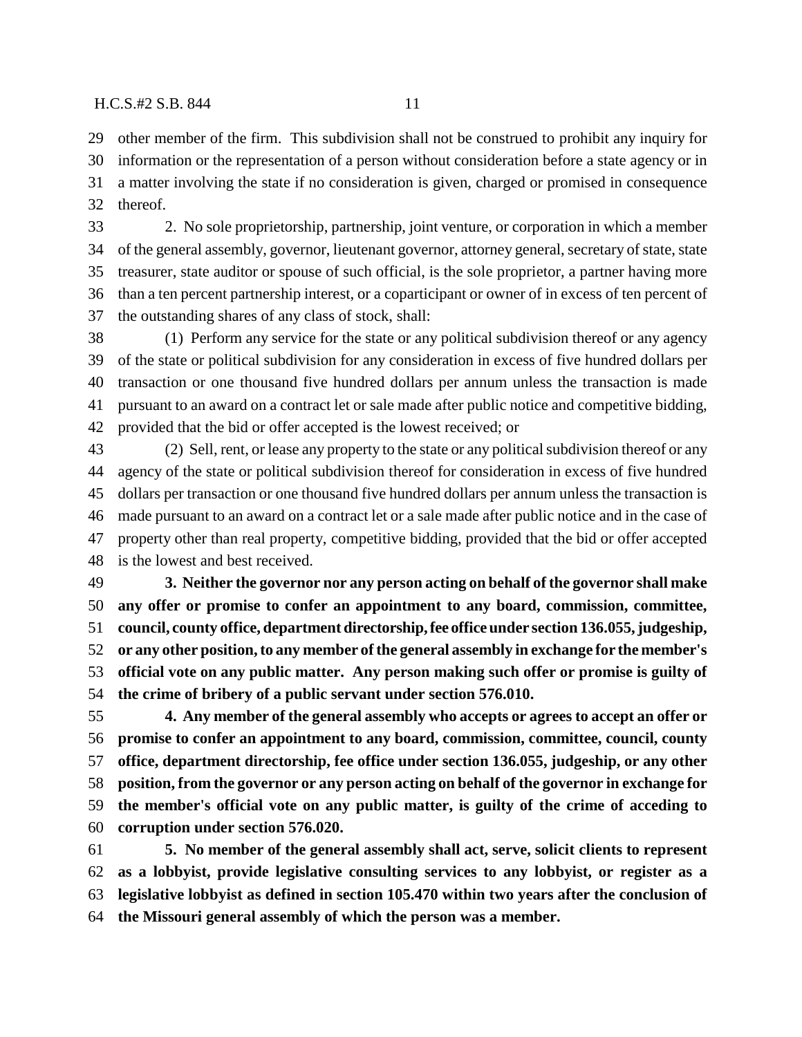other member of the firm. This subdivision shall not be construed to prohibit any inquiry for information or the representation of a person without consideration before a state agency or in a matter involving the state if no consideration is given, charged or promised in consequence thereof.

2. No sole proprietorship, partnership, joint venture, or corporation in which a member of the general assembly, governor, lieutenant governor, attorney general, secretary of state, state treasurer, state auditor or spouse of such official, is the sole proprietor, a partner having more than a ten percent partnership interest, or a coparticipant or owner of in excess of ten percent of the outstanding shares of any class of stock, shall:

(1) Perform any service for the state or any political subdivision thereof or any agency of the state or political subdivision for any consideration in excess of five hundred dollars per transaction or one thousand five hundred dollars per annum unless the transaction is made pursuant to an award on a contract let or sale made after public notice and competitive bidding, provided that the bid or offer accepted is the lowest received; or

(2) Sell, rent, or lease any property to the state or any political subdivision thereof or any agency of the state or political subdivision thereof for consideration in excess of five hundred dollars per transaction or one thousand five hundred dollars per annum unless the transaction is made pursuant to an award on a contract let or a sale made after public notice and in the case of property other than real property, competitive bidding, provided that the bid or offer accepted is the lowest and best received.

**3. Neither the governor nor any person acting on behalf of the governor shall make any offer or promise to confer an appointment to any board, commission, committee, council, county office, department directorship, fee office under section 136.055, judgeship, or any other position, to any member of the general assembly in exchange for the member's official vote on any public matter. Any person making such offer or promise is guilty of the crime of bribery of a public servant under section 576.010.**

**4. Any member of the general assembly who accepts or agrees to accept an offer or promise to confer an appointment to any board, commission, committee, council, county office, department directorship, fee office under section 136.055, judgeship, or any other position, from the governor or any person acting on behalf of the governor in exchange for the member's official vote on any public matter, is guilty of the crime of acceding to corruption under section 576.020.**

**5. No member of the general assembly shall act, serve, solicit clients to represent as a lobbyist, provide legislative consulting services to any lobbyist, or register as a legislative lobbyist as defined in section 105.470 within two years after the conclusion of the Missouri general assembly of which the person was a member.**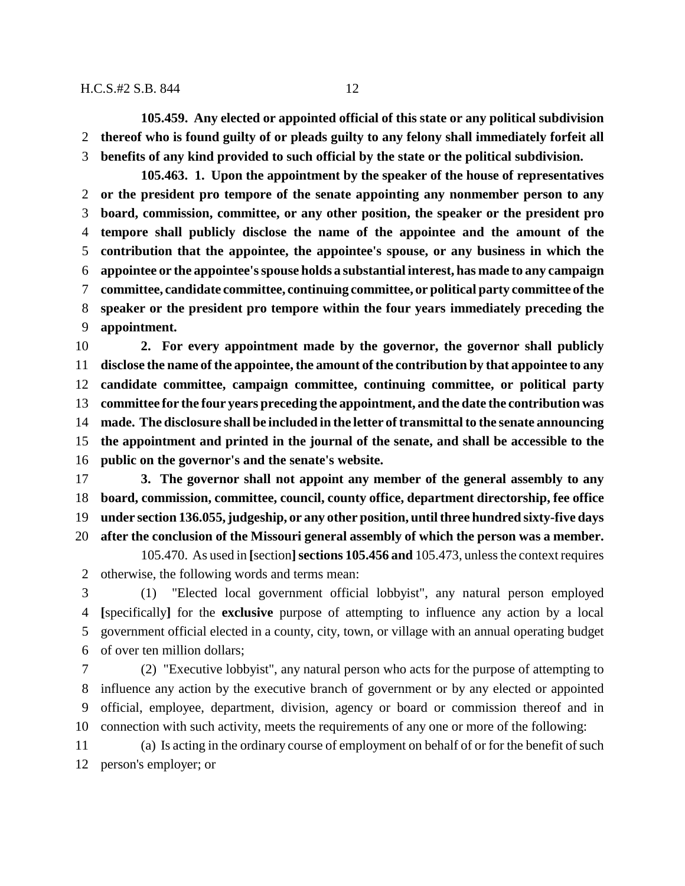**105.459. Any elected or appointed official of this state or any political subdivision thereof who is found guilty of or pleads guilty to any felony shall immediately forfeit all benefits of any kind provided to such official by the state or the political subdivision.**

**105.463. 1. Upon the appointment by the speaker of the house of representatives or the president pro tempore of the senate appointing any nonmember person to any board, commission, committee, or any other position, the speaker or the president pro tempore shall publicly disclose the name of the appointee and the amount of the contribution that the appointee, the appointee's spouse, or any business in which the appointee or the appointee's spouse holds a substantial interest, has made to any campaign committee, candidate committee, continuing committee, or political party committee of the speaker or the president pro tempore within the four years immediately preceding the appointment.**

**2. For every appointment made by the governor, the governor shall publicly disclose the name of the appointee, the amount of the contribution by that appointee to any candidate committee, campaign committee, continuing committee, or political party committee for the four years preceding the appointment, and the date the contribution was made. The disclosure shall be included in the letter of transmittal to the senate announcing the appointment and printed in the journal of the senate, and shall be accessible to the public on the governor's and the senate's website.**

**3. The governor shall not appoint any member of the general assembly to any board, commission, committee, council, county office, department directorship, fee office under section 136.055, judgeship, or any other position, until three hundred sixty-five days after the conclusion of the Missouri general assembly of which the person was a member.**

105.470. As used in **[**section**] sections 105.456 and** 105.473, unless the context requires otherwise, the following words and terms mean:

(1) "Elected local government official lobbyist", any natural person employed **[**specifically**]** for the **exclusive** purpose of attempting to influence any action by a local government official elected in a county, city, town, or village with an annual operating budget of over ten million dollars;

(2) "Executive lobbyist", any natural person who acts for the purpose of attempting to influence any action by the executive branch of government or by any elected or appointed official, employee, department, division, agency or board or commission thereof and in connection with such activity, meets the requirements of any one or more of the following:

(a) Is acting in the ordinary course of employment on behalf of or for the benefit of such person's employer; or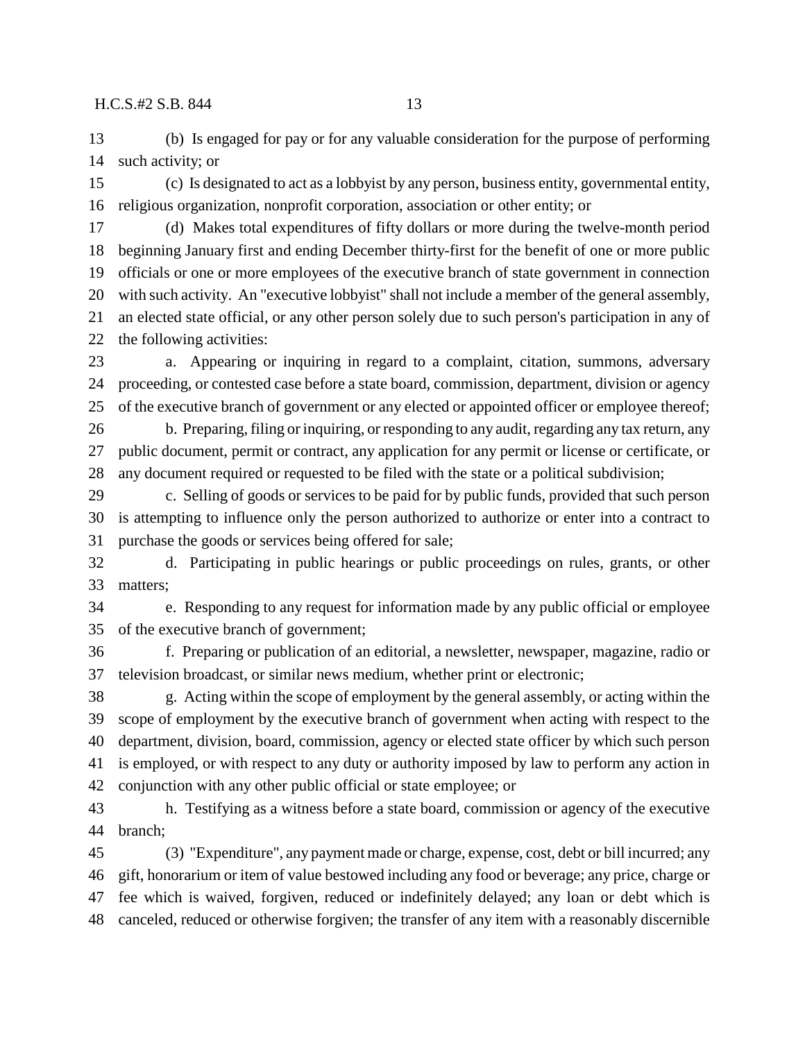(b) Is engaged for pay or for any valuable consideration for the purpose of performing such activity; or

(c) Is designated to act as a lobbyist by any person, business entity, governmental entity, religious organization, nonprofit corporation, association or other entity; or

(d) Makes total expenditures of fifty dollars or more during the twelve-month period beginning January first and ending December thirty-first for the benefit of one or more public officials or one or more employees of the executive branch of state government in connection with such activity. An "executive lobbyist" shall not include a member of the general assembly, an elected state official, or any other person solely due to such person's participation in any of the following activities:

a. Appearing or inquiring in regard to a complaint, citation, summons, adversary proceeding, or contested case before a state board, commission, department, division or agency of the executive branch of government or any elected or appointed officer or employee thereof;

b. Preparing, filing or inquiring, or responding to any audit, regarding any tax return, any public document, permit or contract, any application for any permit or license or certificate, or any document required or requested to be filed with the state or a political subdivision;

c. Selling of goods or services to be paid for by public funds, provided that such person is attempting to influence only the person authorized to authorize or enter into a contract to purchase the goods or services being offered for sale;

d. Participating in public hearings or public proceedings on rules, grants, or other matters;

e. Responding to any request for information made by any public official or employee of the executive branch of government;

f. Preparing or publication of an editorial, a newsletter, newspaper, magazine, radio or television broadcast, or similar news medium, whether print or electronic;

g. Acting within the scope of employment by the general assembly, or acting within the scope of employment by the executive branch of government when acting with respect to the department, division, board, commission, agency or elected state officer by which such person is employed, or with respect to any duty or authority imposed by law to perform any action in conjunction with any other public official or state employee; or

h. Testifying as a witness before a state board, commission or agency of the executive branch;

(3) "Expenditure", any payment made or charge, expense, cost, debt or bill incurred; any gift, honorarium or item of value bestowed including any food or beverage; any price, charge or fee which is waived, forgiven, reduced or indefinitely delayed; any loan or debt which is canceled, reduced or otherwise forgiven; the transfer of any item with a reasonably discernible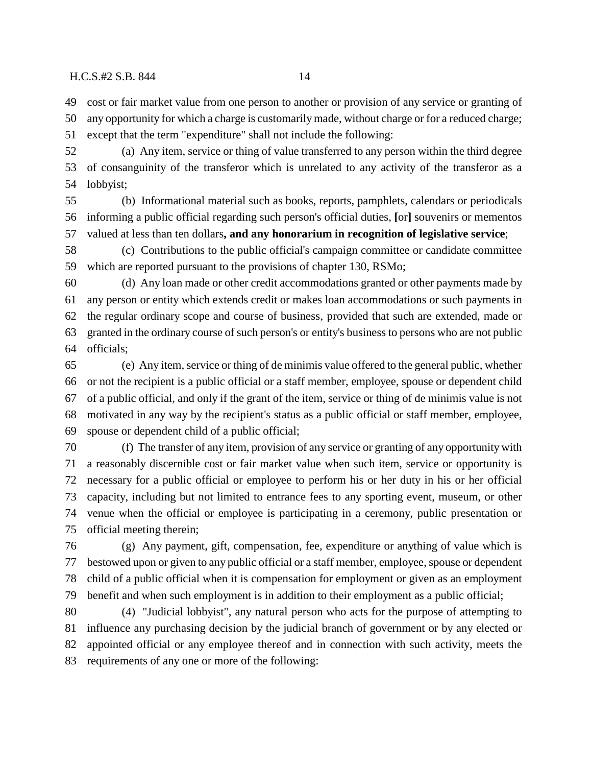cost or fair market value from one person to another or provision of any service or granting of any opportunity for which a charge is customarily made, without charge or for a reduced charge; except that the term "expenditure" shall not include the following:

(a) Any item, service or thing of value transferred to any person within the third degree of consanguinity of the transferor which is unrelated to any activity of the transferor as a lobbyist;

(b) Informational material such as books, reports, pamphlets, calendars or periodicals informing a public official regarding such person's official duties, **[**or**]** souvenirs or mementos valued at less than ten dollars**, and any honorarium in recognition of legislative service**;

(c) Contributions to the public official's campaign committee or candidate committee which are reported pursuant to the provisions of chapter 130, RSMo;

(d) Any loan made or other credit accommodations granted or other payments made by any person or entity which extends credit or makes loan accommodations or such payments in the regular ordinary scope and course of business, provided that such are extended, made or granted in the ordinary course of such person's or entity's business to persons who are not public officials;

(e) Any item, service or thing of de minimis value offered to the general public, whether or not the recipient is a public official or a staff member, employee, spouse or dependent child of a public official, and only if the grant of the item, service or thing of de minimis value is not motivated in any way by the recipient's status as a public official or staff member, employee, spouse or dependent child of a public official;

(f) The transfer of any item, provision of any service or granting of any opportunity with a reasonably discernible cost or fair market value when such item, service or opportunity is necessary for a public official or employee to perform his or her duty in his or her official capacity, including but not limited to entrance fees to any sporting event, museum, or other venue when the official or employee is participating in a ceremony, public presentation or official meeting therein;

(g) Any payment, gift, compensation, fee, expenditure or anything of value which is bestowed upon or given to any public official or a staff member, employee, spouse or dependent child of a public official when it is compensation for employment or given as an employment benefit and when such employment is in addition to their employment as a public official;

(4) "Judicial lobbyist", any natural person who acts for the purpose of attempting to influence any purchasing decision by the judicial branch of government or by any elected or appointed official or any employee thereof and in connection with such activity, meets the requirements of any one or more of the following: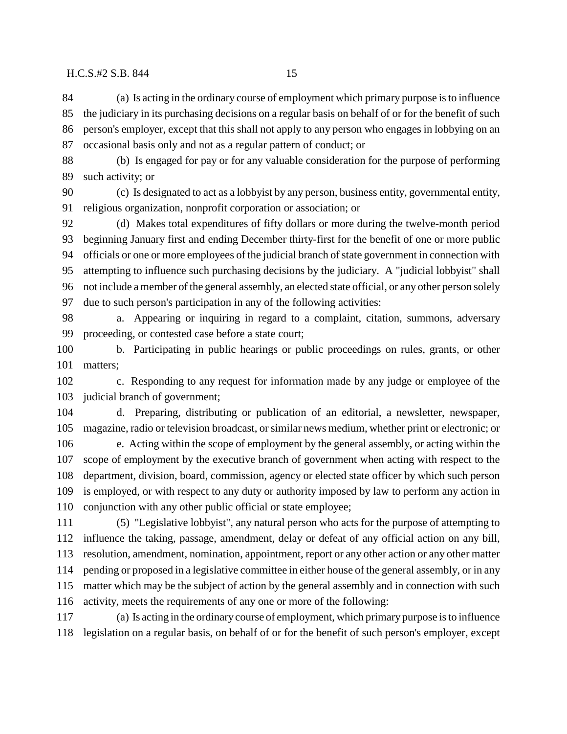(a) Is acting in the ordinary course of employment which primary purpose is to influence the judiciary in its purchasing decisions on a regular basis on behalf of or for the benefit of such person's employer, except that this shall not apply to any person who engages in lobbying on an occasional basis only and not as a regular pattern of conduct; or

(b) Is engaged for pay or for any valuable consideration for the purpose of performing such activity; or

(c) Is designated to act as a lobbyist by any person, business entity, governmental entity, religious organization, nonprofit corporation or association; or

(d) Makes total expenditures of fifty dollars or more during the twelve-month period beginning January first and ending December thirty-first for the benefit of one or more public officials or one or more employees of the judicial branch of state government in connection with attempting to influence such purchasing decisions by the judiciary. A "judicial lobbyist" shall not include a member of the general assembly, an elected state official, or any other person solely due to such person's participation in any of the following activities:

a. Appearing or inquiring in regard to a complaint, citation, summons, adversary proceeding, or contested case before a state court;

b. Participating in public hearings or public proceedings on rules, grants, or other matters;

c. Responding to any request for information made by any judge or employee of the judicial branch of government;

d. Preparing, distributing or publication of an editorial, a newsletter, newspaper, magazine, radio or television broadcast, or similar news medium, whether print or electronic; or

e. Acting within the scope of employment by the general assembly, or acting within the scope of employment by the executive branch of government when acting with respect to the department, division, board, commission, agency or elected state officer by which such person is employed, or with respect to any duty or authority imposed by law to perform any action in conjunction with any other public official or state employee;

(5) "Legislative lobbyist", any natural person who acts for the purpose of attempting to influence the taking, passage, amendment, delay or defeat of any official action on any bill, resolution, amendment, nomination, appointment, report or any other action or any other matter pending or proposed in a legislative committee in either house of the general assembly, or in any matter which may be the subject of action by the general assembly and in connection with such activity, meets the requirements of any one or more of the following:

(a) Is acting in the ordinary course of employment, which primary purpose is to influence legislation on a regular basis, on behalf of or for the benefit of such person's employer, except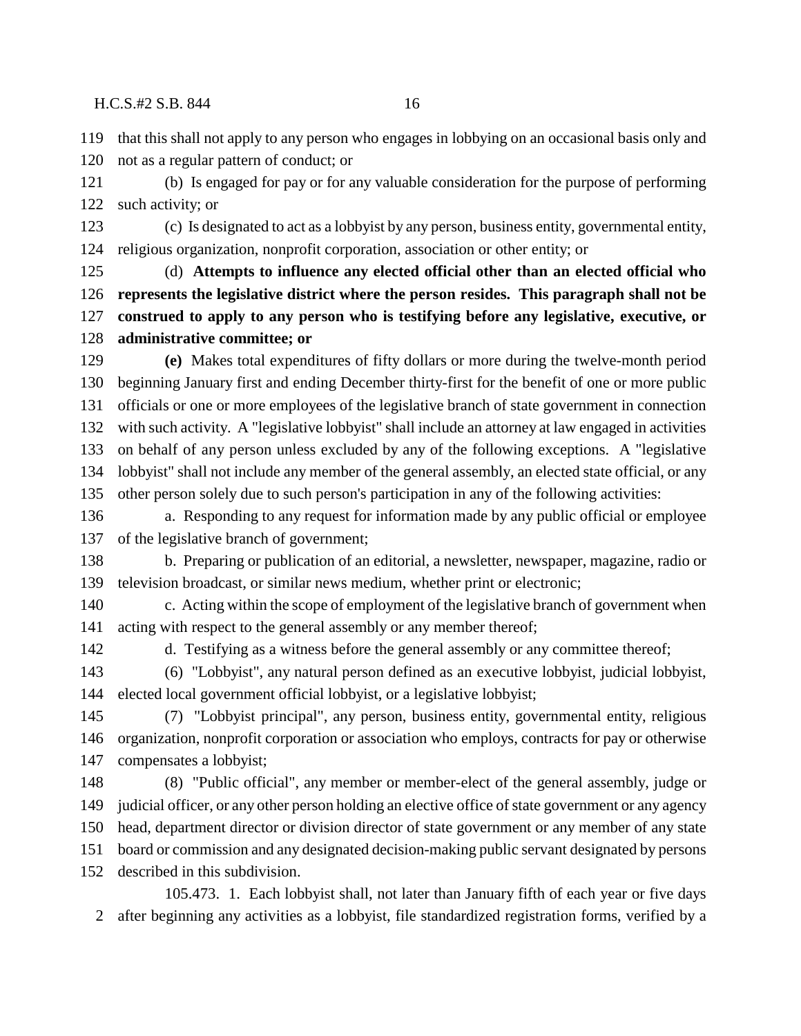that this shall not apply to any person who engages in lobbying on an occasional basis only and not as a regular pattern of conduct; or

(b) Is engaged for pay or for any valuable consideration for the purpose of performing such activity; or

(c) Is designated to act as a lobbyist by any person, business entity, governmental entity, religious organization, nonprofit corporation, association or other entity; or

(d) **Attempts to influence any elected official other than an elected official who represents the legislative district where the person resides. This paragraph shall not be construed to apply to any person who is testifying before any legislative, executive, or administrative committee; or**

**(e)** Makes total expenditures of fifty dollars or more during the twelve-month period beginning January first and ending December thirty-first for the benefit of one or more public officials or one or more employees of the legislative branch of state government in connection with such activity. A "legislative lobbyist" shall include an attorney at law engaged in activities on behalf of any person unless excluded by any of the following exceptions. A "legislative lobbyist" shall not include any member of the general assembly, an elected state official, or any other person solely due to such person's participation in any of the following activities:

a. Responding to any request for information made by any public official or employee of the legislative branch of government;

b. Preparing or publication of an editorial, a newsletter, newspaper, magazine, radio or television broadcast, or similar news medium, whether print or electronic;

c. Acting within the scope of employment of the legislative branch of government when acting with respect to the general assembly or any member thereof;

d. Testifying as a witness before the general assembly or any committee thereof;

(6) "Lobbyist", any natural person defined as an executive lobbyist, judicial lobbyist, elected local government official lobbyist, or a legislative lobbyist;

(7) "Lobbyist principal", any person, business entity, governmental entity, religious organization, nonprofit corporation or association who employs, contracts for pay or otherwise compensates a lobbyist;

(8) "Public official", any member or member-elect of the general assembly, judge or judicial officer, or any other person holding an elective office of state government or any agency head, department director or division director of state government or any member of any state board or commission and any designated decision-making public servant designated by persons described in this subdivision.

105.473. 1. Each lobbyist shall, not later than January fifth of each year or five days after beginning any activities as a lobbyist, file standardized registration forms, verified by a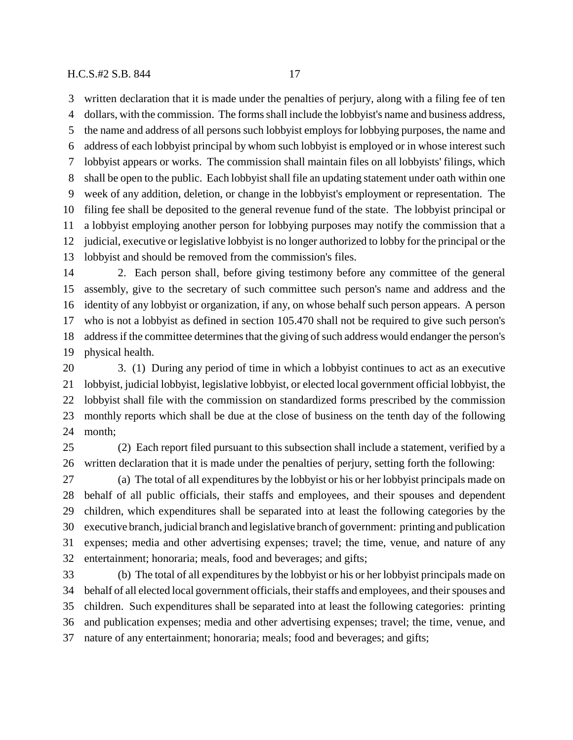written declaration that it is made under the penalties of perjury, along with a filing fee of ten dollars, with the commission. The forms shall include the lobbyist's name and business address, the name and address of all persons such lobbyist employs for lobbying purposes, the name and address of each lobbyist principal by whom such lobbyist is employed or in whose interest such lobbyist appears or works. The commission shall maintain files on all lobbyists' filings, which shall be open to the public. Each lobbyist shall file an updating statement under oath within one week of any addition, deletion, or change in the lobbyist's employment or representation. The filing fee shall be deposited to the general revenue fund of the state. The lobbyist principal or a lobbyist employing another person for lobbying purposes may notify the commission that a judicial, executive or legislative lobbyist is no longer authorized to lobby for the principal or the lobbyist and should be removed from the commission's files.

2. Each person shall, before giving testimony before any committee of the general assembly, give to the secretary of such committee such person's name and address and the identity of any lobbyist or organization, if any, on whose behalf such person appears. A person who is not a lobbyist as defined in section 105.470 shall not be required to give such person's address if the committee determines that the giving of such address would endanger the person's physical health.

3. (1) During any period of time in which a lobbyist continues to act as an executive lobbyist, judicial lobbyist, legislative lobbyist, or elected local government official lobbyist, the lobbyist shall file with the commission on standardized forms prescribed by the commission monthly reports which shall be due at the close of business on the tenth day of the following month;

(2) Each report filed pursuant to this subsection shall include a statement, verified by a written declaration that it is made under the penalties of perjury, setting forth the following:

(a) The total of all expenditures by the lobbyist or his or her lobbyist principals made on behalf of all public officials, their staffs and employees, and their spouses and dependent children, which expenditures shall be separated into at least the following categories by the executive branch, judicial branch and legislative branch of government: printing and publication expenses; media and other advertising expenses; travel; the time, venue, and nature of any entertainment; honoraria; meals, food and beverages; and gifts;

(b) The total of all expenditures by the lobbyist or his or her lobbyist principals made on behalf of all elected local government officials, their staffs and employees, and their spouses and children. Such expenditures shall be separated into at least the following categories: printing and publication expenses; media and other advertising expenses; travel; the time, venue, and nature of any entertainment; honoraria; meals; food and beverages; and gifts;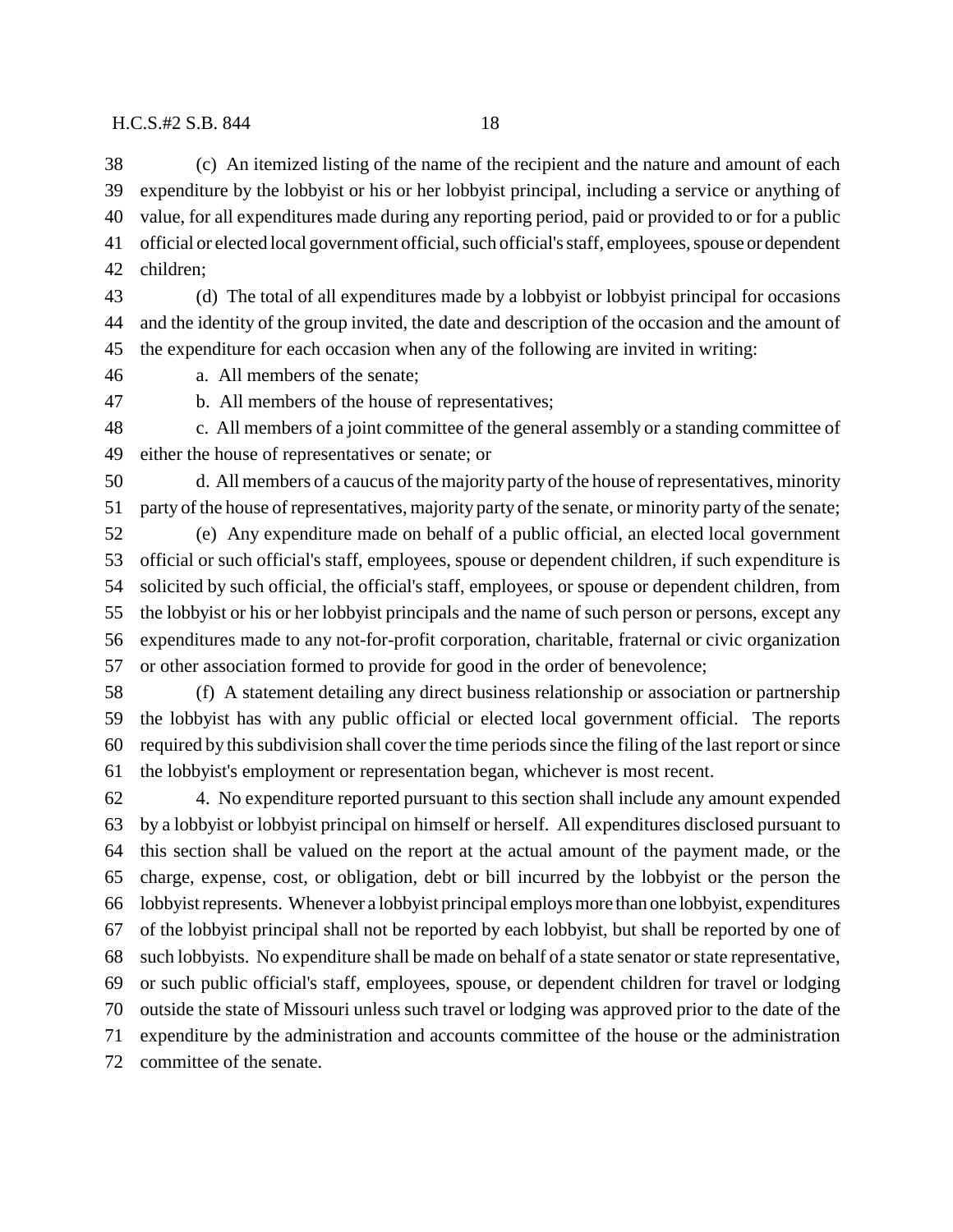(c) An itemized listing of the name of the recipient and the nature and amount of each expenditure by the lobbyist or his or her lobbyist principal, including a service or anything of value, for all expenditures made during any reporting period, paid or provided to or for a public official or elected local government official, such official's staff, employees, spouse or dependent children;

(d) The total of all expenditures made by a lobbyist or lobbyist principal for occasions and the identity of the group invited, the date and description of the occasion and the amount of the expenditure for each occasion when any of the following are invited in writing:

a. All members of the senate;

b. All members of the house of representatives;

c. All members of a joint committee of the general assembly or a standing committee of either the house of representatives or senate; or

d. All members of a caucus of the majority party of the house of representatives, minority party of the house of representatives, majority party of the senate, or minority party of the senate;

(e) Any expenditure made on behalf of a public official, an elected local government official or such official's staff, employees, spouse or dependent children, if such expenditure is solicited by such official, the official's staff, employees, or spouse or dependent children, from the lobbyist or his or her lobbyist principals and the name of such person or persons, except any expenditures made to any not-for-profit corporation, charitable, fraternal or civic organization or other association formed to provide for good in the order of benevolence;

(f) A statement detailing any direct business relationship or association or partnership the lobbyist has with any public official or elected local government official. The reports required by this subdivision shall cover the time periods since the filing of the last report or since the lobbyist's employment or representation began, whichever is most recent.

4. No expenditure reported pursuant to this section shall include any amount expended by a lobbyist or lobbyist principal on himself or herself. All expenditures disclosed pursuant to this section shall be valued on the report at the actual amount of the payment made, or the charge, expense, cost, or obligation, debt or bill incurred by the lobbyist or the person the lobbyist represents. Whenever a lobbyist principal employs more than one lobbyist, expenditures of the lobbyist principal shall not be reported by each lobbyist, but shall be reported by one of such lobbyists. No expenditure shall be made on behalf of a state senator or state representative, or such public official's staff, employees, spouse, or dependent children for travel or lodging outside the state of Missouri unless such travel or lodging was approved prior to the date of the expenditure by the administration and accounts committee of the house or the administration committee of the senate.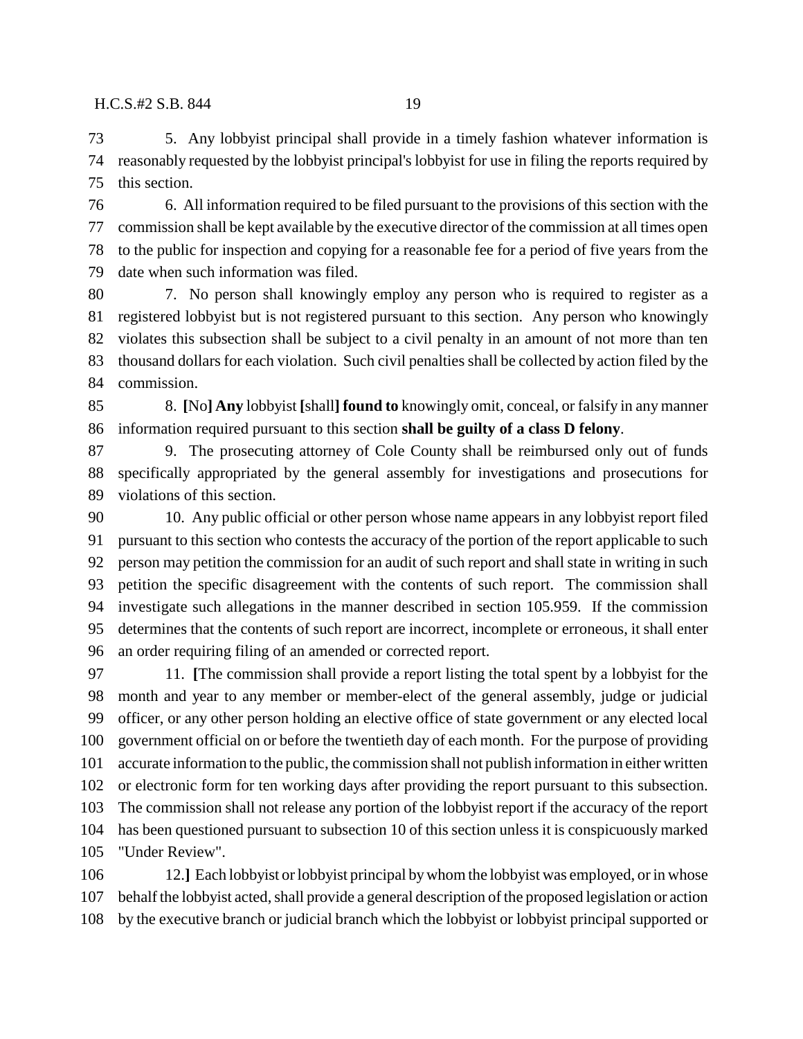5. Any lobbyist principal shall provide in a timely fashion whatever information is reasonably requested by the lobbyist principal's lobbyist for use in filing the reports required by this section.

6. All information required to be filed pursuant to the provisions of this section with the commission shall be kept available by the executive director of the commission at all times open to the public for inspection and copying for a reasonable fee for a period of five years from the date when such information was filed.

7. No person shall knowingly employ any person who is required to register as a registered lobbyist but is not registered pursuant to this section. Any person who knowingly violates this subsection shall be subject to a civil penalty in an amount of not more than ten thousand dollars for each violation. Such civil penalties shall be collected by action filed by the commission.

8. **[**No**] Any** lobbyist **[**shall**] found to** knowingly omit, conceal, or falsify in any manner information required pursuant to this section **shall be guilty of a class D felony**.

9. The prosecuting attorney of Cole County shall be reimbursed only out of funds specifically appropriated by the general assembly for investigations and prosecutions for violations of this section.

10. Any public official or other person whose name appears in any lobbyist report filed pursuant to this section who contests the accuracy of the portion of the report applicable to such person may petition the commission for an audit of such report and shall state in writing in such petition the specific disagreement with the contents of such report. The commission shall investigate such allegations in the manner described in section 105.959. If the commission determines that the contents of such report are incorrect, incomplete or erroneous, it shall enter an order requiring filing of an amended or corrected report.

11. **[**The commission shall provide a report listing the total spent by a lobbyist for the month and year to any member or member-elect of the general assembly, judge or judicial officer, or any other person holding an elective office of state government or any elected local government official on or before the twentieth day of each month. For the purpose of providing accurate information to the public, the commission shall not publish information in either written or electronic form for ten working days after providing the report pursuant to this subsection. The commission shall not release any portion of the lobbyist report if the accuracy of the report has been questioned pursuant to subsection 10 of this section unless it is conspicuously marked "Under Review".

12.**]** Each lobbyist or lobbyist principal by whom the lobbyist was employed, or in whose behalf the lobbyist acted, shall provide a general description of the proposed legislation or action by the executive branch or judicial branch which the lobbyist or lobbyist principal supported or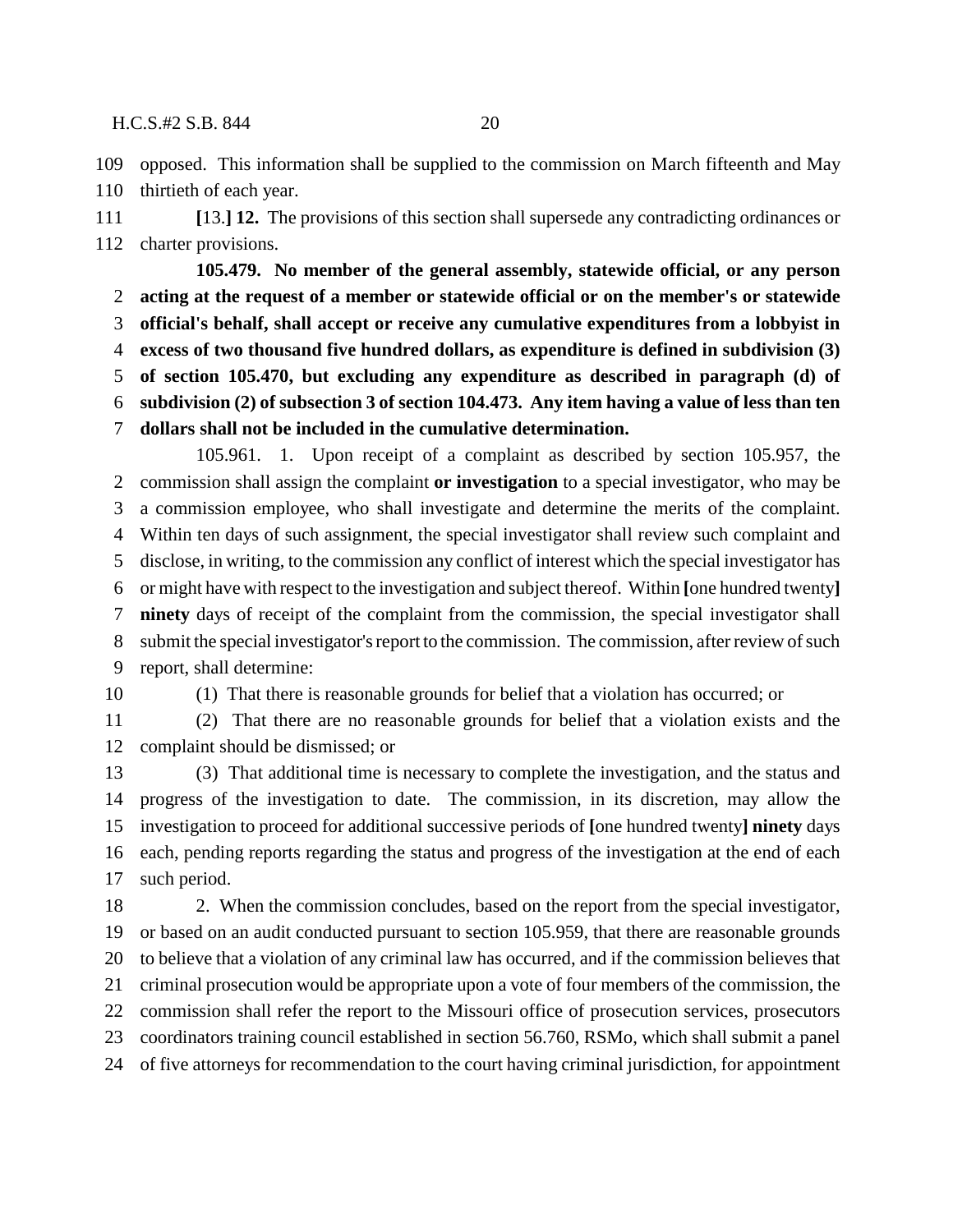109 opposed. This information shall be supplied to the commission on March fifteenth and May
110 thirtieth of each year.

111 **[**13.**] 12.** The provisions of this section shall supersede any contradicting ordinances or
112 charter provisions.

**105.479. No member of the general assembly, statewide official, or any person**
2 **acting at the request of a member or statewide official or on the member's or statewide**
3 **official's behalf, shall accept or receive any cumulative expenditures from a lobbyist in**
4 **excess of two thousand five hundred dollars, as expenditure is defined in subdivision (3)**
5 **of section 105.470, but excluding any expenditure as described in paragraph (d) of**
6 **subdivision (2) of subsection 3 of section 104.473. Any item having a value of less than ten**
7 **dollars shall not be included in the cumulative determination.**

105.961. 1. Upon receipt of a complaint as described by section 105.957, the
2 commission shall assign the complaint **or investigation** to a special investigator, who may be
3 a commission employee, who shall investigate and determine the merits of the complaint.
4 Within ten days of such assignment, the special investigator shall review such complaint and
5 disclose, in writing, to the commission any conflict of interest which the special investigator has
6 or might have with respect to the investigation and subject thereof. Within **[**one hundred twenty**]**
7 **ninety** days of receipt of the complaint from the commission, the special investigator shall
8 submit the special investigator's report to the commission. The commission, after review of such
9 report, shall determine:

10 (1) That there is reasonable grounds for belief that a violation has occurred; or

11 (2) That there are no reasonable grounds for belief that a violation exists and the
12 complaint should be dismissed; or

13 (3) That additional time is necessary to complete the investigation, and the status and
14 progress of the investigation to date. The commission, in its discretion, may allow the
15 investigation to proceed for additional successive periods of **[**one hundred twenty**] ninety** days
16 each, pending reports regarding the status and progress of the investigation at the end of each
17 such period.

18 2. When the commission concludes, based on the report from the special investigator,
19 or based on an audit conducted pursuant to section 105.959, that there are reasonable grounds
20 to believe that a violation of any criminal law has occurred, and if the commission believes that
21 criminal prosecution would be appropriate upon a vote of four members of the commission, the
22 commission shall refer the report to the Missouri office of prosecution services, prosecutors
23 coordinators training council established in section 56.760, RSMo, which shall submit a panel
24 of five attorneys for recommendation to the court having criminal jurisdiction, for appointment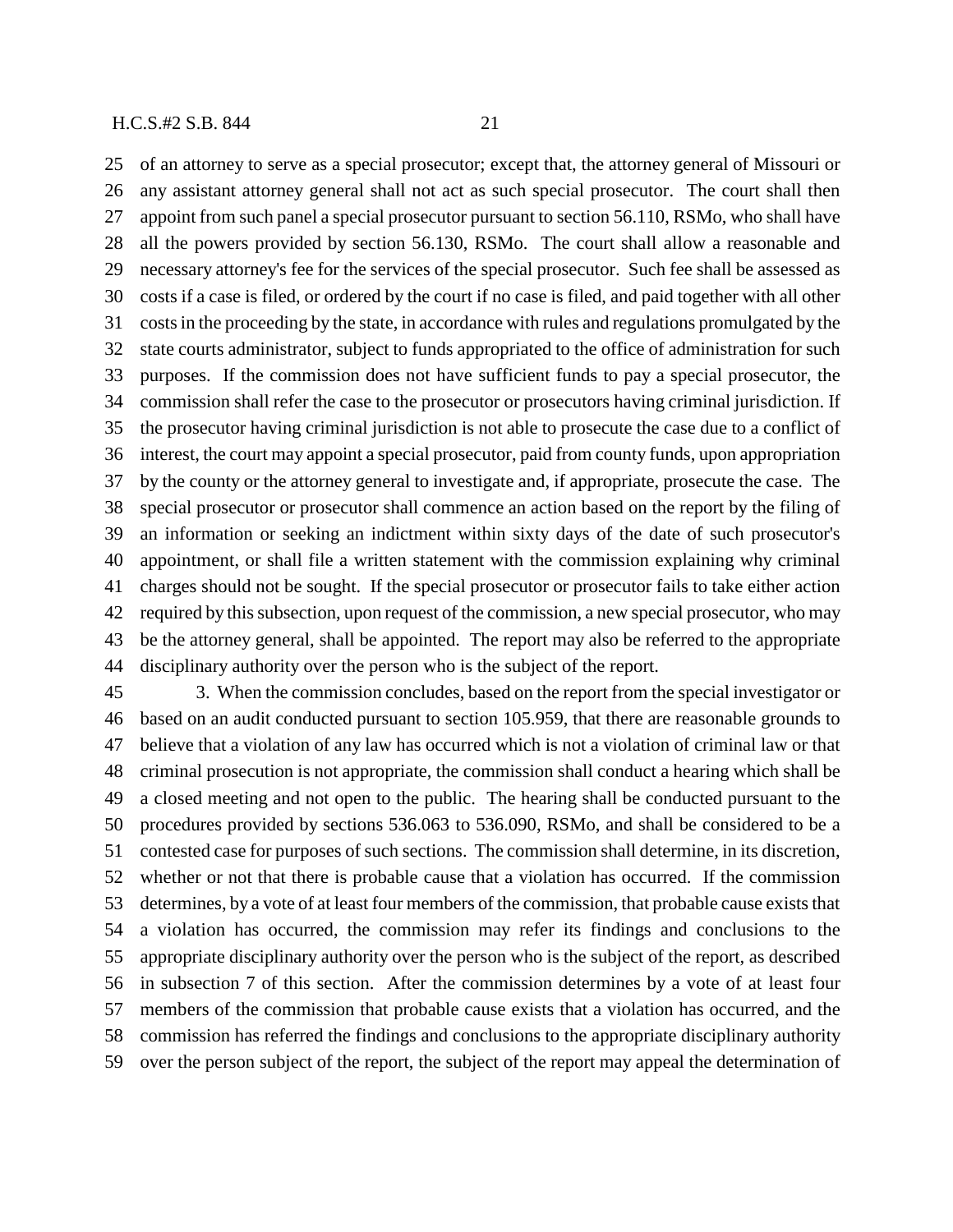of an attorney to serve as a special prosecutor; except that, the attorney general of Missouri or any assistant attorney general shall not act as such special prosecutor. The court shall then appoint from such panel a special prosecutor pursuant to section 56.110, RSMo, who shall have all the powers provided by section 56.130, RSMo. The court shall allow a reasonable and necessary attorney's fee for the services of the special prosecutor. Such fee shall be assessed as costs if a case is filed, or ordered by the court if no case is filed, and paid together with all other costs in the proceeding by the state, in accordance with rules and regulations promulgated by the state courts administrator, subject to funds appropriated to the office of administration for such purposes. If the commission does not have sufficient funds to pay a special prosecutor, the commission shall refer the case to the prosecutor or prosecutors having criminal jurisdiction. If the prosecutor having criminal jurisdiction is not able to prosecute the case due to a conflict of interest, the court may appoint a special prosecutor, paid from county funds, upon appropriation by the county or the attorney general to investigate and, if appropriate, prosecute the case. The special prosecutor or prosecutor shall commence an action based on the report by the filing of an information or seeking an indictment within sixty days of the date of such prosecutor's appointment, or shall file a written statement with the commission explaining why criminal charges should not be sought. If the special prosecutor or prosecutor fails to take either action required by this subsection, upon request of the commission, a new special prosecutor, who may be the attorney general, shall be appointed. The report may also be referred to the appropriate disciplinary authority over the person who is the subject of the report.

3. When the commission concludes, based on the report from the special investigator or based on an audit conducted pursuant to section 105.959, that there are reasonable grounds to believe that a violation of any law has occurred which is not a violation of criminal law or that criminal prosecution is not appropriate, the commission shall conduct a hearing which shall be a closed meeting and not open to the public. The hearing shall be conducted pursuant to the procedures provided by sections 536.063 to 536.090, RSMo, and shall be considered to be a contested case for purposes of such sections. The commission shall determine, in its discretion, whether or not that there is probable cause that a violation has occurred. If the commission determines, by a vote of at least four members of the commission, that probable cause exists that a violation has occurred, the commission may refer its findings and conclusions to the appropriate disciplinary authority over the person who is the subject of the report, as described in subsection 7 of this section. After the commission determines by a vote of at least four members of the commission that probable cause exists that a violation has occurred, and the commission has referred the findings and conclusions to the appropriate disciplinary authority over the person subject of the report, the subject of the report may appeal the determination of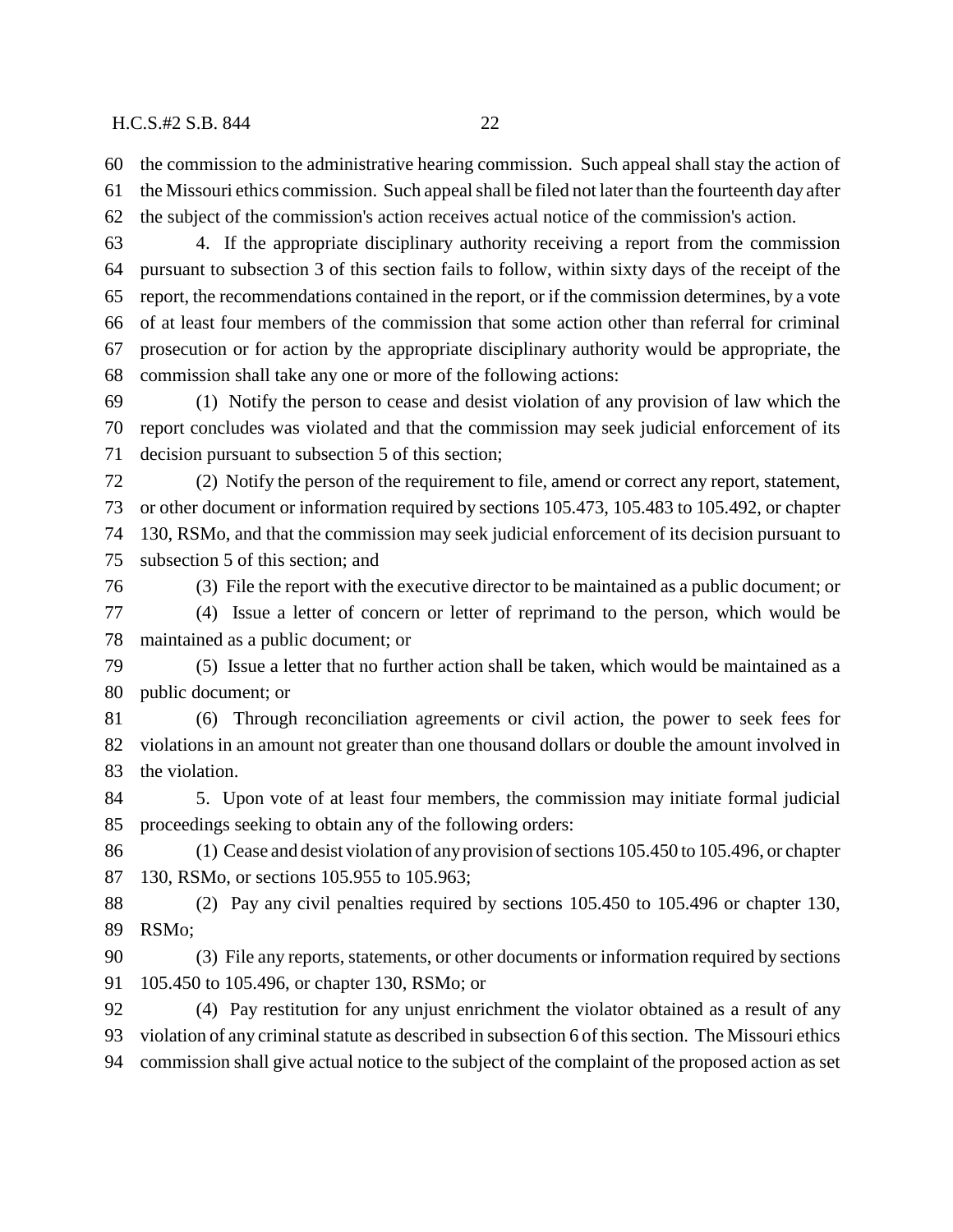the commission to the administrative hearing commission. Such appeal shall stay the action of the Missouri ethics commission. Such appeal shall be filed not later than the fourteenth day after the subject of the commission's action receives actual notice of the commission's action.

4. If the appropriate disciplinary authority receiving a report from the commission pursuant to subsection 3 of this section fails to follow, within sixty days of the receipt of the report, the recommendations contained in the report, or if the commission determines, by a vote of at least four members of the commission that some action other than referral for criminal prosecution or for action by the appropriate disciplinary authority would be appropriate, the commission shall take any one or more of the following actions:

(1) Notify the person to cease and desist violation of any provision of law which the report concludes was violated and that the commission may seek judicial enforcement of its decision pursuant to subsection 5 of this section;

(2) Notify the person of the requirement to file, amend or correct any report, statement, or other document or information required by sections 105.473, 105.483 to 105.492, or chapter 130, RSMo, and that the commission may seek judicial enforcement of its decision pursuant to subsection 5 of this section; and

(3) File the report with the executive director to be maintained as a public document; or

(4) Issue a letter of concern or letter of reprimand to the person, which would be maintained as a public document; or

(5) Issue a letter that no further action shall be taken, which would be maintained as a public document; or

(6) Through reconciliation agreements or civil action, the power to seek fees for violations in an amount not greater than one thousand dollars or double the amount involved in the violation.

5. Upon vote of at least four members, the commission may initiate formal judicial proceedings seeking to obtain any of the following orders:

(1) Cease and desist violation of any provision of sections 105.450 to 105.496, or chapter 130, RSMo, or sections 105.955 to 105.963;

(2) Pay any civil penalties required by sections 105.450 to 105.496 or chapter 130, RSMo;

(3) File any reports, statements, or other documents or information required by sections 105.450 to 105.496, or chapter 130, RSMo; or

(4) Pay restitution for any unjust enrichment the violator obtained as a result of any violation of any criminal statute as described in subsection 6 of this section. The Missouri ethics commission shall give actual notice to the subject of the complaint of the proposed action as set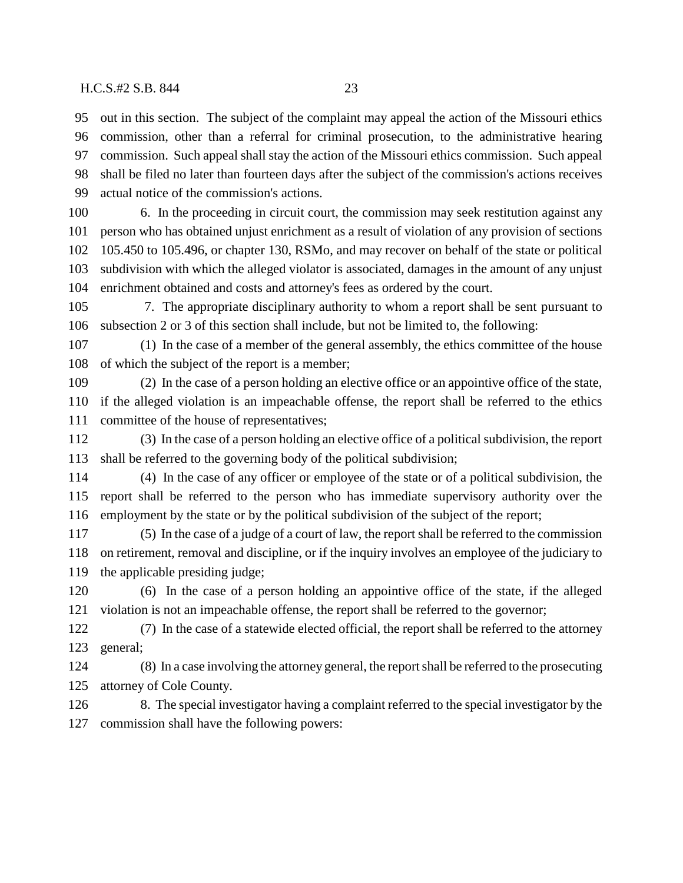out in this section. The subject of the complaint may appeal the action of the Missouri ethics commission, other than a referral for criminal prosecution, to the administrative hearing commission. Such appeal shall stay the action of the Missouri ethics commission. Such appeal shall be filed no later than fourteen days after the subject of the commission's actions receives actual notice of the commission's actions.

6. In the proceeding in circuit court, the commission may seek restitution against any person who has obtained unjust enrichment as a result of violation of any provision of sections 105.450 to 105.496, or chapter 130, RSMo, and may recover on behalf of the state or political subdivision with which the alleged violator is associated, damages in the amount of any unjust enrichment obtained and costs and attorney's fees as ordered by the court.

7. The appropriate disciplinary authority to whom a report shall be sent pursuant to subsection 2 or 3 of this section shall include, but not be limited to, the following:

(1) In the case of a member of the general assembly, the ethics committee of the house of which the subject of the report is a member;

(2) In the case of a person holding an elective office or an appointive office of the state, if the alleged violation is an impeachable offense, the report shall be referred to the ethics committee of the house of representatives;

(3) In the case of a person holding an elective office of a political subdivision, the report shall be referred to the governing body of the political subdivision;

(4) In the case of any officer or employee of the state or of a political subdivision, the report shall be referred to the person who has immediate supervisory authority over the employment by the state or by the political subdivision of the subject of the report;

(5) In the case of a judge of a court of law, the report shall be referred to the commission on retirement, removal and discipline, or if the inquiry involves an employee of the judiciary to the applicable presiding judge;

(6) In the case of a person holding an appointive office of the state, if the alleged violation is not an impeachable offense, the report shall be referred to the governor;

(7) In the case of a statewide elected official, the report shall be referred to the attorney general;

(8) In a case involving the attorney general, the report shall be referred to the prosecuting attorney of Cole County.

8. The special investigator having a complaint referred to the special investigator by the commission shall have the following powers: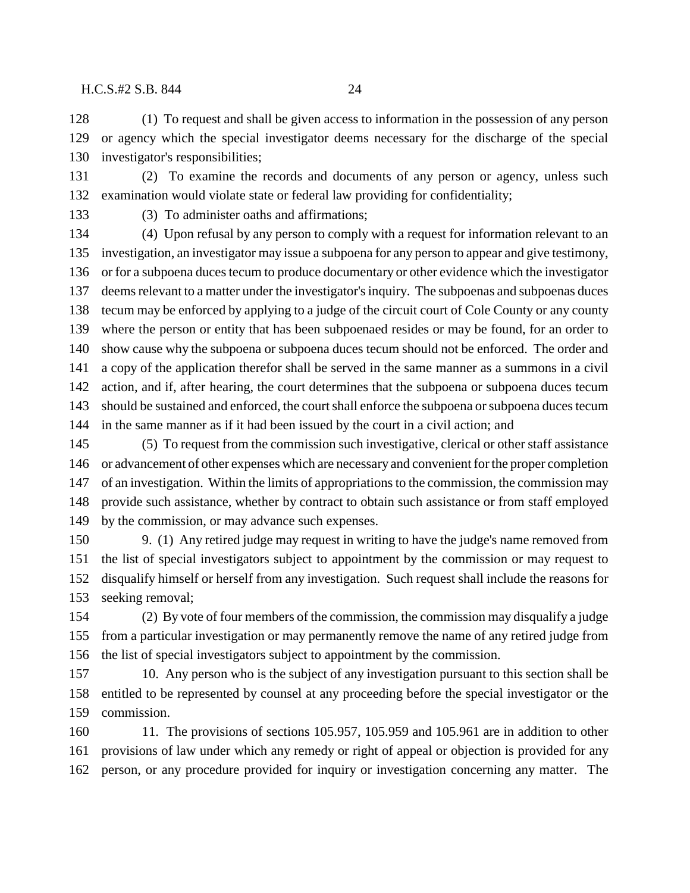(1) To request and shall be given access to information in the possession of any person or agency which the special investigator deems necessary for the discharge of the special investigator's responsibilities;

(2) To examine the records and documents of any person or agency, unless such examination would violate state or federal law providing for confidentiality;

(3) To administer oaths and affirmations;

(4) Upon refusal by any person to comply with a request for information relevant to an investigation, an investigator may issue a subpoena for any person to appear and give testimony, or for a subpoena duces tecum to produce documentary or other evidence which the investigator deems relevant to a matter under the investigator's inquiry. The subpoenas and subpoenas duces tecum may be enforced by applying to a judge of the circuit court of Cole County or any county where the person or entity that has been subpoenaed resides or may be found, for an order to show cause why the subpoena or subpoena duces tecum should not be enforced. The order and a copy of the application therefor shall be served in the same manner as a summons in a civil action, and if, after hearing, the court determines that the subpoena or subpoena duces tecum should be sustained and enforced, the court shall enforce the subpoena or subpoena duces tecum in the same manner as if it had been issued by the court in a civil action; and

(5) To request from the commission such investigative, clerical or other staff assistance or advancement of other expenses which are necessary and convenient for the proper completion of an investigation. Within the limits of appropriations to the commission, the commission may provide such assistance, whether by contract to obtain such assistance or from staff employed by the commission, or may advance such expenses.

9. (1) Any retired judge may request in writing to have the judge's name removed from the list of special investigators subject to appointment by the commission or may request to disqualify himself or herself from any investigation. Such request shall include the reasons for seeking removal;

(2) By vote of four members of the commission, the commission may disqualify a judge from a particular investigation or may permanently remove the name of any retired judge from the list of special investigators subject to appointment by the commission.

10. Any person who is the subject of any investigation pursuant to this section shall be entitled to be represented by counsel at any proceeding before the special investigator or the commission.

11. The provisions of sections 105.957, 105.959 and 105.961 are in addition to other provisions of law under which any remedy or right of appeal or objection is provided for any person, or any procedure provided for inquiry or investigation concerning any matter. The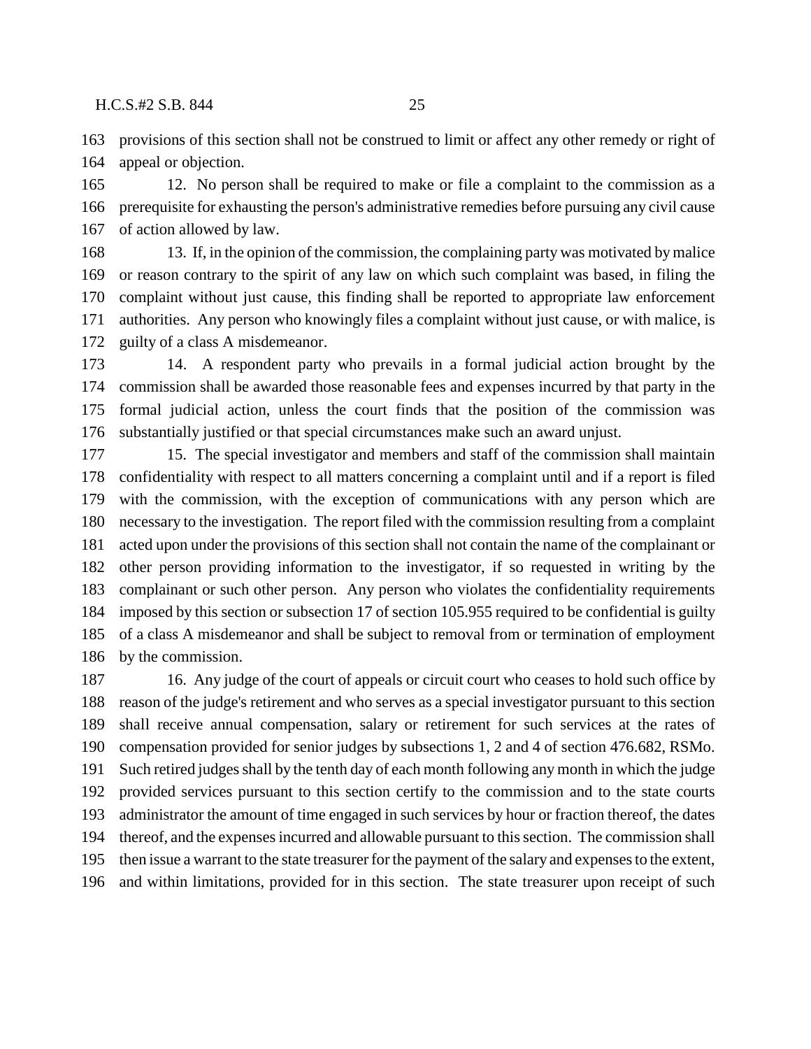provisions of this section shall not be construed to limit or affect any other remedy or right of appeal or objection.

12. No person shall be required to make or file a complaint to the commission as a prerequisite for exhausting the person's administrative remedies before pursuing any civil cause of action allowed by law.

13. If, in the opinion of the commission, the complaining party was motivated by malice or reason contrary to the spirit of any law on which such complaint was based, in filing the complaint without just cause, this finding shall be reported to appropriate law enforcement authorities. Any person who knowingly files a complaint without just cause, or with malice, is guilty of a class A misdemeanor.

14. A respondent party who prevails in a formal judicial action brought by the commission shall be awarded those reasonable fees and expenses incurred by that party in the formal judicial action, unless the court finds that the position of the commission was substantially justified or that special circumstances make such an award unjust.

15. The special investigator and members and staff of the commission shall maintain confidentiality with respect to all matters concerning a complaint until and if a report is filed with the commission, with the exception of communications with any person which are necessary to the investigation. The report filed with the commission resulting from a complaint acted upon under the provisions of this section shall not contain the name of the complainant or other person providing information to the investigator, if so requested in writing by the complainant or such other person. Any person who violates the confidentiality requirements imposed by this section or subsection 17 of section 105.955 required to be confidential is guilty of a class A misdemeanor and shall be subject to removal from or termination of employment by the commission.

16. Any judge of the court of appeals or circuit court who ceases to hold such office by reason of the judge's retirement and who serves as a special investigator pursuant to this section shall receive annual compensation, salary or retirement for such services at the rates of compensation provided for senior judges by subsections 1, 2 and 4 of section 476.682, RSMo. Such retired judges shall by the tenth day of each month following any month in which the judge provided services pursuant to this section certify to the commission and to the state courts administrator the amount of time engaged in such services by hour or fraction thereof, the dates thereof, and the expenses incurred and allowable pursuant to this section. The commission shall then issue a warrant to the state treasurer for the payment of the salary and expenses to the extent, and within limitations, provided for in this section. The state treasurer upon receipt of such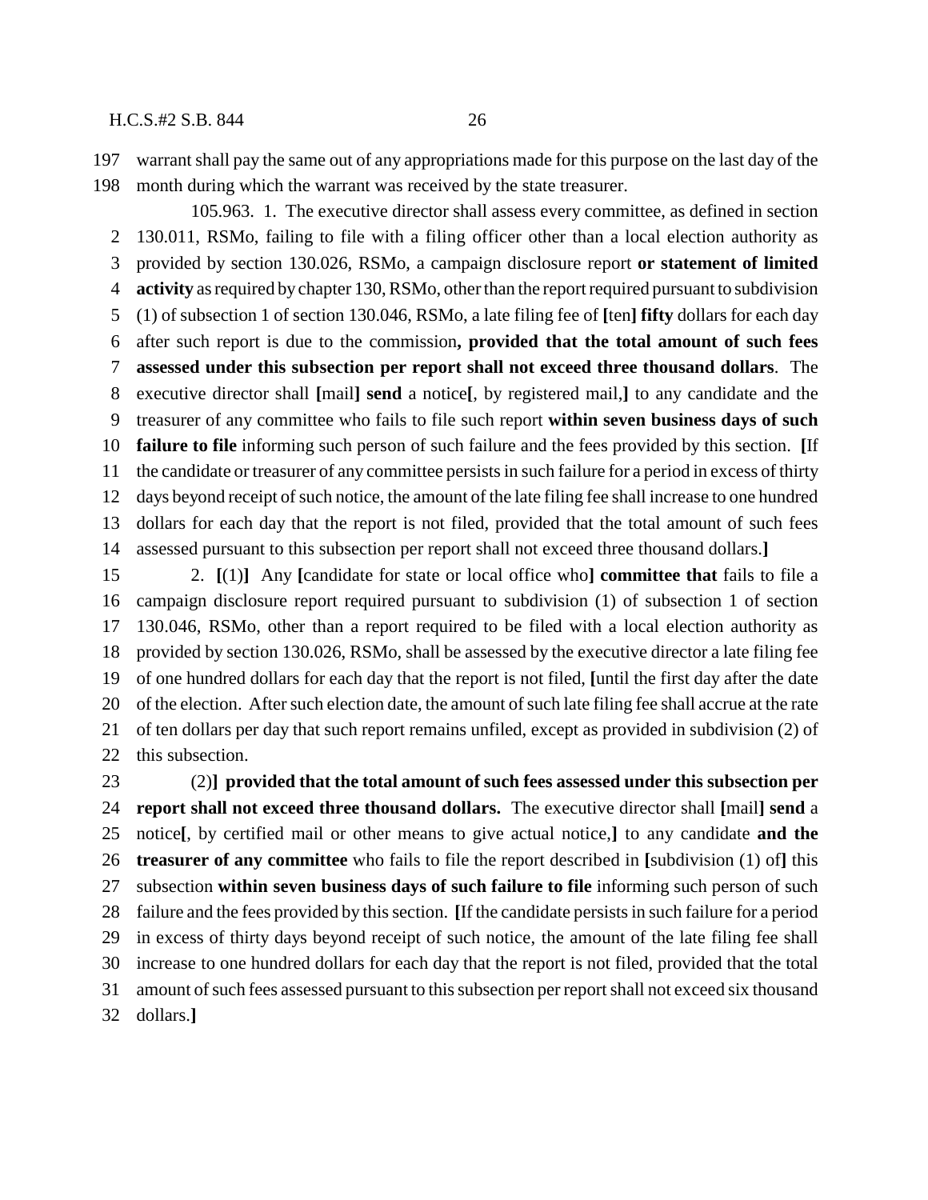warrant shall pay the same out of any appropriations made for this purpose on the last day of the month during which the warrant was received by the state treasurer.

105.963. 1. The executive director shall assess every committee, as defined in section 130.011, RSMo, failing to file with a filing officer other than a local election authority as provided by section 130.026, RSMo, a campaign disclosure report **or statement of limited activity** as required by chapter 130, RSMo, other than the report required pursuant to subdivision (1) of subsection 1 of section 130.046, RSMo, a late filing fee of **[**ten**]** **fifty** dollars for each day after such report is due to the commission**, provided that the total amount of such fees assessed under this subsection per report shall not exceed three thousand dollars**. The executive director shall **[**mail**]** **send** a notice**[**, by registered mail,**]** to any candidate and the treasurer of any committee who fails to file such report **within seven business days of such failure to file** informing such person of such failure and the fees provided by this section. **[**If the candidate or treasurer of any committee persists in such failure for a period in excess of thirty days beyond receipt of such notice, the amount of the late filing fee shall increase to one hundred dollars for each day that the report is not filed, provided that the total amount of such fees assessed pursuant to this subsection per report shall not exceed three thousand dollars.**]**

2. **[**(1)**]** Any **[**candidate for state or local office who**]** **committee that** fails to file a campaign disclosure report required pursuant to subdivision (1) of subsection 1 of section 130.046, RSMo, other than a report required to be filed with a local election authority as provided by section 130.026, RSMo, shall be assessed by the executive director a late filing fee of one hundred dollars for each day that the report is not filed, **[**until the first day after the date of the election. After such election date, the amount of such late filing fee shall accrue at the rate of ten dollars per day that such report remains unfiled, except as provided in subdivision (2) of this subsection.

(2)**]** **provided that the total amount of such fees assessed under this subsection per report shall not exceed three thousand dollars.** The executive director shall **[**mail**]** **send** a notice**[**, by certified mail or other means to give actual notice,**]** to any candidate **and the treasurer of any committee** who fails to file the report described in **[**subdivision (1) of**]** this subsection **within seven business days of such failure to file** informing such person of such failure and the fees provided by this section. **[**If the candidate persists in such failure for a period in excess of thirty days beyond receipt of such notice, the amount of the late filing fee shall increase to one hundred dollars for each day that the report is not filed, provided that the total amount of such fees assessed pursuant to this subsection per report shall not exceed six thousand dollars.**]**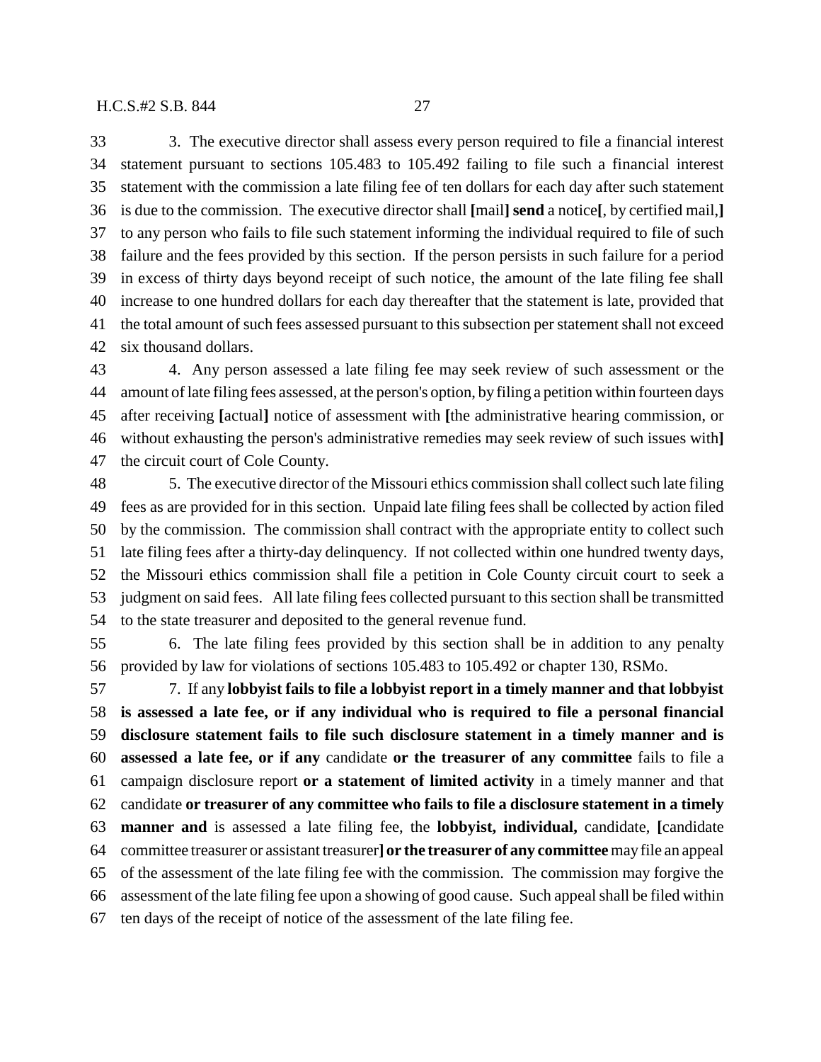33 3. The executive director shall assess every person required to file a financial interest
34 statement pursuant to sections 105.483 to 105.492 failing to file such a financial interest
35 statement with the commission a late filing fee of ten dollars for each day after such statement
36 is due to the commission. The executive director shall [mail] **send** a notice[, by certified mail,]
37 to any person who fails to file such statement informing the individual required to file of such
38 failure and the fees provided by this section. If the person persists in such failure for a period
39 in excess of thirty days beyond receipt of such notice, the amount of the late filing fee shall
40 increase to one hundred dollars for each day thereafter that the statement is late, provided that
41 the total amount of such fees assessed pursuant to this subsection per statement shall not exceed
42 six thousand dollars.

43 4. Any person assessed a late filing fee may seek review of such assessment or the
44 amount of late filing fees assessed, at the person's option, by filing a petition within fourteen days
45 after receiving [actual] notice of assessment with [the administrative hearing commission, or
46 without exhausting the person's administrative remedies may seek review of such issues with]
47 the circuit court of Cole County.

48 5. The executive director of the Missouri ethics commission shall collect such late filing
49 fees as are provided for in this section. Unpaid late filing fees shall be collected by action filed
50 by the commission. The commission shall contract with the appropriate entity to collect such
51 late filing fees after a thirty-day delinquency. If not collected within one hundred twenty days,
52 the Missouri ethics commission shall file a petition in Cole County circuit court to seek a
53 judgment on said fees. All late filing fees collected pursuant to this section shall be transmitted
54 to the state treasurer and deposited to the general revenue fund.

55 6. The late filing fees provided by this section shall be in addition to any penalty
56 provided by law for violations of sections 105.483 to 105.492 or chapter 130, RSMo.

57 7. If any **lobbyist fails to file a lobbyist report in a timely manner and that lobbyist**
58 **is assessed a late fee, or if any individual who is required to file a personal financial**
59 **disclosure statement fails to file such disclosure statement in a timely manner and is**
60 **assessed a late fee, or if any** candidate **or the treasurer of any committee** fails to file a
61 campaign disclosure report **or a statement of limited activity** in a timely manner and that
62 candidate **or treasurer of any committee who fails to file a disclosure statement in a timely**
63 **manner and** is assessed a late filing fee, the **lobbyist, individual,** candidate, [candidate
64 committee treasurer or assistant treasurer] **or the treasurer of any committee** may file an appeal
65 of the assessment of the late filing fee with the commission. The commission may forgive the
66 assessment of the late filing fee upon a showing of good cause. Such appeal shall be filed within
67 ten days of the receipt of notice of the assessment of the late filing fee.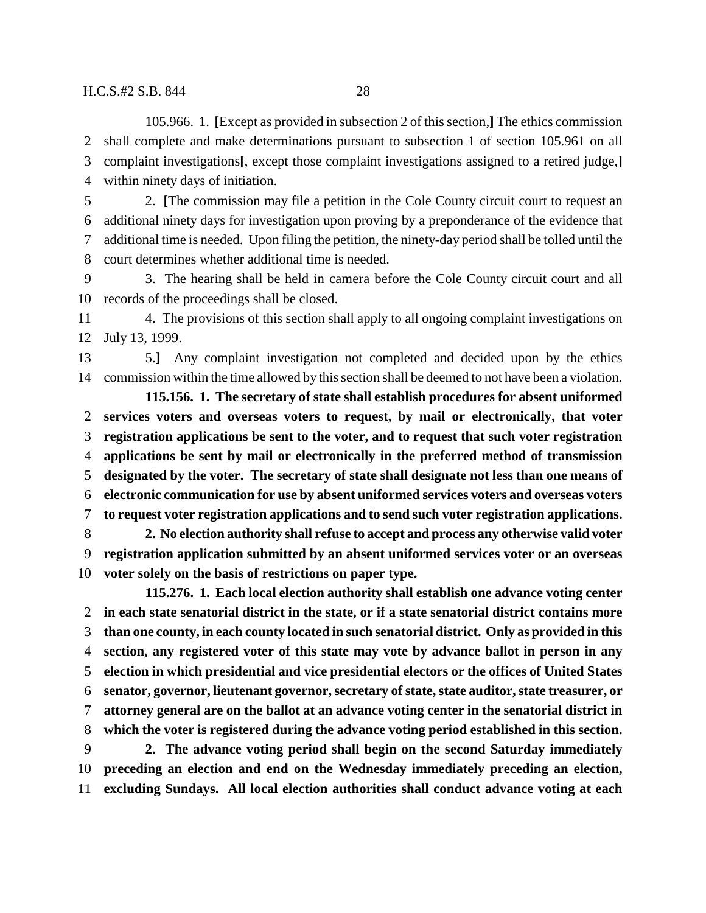105.966. 1. **[**Except as provided in subsection 2 of this section,**]** The ethics commission shall complete and make determinations pursuant to subsection 1 of section 105.961 on all complaint investigations**[**, except those complaint investigations assigned to a retired judge,**]** within ninety days of initiation.

2. **[**The commission may file a petition in the Cole County circuit court to request an additional ninety days for investigation upon proving by a preponderance of the evidence that additional time is needed. Upon filing the petition, the ninety-day period shall be tolled until the court determines whether additional time is needed.

3. The hearing shall be held in camera before the Cole County circuit court and all records of the proceedings shall be closed.

4. The provisions of this section shall apply to all ongoing complaint investigations on July 13, 1999.

5.**]** Any complaint investigation not completed and decided upon by the ethics commission within the time allowed by this section shall be deemed to not have been a violation.

**115.156. 1. The secretary of state shall establish procedures for absent uniformed services voters and overseas voters to request, by mail or electronically, that voter registration applications be sent to the voter, and to request that such voter registration applications be sent by mail or electronically in the preferred method of transmission designated by the voter. The secretary of state shall designate not less than one means of electronic communication for use by absent uniformed services voters and overseas voters to request voter registration applications and to send such voter registration applications.**

**2. No election authority shall refuse to accept and process any otherwise valid voter registration application submitted by an absent uniformed services voter or an overseas voter solely on the basis of restrictions on paper type.**

**115.276. 1. Each local election authority shall establish one advance voting center in each state senatorial district in the state, or if a state senatorial district contains more than one county, in each county located in such senatorial district. Only as provided in this section, any registered voter of this state may vote by advance ballot in person in any election in which presidential and vice presidential electors or the offices of United States senator, governor, lieutenant governor, secretary of state, state auditor, state treasurer, or attorney general are on the ballot at an advance voting center in the senatorial district in which the voter is registered during the advance voting period established in this section.**

**2. The advance voting period shall begin on the second Saturday immediately preceding an election and end on the Wednesday immediately preceding an election, excluding Sundays. All local election authorities shall conduct advance voting at each**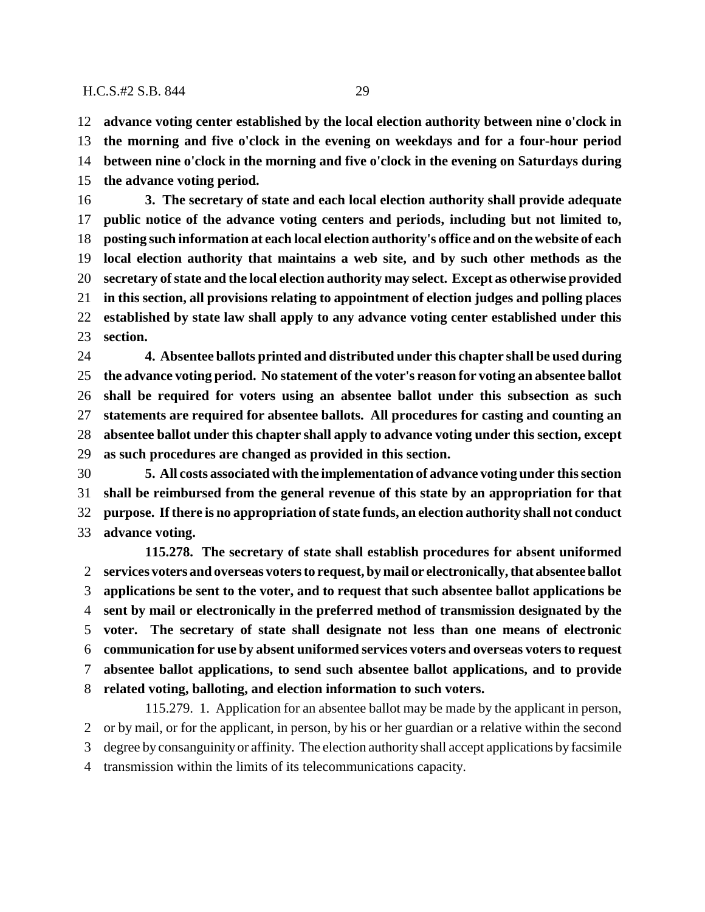**advance voting center established by the local election authority between nine o'clock in the morning and five o'clock in the evening on weekdays and for a four-hour period between nine o'clock in the morning and five o'clock in the evening on Saturdays during the advance voting period.**

**3. The secretary of state and each local election authority shall provide adequate public notice of the advance voting centers and periods, including but not limited to, posting such information at each local election authority's office and on the website of each local election authority that maintains a web site, and by such other methods as the secretary of state and the local election authority may select. Except as otherwise provided in this section, all provisions relating to appointment of election judges and polling places established by state law shall apply to any advance voting center established under this section.**

**4. Absentee ballots printed and distributed under this chapter shall be used during the advance voting period. No statement of the voter's reason for voting an absentee ballot shall be required for voters using an absentee ballot under this subsection as such statements are required for absentee ballots. All procedures for casting and counting an absentee ballot under this chapter shall apply to advance voting under this section, except as such procedures are changed as provided in this section.**

**5. All costs associated with the implementation of advance voting under this section shall be reimbursed from the general revenue of this state by an appropriation for that purpose. If there is no appropriation of state funds, an election authority shall not conduct advance voting.**

**115.278. The secretary of state shall establish procedures for absent uniformed services voters and overseas voters to request, by mail or electronically, that absentee ballot applications be sent to the voter, and to request that such absentee ballot applications be sent by mail or electronically in the preferred method of transmission designated by the voter. The secretary of state shall designate not less than one means of electronic communication for use by absent uniformed services voters and overseas voters to request absentee ballot applications, to send such absentee ballot applications, and to provide related voting, balloting, and election information to such voters.**

115.279. 1. Application for an absentee ballot may be made by the applicant in person, or by mail, or for the applicant, in person, by his or her guardian or a relative within the second degree by consanguinity or affinity. The election authority shall accept applications by facsimile transmission within the limits of its telecommunications capacity.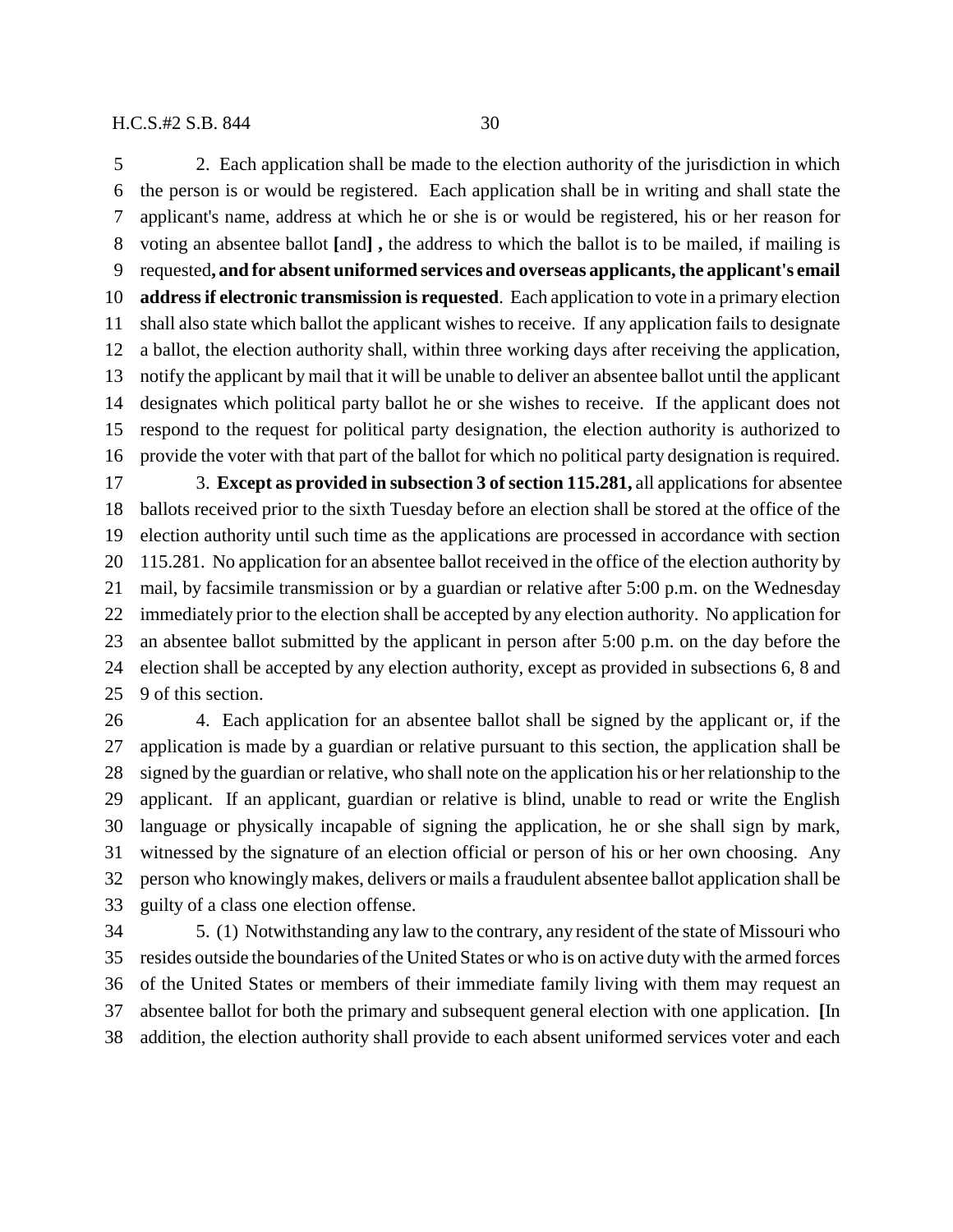2. Each application shall be made to the election authority of the jurisdiction in which the person is or would be registered. Each application shall be in writing and shall state the applicant's name, address at which he or she is or would be registered, his or her reason for voting an absentee ballot [and] **,** the address to which the ballot is to be mailed, if mailing is requested**, and for absent uniformed services and overseas applicants, the applicant's email address if electronic transmission is requested**. Each application to vote in a primary election shall also state which ballot the applicant wishes to receive. If any application fails to designate a ballot, the election authority shall, within three working days after receiving the application, notify the applicant by mail that it will be unable to deliver an absentee ballot until the applicant designates which political party ballot he or she wishes to receive. If the applicant does not respond to the request for political party designation, the election authority is authorized to provide the voter with that part of the ballot for which no political party designation is required.

3. **Except as provided in subsection 3 of section 115.281,** all applications for absentee ballots received prior to the sixth Tuesday before an election shall be stored at the office of the election authority until such time as the applications are processed in accordance with section 115.281. No application for an absentee ballot received in the office of the election authority by mail, by facsimile transmission or by a guardian or relative after 5:00 p.m. on the Wednesday immediately prior to the election shall be accepted by any election authority. No application for an absentee ballot submitted by the applicant in person after 5:00 p.m. on the day before the election shall be accepted by any election authority, except as provided in subsections 6, 8 and 9 of this section.

4. Each application for an absentee ballot shall be signed by the applicant or, if the application is made by a guardian or relative pursuant to this section, the application shall be signed by the guardian or relative, who shall note on the application his or her relationship to the applicant. If an applicant, guardian or relative is blind, unable to read or write the English language or physically incapable of signing the application, he or she shall sign by mark, witnessed by the signature of an election official or person of his or her own choosing. Any person who knowingly makes, delivers or mails a fraudulent absentee ballot application shall be guilty of a class one election offense.

5. (1) Notwithstanding any law to the contrary, any resident of the state of Missouri who resides outside the boundaries of the United States or who is on active duty with the armed forces of the United States or members of their immediate family living with them may request an absentee ballot for both the primary and subsequent general election with one application. [In addition, the election authority shall provide to each absent uniformed services voter and each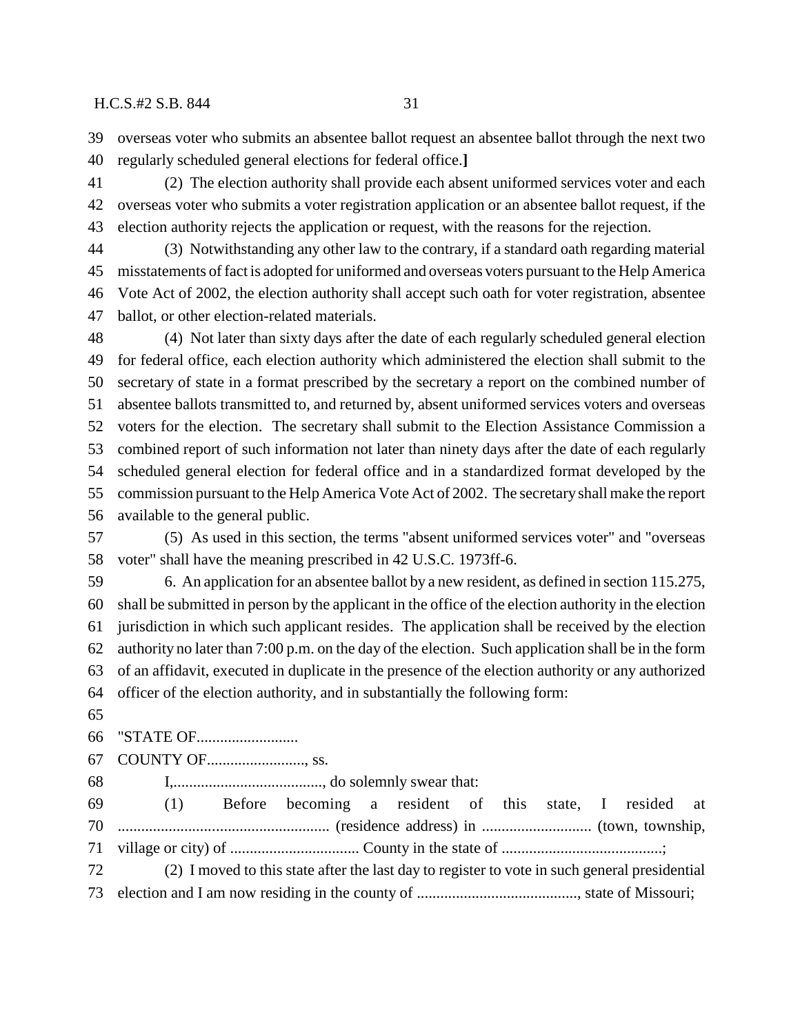overseas voter who submits an absentee ballot request an absentee ballot through the next two regularly scheduled general elections for federal office.**]**

(2) The election authority shall provide each absent uniformed services voter and each overseas voter who submits a voter registration application or an absentee ballot request, if the election authority rejects the application or request, with the reasons for the rejection.

(3) Notwithstanding any other law to the contrary, if a standard oath regarding material misstatements of fact is adopted for uniformed and overseas voters pursuant to the Help America Vote Act of 2002, the election authority shall accept such oath for voter registration, absentee ballot, or other election-related materials.

(4) Not later than sixty days after the date of each regularly scheduled general election for federal office, each election authority which administered the election shall submit to the secretary of state in a format prescribed by the secretary a report on the combined number of absentee ballots transmitted to, and returned by, absent uniformed services voters and overseas voters for the election. The secretary shall submit to the Election Assistance Commission a combined report of such information not later than ninety days after the date of each regularly scheduled general election for federal office and in a standardized format developed by the commission pursuant to the Help America Vote Act of 2002. The secretary shall make the report available to the general public.

(5) As used in this section, the terms "absent uniformed services voter" and "overseas voter" shall have the meaning prescribed in 42 U.S.C. 1973ff-6.

6. An application for an absentee ballot by a new resident, as defined in section 115.275, shall be submitted in person by the applicant in the office of the election authority in the election jurisdiction in which such applicant resides. The application shall be received by the election authority no later than 7:00 p.m. on the day of the election. Such application shall be in the form of an affidavit, executed in duplicate in the presence of the election authority or any authorized officer of the election authority, and in substantially the following form:

"STATE OF..........................

COUNTY OF........................., ss.

I,......................................., do solemnly swear that:

(1) Before becoming a resident of this state, I resided at ...................................................... (residence address) in ............................ (town, township, village or city) of ................................. County in the state of .........................................;

(2) I moved to this state after the last day to register to vote in such general presidential election and I am now residing in the county of ........................................., state of Missouri;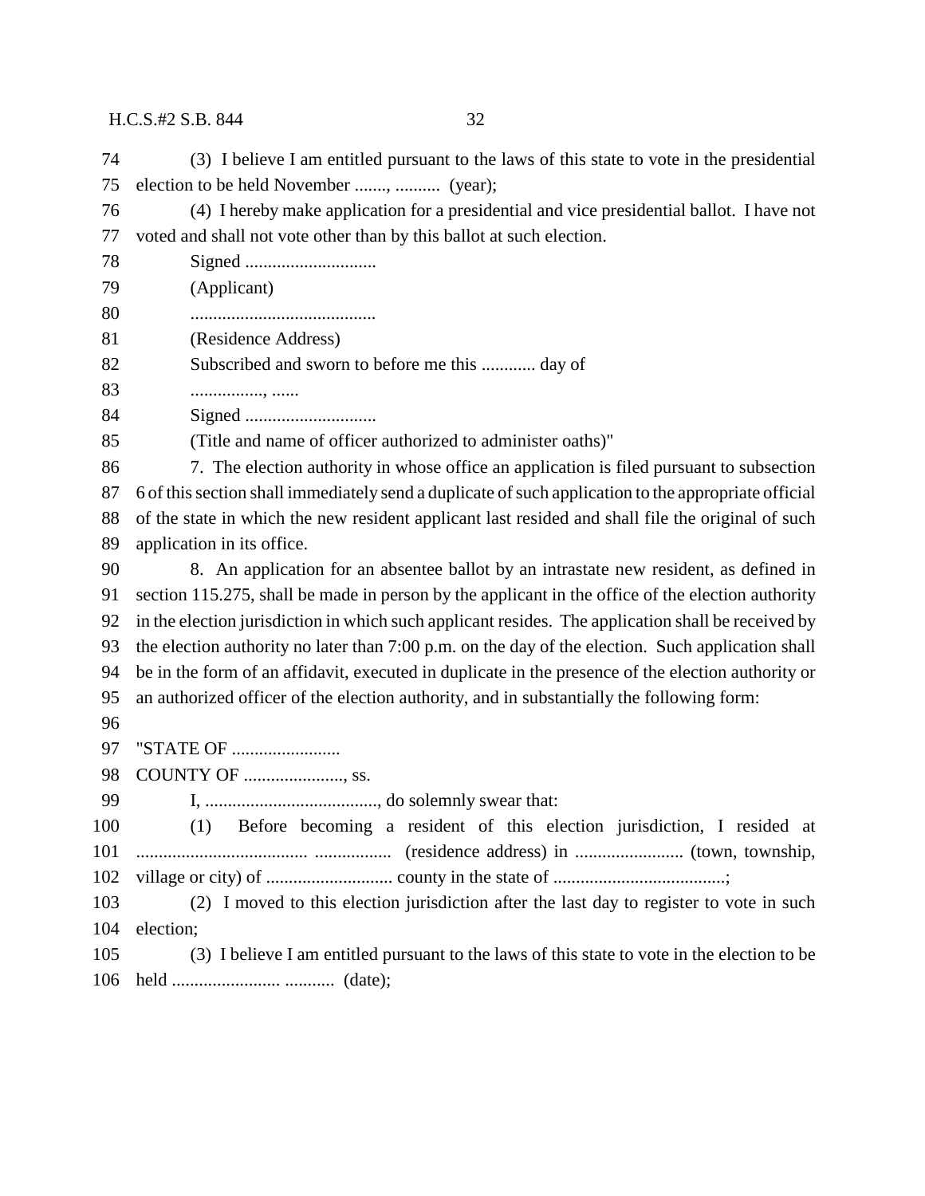(3) I believe I am entitled pursuant to the laws of this state to vote in the presidential election to be held November ......., .......... (year);

(4) I hereby make application for a presidential and vice presidential ballot. I have not voted and shall not vote other than by this ballot at such election.

Signed ............................

(Applicant)

.........................................

(Residence Address)

Subscribed and sworn to before me this ............ day of

................, ......

Signed ............................

(Title and name of officer authorized to administer oaths)"

7. The election authority in whose office an application is filed pursuant to subsection 6 of this section shall immediately send a duplicate of such application to the appropriate official of the state in which the new resident applicant last resided and shall file the original of such application in its office.

8. An application for an absentee ballot by an intrastate new resident, as defined in section 115.275, shall be made in person by the applicant in the office of the election authority in the election jurisdiction in which such applicant resides. The application shall be received by the election authority no later than 7:00 p.m. on the day of the election. Such application shall be in the form of an affidavit, executed in duplicate in the presence of the election authority or an authorized officer of the election authority, and in substantially the following form:

"STATE OF ........................

COUNTY OF ......................, ss.

I, ......................................, do solemnly swear that:

(1) Before becoming a resident of this election jurisdiction, I resided at ...................................... ................. (residence address) in ........................ (town, township, village or city) of ............................ county in the state of ......................................;

(2) I moved to this election jurisdiction after the last day to register to vote in such election;

(3) I believe I am entitled pursuant to the laws of this state to vote in the election to be held ....................... ........... (date);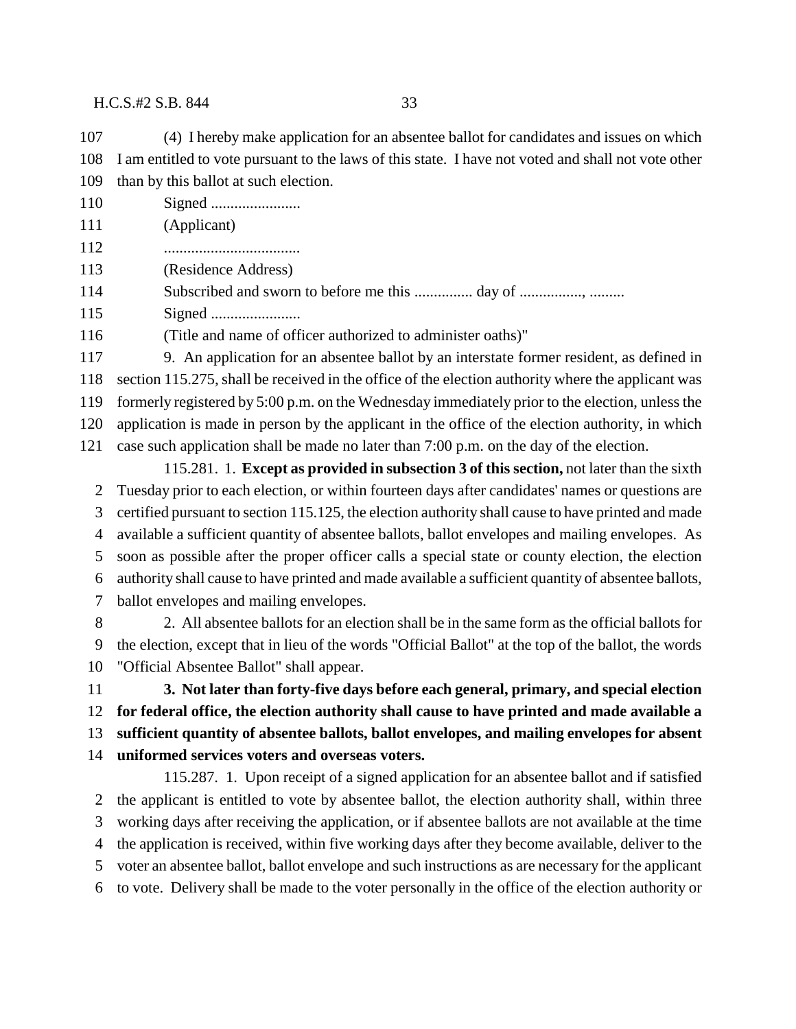(4) I hereby make application for an absentee ballot for candidates and issues on which I am entitled to vote pursuant to the laws of this state. I have not voted and shall not vote other than by this ballot at such election.

Signed .......................

(Applicant)

..................................

(Residence Address)

Subscribed and sworn to before me this ............... day of ................, .........

Signed .......................

(Title and name of officer authorized to administer oaths)"

9. An application for an absentee ballot by an interstate former resident, as defined in section 115.275, shall be received in the office of the election authority where the applicant was formerly registered by 5:00 p.m. on the Wednesday immediately prior to the election, unless the application is made in person by the applicant in the office of the election authority, in which case such application shall be made no later than 7:00 p.m. on the day of the election.

115.281. 1. **Except as provided in subsection 3 of this section,** not later than the sixth Tuesday prior to each election, or within fourteen days after candidates' names or questions are certified pursuant to section 115.125, the election authority shall cause to have printed and made available a sufficient quantity of absentee ballots, ballot envelopes and mailing envelopes. As soon as possible after the proper officer calls a special state or county election, the election authority shall cause to have printed and made available a sufficient quantity of absentee ballots, ballot envelopes and mailing envelopes.

2. All absentee ballots for an election shall be in the same form as the official ballots for the election, except that in lieu of the words "Official Ballot" at the top of the ballot, the words "Official Absentee Ballot" shall appear.

**3. Not later than forty-five days before each general, primary, and special election for federal office, the election authority shall cause to have printed and made available a sufficient quantity of absentee ballots, ballot envelopes, and mailing envelopes for absent uniformed services voters and overseas voters.**

115.287. 1. Upon receipt of a signed application for an absentee ballot and if satisfied the applicant is entitled to vote by absentee ballot, the election authority shall, within three working days after receiving the application, or if absentee ballots are not available at the time the application is received, within five working days after they become available, deliver to the voter an absentee ballot, ballot envelope and such instructions as are necessary for the applicant to vote. Delivery shall be made to the voter personally in the office of the election authority or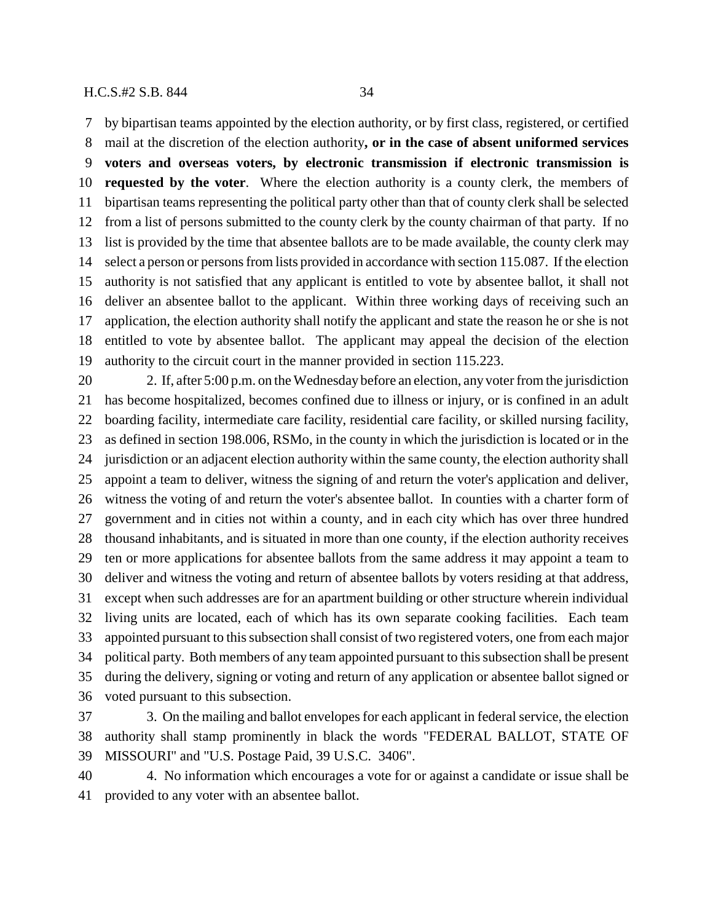by bipartisan teams appointed by the election authority, or by first class, registered, or certified mail at the discretion of the election authority**, or in the case of absent uniformed services voters and overseas voters, by electronic transmission if electronic transmission is requested by the voter**. Where the election authority is a county clerk, the members of bipartisan teams representing the political party other than that of county clerk shall be selected from a list of persons submitted to the county clerk by the county chairman of that party. If no list is provided by the time that absentee ballots are to be made available, the county clerk may select a person or persons from lists provided in accordance with section 115.087. If the election authority is not satisfied that any applicant is entitled to vote by absentee ballot, it shall not deliver an absentee ballot to the applicant. Within three working days of receiving such an application, the election authority shall notify the applicant and state the reason he or she is not entitled to vote by absentee ballot. The applicant may appeal the decision of the election authority to the circuit court in the manner provided in section 115.223.

2. If, after 5:00 p.m. on the Wednesday before an election, any voter from the jurisdiction has become hospitalized, becomes confined due to illness or injury, or is confined in an adult boarding facility, intermediate care facility, residential care facility, or skilled nursing facility, as defined in section 198.006, RSMo, in the county in which the jurisdiction is located or in the jurisdiction or an adjacent election authority within the same county, the election authority shall appoint a team to deliver, witness the signing of and return the voter's application and deliver, witness the voting of and return the voter's absentee ballot. In counties with a charter form of government and in cities not within a county, and in each city which has over three hundred thousand inhabitants, and is situated in more than one county, if the election authority receives ten or more applications for absentee ballots from the same address it may appoint a team to deliver and witness the voting and return of absentee ballots by voters residing at that address, except when such addresses are for an apartment building or other structure wherein individual living units are located, each of which has its own separate cooking facilities. Each team appointed pursuant to this subsection shall consist of two registered voters, one from each major political party. Both members of any team appointed pursuant to this subsection shall be present during the delivery, signing or voting and return of any application or absentee ballot signed or voted pursuant to this subsection.

3. On the mailing and ballot envelopes for each applicant in federal service, the election authority shall stamp prominently in black the words "FEDERAL BALLOT, STATE OF MISSOURI" and "U.S. Postage Paid, 39 U.S.C. 3406".

4. No information which encourages a vote for or against a candidate or issue shall be provided to any voter with an absentee ballot.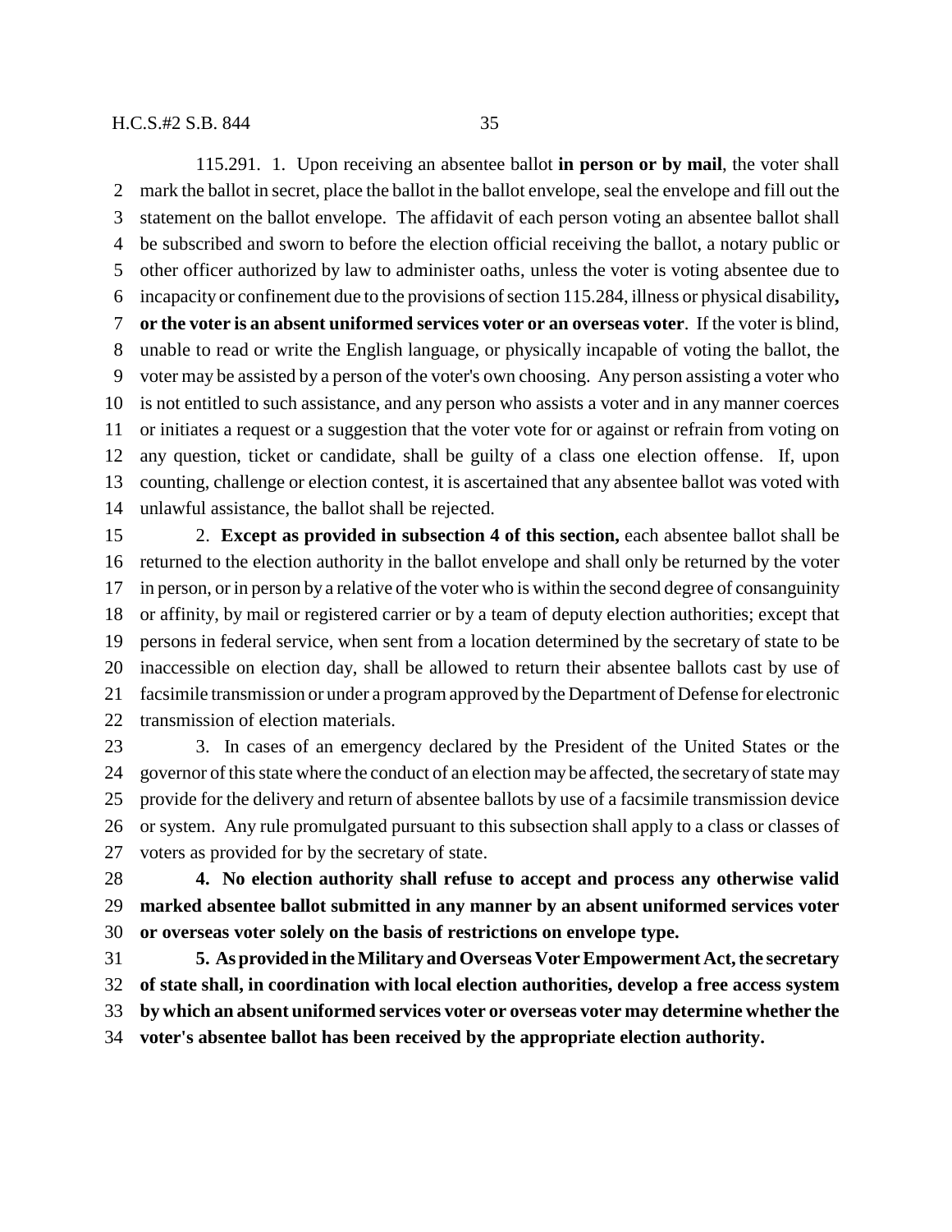115.291. 1. Upon receiving an absentee ballot **in person or by mail**, the voter shall mark the ballot in secret, place the ballot in the ballot envelope, seal the envelope and fill out the statement on the ballot envelope. The affidavit of each person voting an absentee ballot shall be subscribed and sworn to before the election official receiving the ballot, a notary public or other officer authorized by law to administer oaths, unless the voter is voting absentee due to incapacity or confinement due to the provisions of section 115.284, illness or physical disability**, or the voter is an absent uniformed services voter or an overseas voter**. If the voter is blind, unable to read or write the English language, or physically incapable of voting the ballot, the voter may be assisted by a person of the voter's own choosing. Any person assisting a voter who is not entitled to such assistance, and any person who assists a voter and in any manner coerces or initiates a request or a suggestion that the voter vote for or against or refrain from voting on any question, ticket or candidate, shall be guilty of a class one election offense. If, upon counting, challenge or election contest, it is ascertained that any absentee ballot was voted with unlawful assistance, the ballot shall be rejected.

2. **Except as provided in subsection 4 of this section,** each absentee ballot shall be returned to the election authority in the ballot envelope and shall only be returned by the voter in person, or in person by a relative of the voter who is within the second degree of consanguinity or affinity, by mail or registered carrier or by a team of deputy election authorities; except that persons in federal service, when sent from a location determined by the secretary of state to be inaccessible on election day, shall be allowed to return their absentee ballots cast by use of facsimile transmission or under a program approved by the Department of Defense for electronic transmission of election materials.

3. In cases of an emergency declared by the President of the United States or the governor of this state where the conduct of an election may be affected, the secretary of state may provide for the delivery and return of absentee ballots by use of a facsimile transmission device or system. Any rule promulgated pursuant to this subsection shall apply to a class or classes of voters as provided for by the secretary of state.

**4. No election authority shall refuse to accept and process any otherwise valid marked absentee ballot submitted in any manner by an absent uniformed services voter or overseas voter solely on the basis of restrictions on envelope type.**

**5. As provided in the Military and Overseas Voter Empowerment Act, the secretary of state shall, in coordination with local election authorities, develop a free access system by which an absent uniformed services voter or overseas voter may determine whether the voter's absentee ballot has been received by the appropriate election authority.**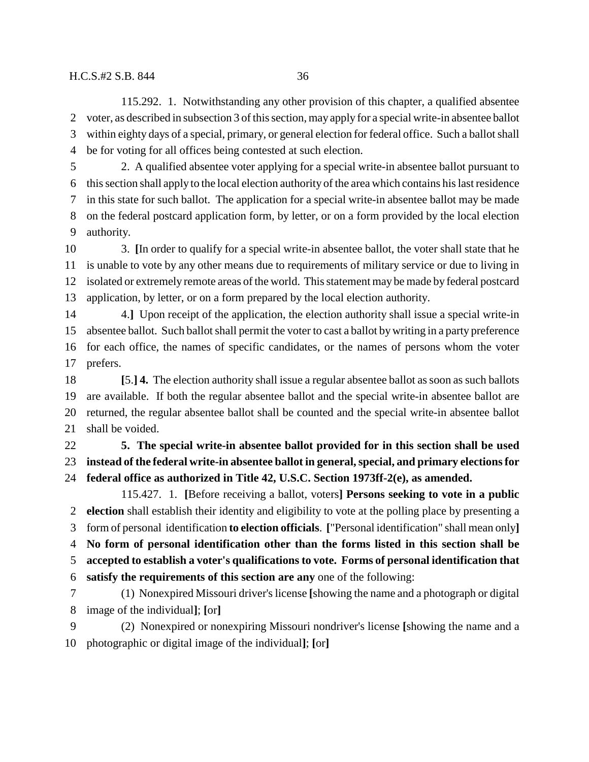115.292. 1. Notwithstanding any other provision of this chapter, a qualified absentee voter, as described in subsection 3 of this section, may apply for a special write-in absentee ballot within eighty days of a special, primary, or general election for federal office. Such a ballot shall be for voting for all offices being contested at such election.

2. A qualified absentee voter applying for a special write-in absentee ballot pursuant to this section shall apply to the local election authority of the area which contains his last residence in this state for such ballot. The application for a special write-in absentee ballot may be made on the federal postcard application form, by letter, or on a form provided by the local election authority.

3. **[**In order to qualify for a special write-in absentee ballot, the voter shall state that he is unable to vote by any other means due to requirements of military service or due to living in isolated or extremely remote areas of the world. This statement may be made by federal postcard application, by letter, or on a form prepared by the local election authority.

4.**]** Upon receipt of the application, the election authority shall issue a special write-in absentee ballot. Such ballot shall permit the voter to cast a ballot by writing in a party preference for each office, the names of specific candidates, or the names of persons whom the voter prefers.

**[**5.**] 4.** The election authority shall issue a regular absentee ballot as soon as such ballots are available. If both the regular absentee ballot and the special write-in absentee ballot are returned, the regular absentee ballot shall be counted and the special write-in absentee ballot shall be voided.

**5. The special write-in absentee ballot provided for in this section shall be used instead of the federal write-in absentee ballot in general, special, and primary elections for federal office as authorized in Title 42, U.S.C. Section 1973ff-2(e), as amended.**

115.427. 1. **[**Before receiving a ballot, voters**] Persons seeking to vote in a public election** shall establish their identity and eligibility to vote at the polling place by presenting a form of personal identification **to election officials**. **[**"Personal identification" shall mean only**] No form of personal identification other than the forms listed in this section shall be accepted to establish a voter's qualifications to vote. Forms of personal identification that satisfy the requirements of this section are any** one of the following:

(1) Nonexpired Missouri driver's license **[**showing the name and a photograph or digital image of the individual**]**; **[**or**]**

(2) Nonexpired or nonexpiring Missouri nondriver's license **[**showing the name and a photographic or digital image of the individual**]**; **[**or**]**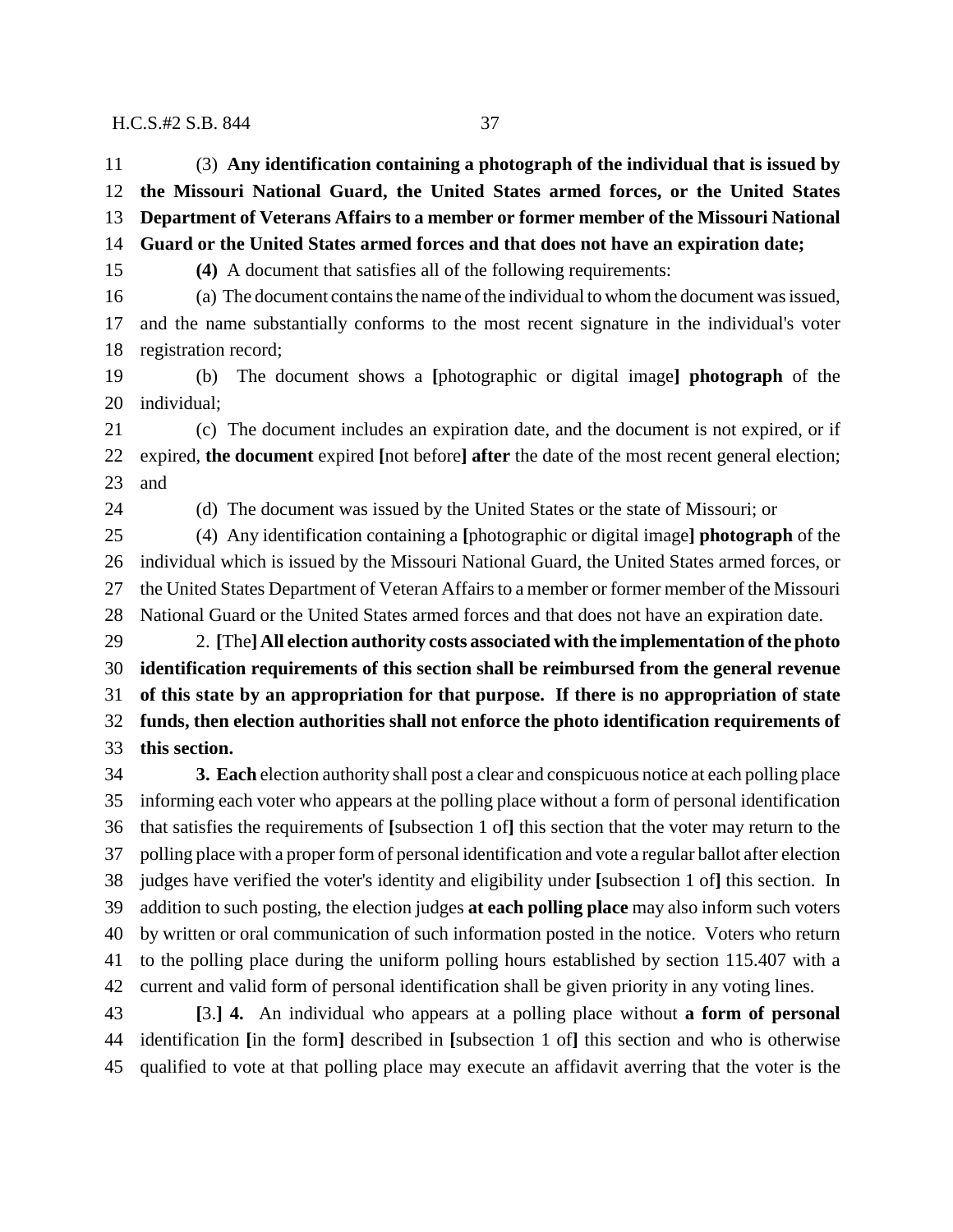(3) **Any identification containing a photograph of the individual that is issued by the Missouri National Guard, the United States armed forces, or the United States Department of Veterans Affairs to a member or former member of the Missouri National Guard or the United States armed forces and that does not have an expiration date;**

**(4)** A document that satisfies all of the following requirements:

(a) The document contains the name of the individual to whom the document was issued, and the name substantially conforms to the most recent signature in the individual's voter registration record;

(b) The document shows a **[**photographic or digital image**]** **photograph** of the individual;

(c) The document includes an expiration date, and the document is not expired, or if expired, **the document** expired **[**not before**]** **after** the date of the most recent general election; and

(d) The document was issued by the United States or the state of Missouri; or

(4) Any identification containing a **[**photographic or digital image**]** **photograph** of the individual which is issued by the Missouri National Guard, the United States armed forces, or the United States Department of Veteran Affairs to a member or former member of the Missouri National Guard or the United States armed forces and that does not have an expiration date.

2. **[**The**]** **All election authority costs associated with the implementation of the photo identification requirements of this section shall be reimbursed from the general revenue of this state by an appropriation for that purpose. If there is no appropriation of state funds, then election authorities shall not enforce the photo identification requirements of this section.**

**3. Each** election authority shall post a clear and conspicuous notice at each polling place informing each voter who appears at the polling place without a form of personal identification that satisfies the requirements of **[**subsection 1 of**]** this section that the voter may return to the polling place with a proper form of personal identification and vote a regular ballot after election judges have verified the voter's identity and eligibility under **[**subsection 1 of**]** this section. In addition to such posting, the election judges **at each polling place** may also inform such voters by written or oral communication of such information posted in the notice. Voters who return to the polling place during the uniform polling hours established by section 115.407 with a current and valid form of personal identification shall be given priority in any voting lines.

**[**3.**]** **4.** An individual who appears at a polling place without **a form of personal** identification **[**in the form**]** described in **[**subsection 1 of**]** this section and who is otherwise qualified to vote at that polling place may execute an affidavit averring that the voter is the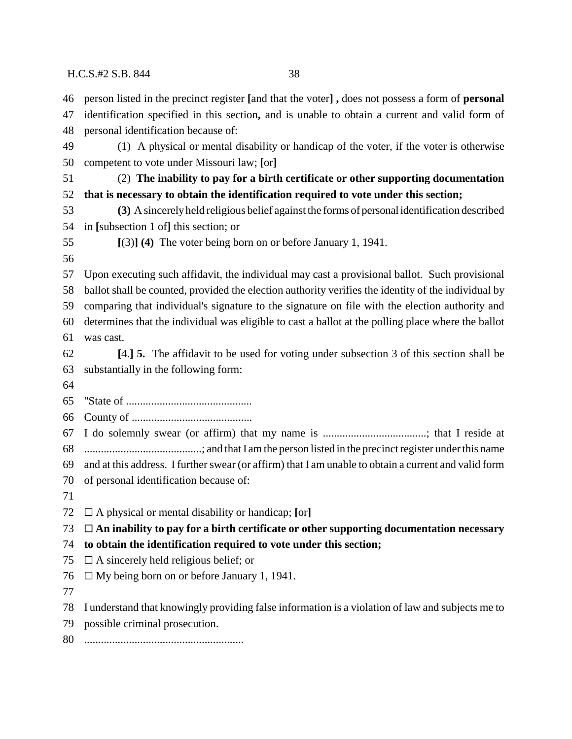person listed in the precinct register **[**and that the voter**] ,** does not possess a form of **personal** identification specified in this section**,** and is unable to obtain a current and valid form of personal identification because of:

(1) A physical or mental disability or handicap of the voter, if the voter is otherwise competent to vote under Missouri law; **[**or**]**

(2) **The inability to pay for a birth certificate or other supporting documentation that is necessary to obtain the identification required to vote under this section;**

**(3)** A sincerely held religious belief against the forms of personal identification described in **[**subsection 1 of**]** this section; or

**[**(3)**] (4)** The voter being born on or before January 1, 1941.

Upon executing such affidavit, the individual may cast a provisional ballot. Such provisional ballot shall be counted, provided the election authority verifies the identity of the individual by comparing that individual's signature to the signature on file with the election authority and determines that the individual was eligible to cast a ballot at the polling place where the ballot was cast.

**[**4.**] 5.** The affidavit to be used for voting under subsection 3 of this section shall be substantially in the following form:

"State of .............................................

County of ...........................................

I do solemnly swear (or affirm) that my name is ....................................; that I reside at ..........................................; and that I am the person listed in the precinct register under this name and at this address. I further swear (or affirm) that I am unable to obtain a current and valid form of personal identification because of:

□ A physical or mental disability or handicap; **[**or**]**

□ **An inability to pay for a birth certificate or other supporting documentation necessary to obtain the identification required to vote under this section;**

□ A sincerely held religious belief; or

□ My being born on or before January 1, 1941.

I understand that knowingly providing false information is a violation of law and subjects me to possible criminal prosecution.

.........................................................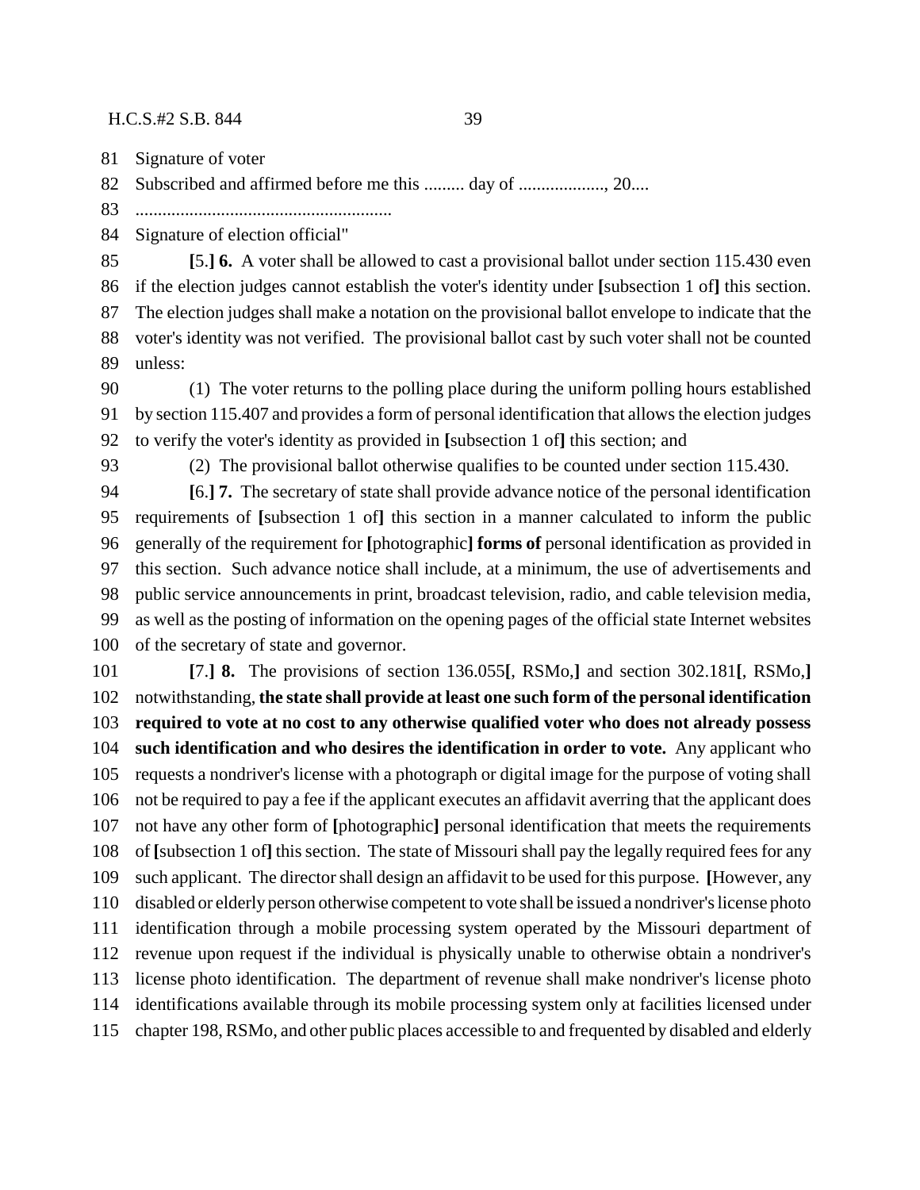Signature of voter

Subscribed and affirmed before me this ......... day of ..................., 20....

.........................................................

Signature of election official"

**[**5.**] 6.** A voter shall be allowed to cast a provisional ballot under section 115.430 even if the election judges cannot establish the voter's identity under **[**subsection 1 of**]** this section. The election judges shall make a notation on the provisional ballot envelope to indicate that the voter's identity was not verified. The provisional ballot cast by such voter shall not be counted unless:

(1) The voter returns to the polling place during the uniform polling hours established by section 115.407 and provides a form of personal identification that allows the election judges to verify the voter's identity as provided in **[**subsection 1 of**]** this section; and

(2) The provisional ballot otherwise qualifies to be counted under section 115.430.

**[**6.**] 7.** The secretary of state shall provide advance notice of the personal identification requirements of **[**subsection 1 of**]** this section in a manner calculated to inform the public generally of the requirement for **[**photographic**] forms of** personal identification as provided in this section. Such advance notice shall include, at a minimum, the use of advertisements and public service announcements in print, broadcast television, radio, and cable television media, as well as the posting of information on the opening pages of the official state Internet websites of the secretary of state and governor.

**[**7.**] 8.** The provisions of section 136.055**[**, RSMo,**]** and section 302.181**[**, RSMo,**]** notwithstanding, **the state shall provide at least one such form of the personal identification required to vote at no cost to any otherwise qualified voter who does not already possess such identification and who desires the identification in order to vote.** Any applicant who requests a nondriver's license with a photograph or digital image for the purpose of voting shall not be required to pay a fee if the applicant executes an affidavit averring that the applicant does not have any other form of **[**photographic**]** personal identification that meets the requirements of **[**subsection 1 of**]** this section. The state of Missouri shall pay the legally required fees for any such applicant. The director shall design an affidavit to be used for this purpose. **[**However, any disabled or elderly person otherwise competent to vote shall be issued a nondriver's license photo identification through a mobile processing system operated by the Missouri department of revenue upon request if the individual is physically unable to otherwise obtain a nondriver's license photo identification. The department of revenue shall make nondriver's license photo identifications available through its mobile processing system only at facilities licensed under chapter 198, RSMo, and other public places accessible to and frequented by disabled and elderly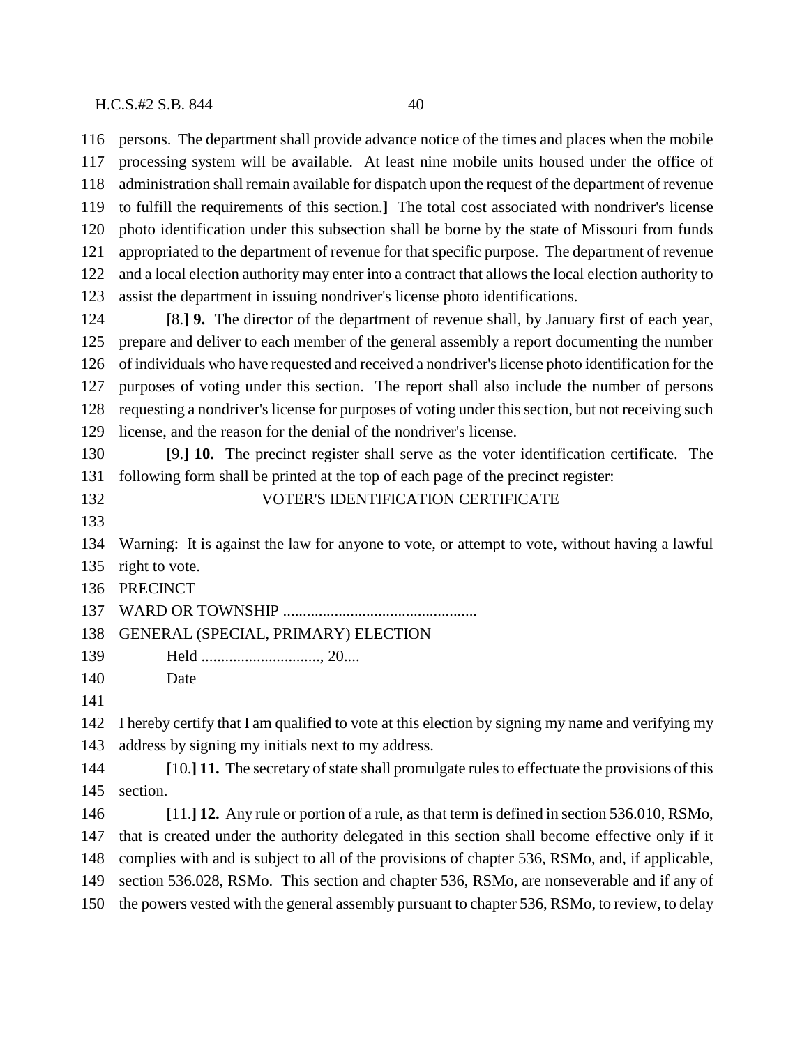persons. The department shall provide advance notice of the times and places when the mobile processing system will be available. At least nine mobile units housed under the office of administration shall remain available for dispatch upon the request of the department of revenue to fulfill the requirements of this section.**]** The total cost associated with nondriver's license photo identification under this subsection shall be borne by the state of Missouri from funds appropriated to the department of revenue for that specific purpose. The department of revenue and a local election authority may enter into a contract that allows the local election authority to assist the department in issuing nondriver's license photo identifications.

**[**8.**] 9.** The director of the department of revenue shall, by January first of each year, prepare and deliver to each member of the general assembly a report documenting the number of individuals who have requested and received a nondriver's license photo identification for the purposes of voting under this section. The report shall also include the number of persons requesting a nondriver's license for purposes of voting under this section, but not receiving such license, and the reason for the denial of the nondriver's license.

**[**9.**] 10.** The precinct register shall serve as the voter identification certificate. The following form shall be printed at the top of each page of the precinct register:

VOTER'S IDENTIFICATION CERTIFICATE

Warning: It is against the law for anyone to vote, or attempt to vote, without having a lawful right to vote.

PRECINCT

WARD OR TOWNSHIP .................................................

GENERAL (SPECIAL, PRIMARY) ELECTION

Held .............................., 20....

Date

I hereby certify that I am qualified to vote at this election by signing my name and verifying my address by signing my initials next to my address.

**[**10.**] 11.** The secretary of state shall promulgate rules to effectuate the provisions of this section.

**[**11.**] 12.** Any rule or portion of a rule, as that term is defined in section 536.010, RSMo, that is created under the authority delegated in this section shall become effective only if it complies with and is subject to all of the provisions of chapter 536, RSMo, and, if applicable, section 536.028, RSMo. This section and chapter 536, RSMo, are nonseverable and if any of the powers vested with the general assembly pursuant to chapter 536, RSMo, to review, to delay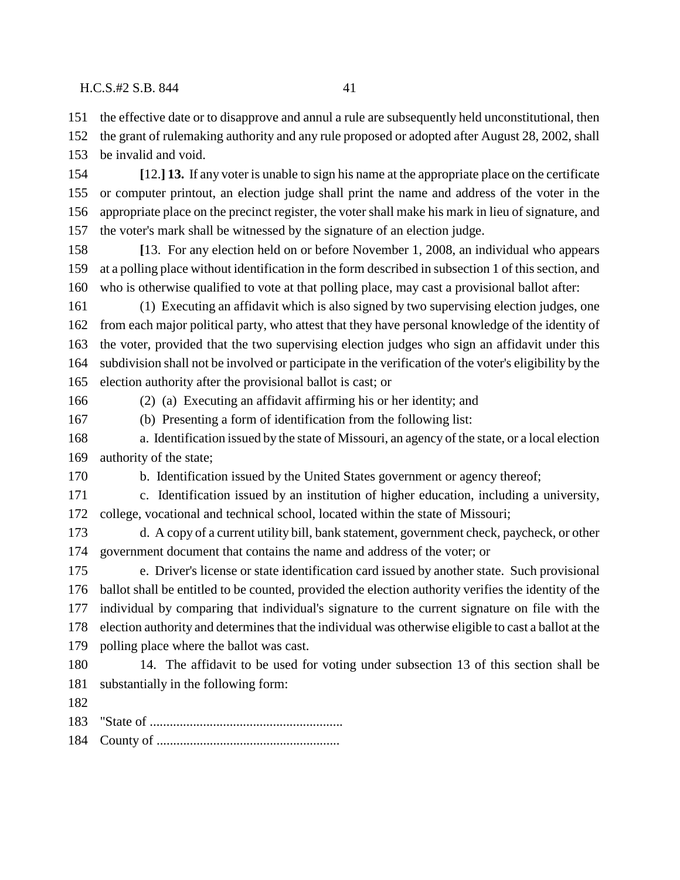151 the effective date or to disapprove and annul a rule are subsequently held unconstitutional, then
152 the grant of rulemaking authority and any rule proposed or adopted after August 28, 2002, shall
153 be invalid and void.

154 **[**12.**] 13.** If any voter is unable to sign his name at the appropriate place on the certificate
155 or computer printout, an election judge shall print the name and address of the voter in the
156 appropriate place on the precinct register, the voter shall make his mark in lieu of signature, and
157 the voter's mark shall be witnessed by the signature of an election judge.

158 **[**13. For any election held on or before November 1, 2008, an individual who appears
159 at a polling place without identification in the form described in subsection 1 of this section, and
160 who is otherwise qualified to vote at that polling place, may cast a provisional ballot after:

161 (1) Executing an affidavit which is also signed by two supervising election judges, one
162 from each major political party, who attest that they have personal knowledge of the identity of
163 the voter, provided that the two supervising election judges who sign an affidavit under this
164 subdivision shall not be involved or participate in the verification of the voter's eligibility by the
165 election authority after the provisional ballot is cast; or

166 (2) (a) Executing an affidavit affirming his or her identity; and

167 (b) Presenting a form of identification from the following list:

168 a. Identification issued by the state of Missouri, an agency of the state, or a local election
169 authority of the state;

170 b. Identification issued by the United States government or agency thereof;

171 c. Identification issued by an institution of higher education, including a university,
172 college, vocational and technical school, located within the state of Missouri;

173 d. A copy of a current utility bill, bank statement, government check, paycheck, or other
174 government document that contains the name and address of the voter; or

175 e. Driver's license or state identification card issued by another state. Such provisional
176 ballot shall be entitled to be counted, provided the election authority verifies the identity of the
177 individual by comparing that individual's signature to the current signature on file with the
178 election authority and determines that the individual was otherwise eligible to cast a ballot at the
179 polling place where the ballot was cast.

180 14. The affidavit to be used for voting under subsection 13 of this section shall be
181 substantially in the following form:

182

183 "State of ..........................................................

184 County of ......................................................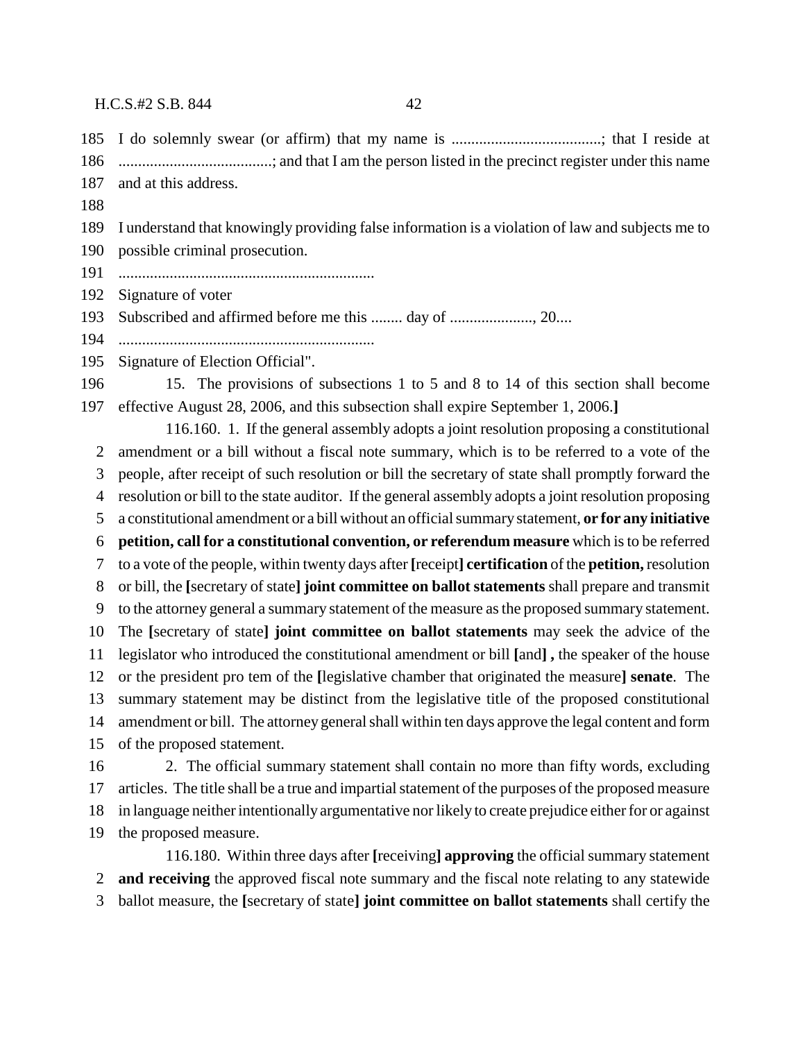185 I do solemnly swear (or affirm) that my name is ......................................; that I reside at
186 .......................................; and that I am the person listed in the precinct register under this name
187 and at this address.
188
189 I understand that knowingly providing false information is a violation of law and subjects me to
190 possible criminal prosecution.
191 ................................................................
192 Signature of voter
193 Subscribed and affirmed before me this ........ day of ....................., 20....
194 ................................................................
195 Signature of Election Official".

196 15. The provisions of subsections 1 to 5 and 8 to 14 of this section shall become
197 effective August 28, 2006, and this subsection shall expire September 1, 2006.**]**

116.160. 1. If the general assembly adopts a joint resolution proposing a constitutional
2 amendment or a bill without a fiscal note summary, which is to be referred to a vote of the
3 people, after receipt of such resolution or bill the secretary of state shall promptly forward the
4 resolution or bill to the state auditor. If the general assembly adopts a joint resolution proposing
5 a constitutional amendment or a bill without an official summary statement, **or for any initiative**
6 **petition, call for a constitutional convention, or referendum measure** which is to be referred
7 to a vote of the people, within twenty days after **[**receipt**] certification** of the **petition,** resolution
8 or bill, the **[**secretary of state**] joint committee on ballot statements** shall prepare and transmit
9 to the attorney general a summary statement of the measure as the proposed summary statement.
10 The **[**secretary of state**] joint committee on ballot statements** may seek the advice of the
11 legislator who introduced the constitutional amendment or bill **[**and**] ,** the speaker of the house
12 or the president pro tem of the **[**legislative chamber that originated the measure**] senate**. The
13 summary statement may be distinct from the legislative title of the proposed constitutional
14 amendment or bill. The attorney general shall within ten days approve the legal content and form
15 of the proposed statement.

16 2. The official summary statement shall contain no more than fifty words, excluding
17 articles. The title shall be a true and impartial statement of the purposes of the proposed measure
18 in language neither intentionally argumentative nor likely to create prejudice either for or against
19 the proposed measure.

116.180. Within three days after **[**receiving**] approving** the official summary statement
2 **and receiving** the approved fiscal note summary and the fiscal note relating to any statewide
3 ballot measure, the **[**secretary of state**] joint committee on ballot statements** shall certify the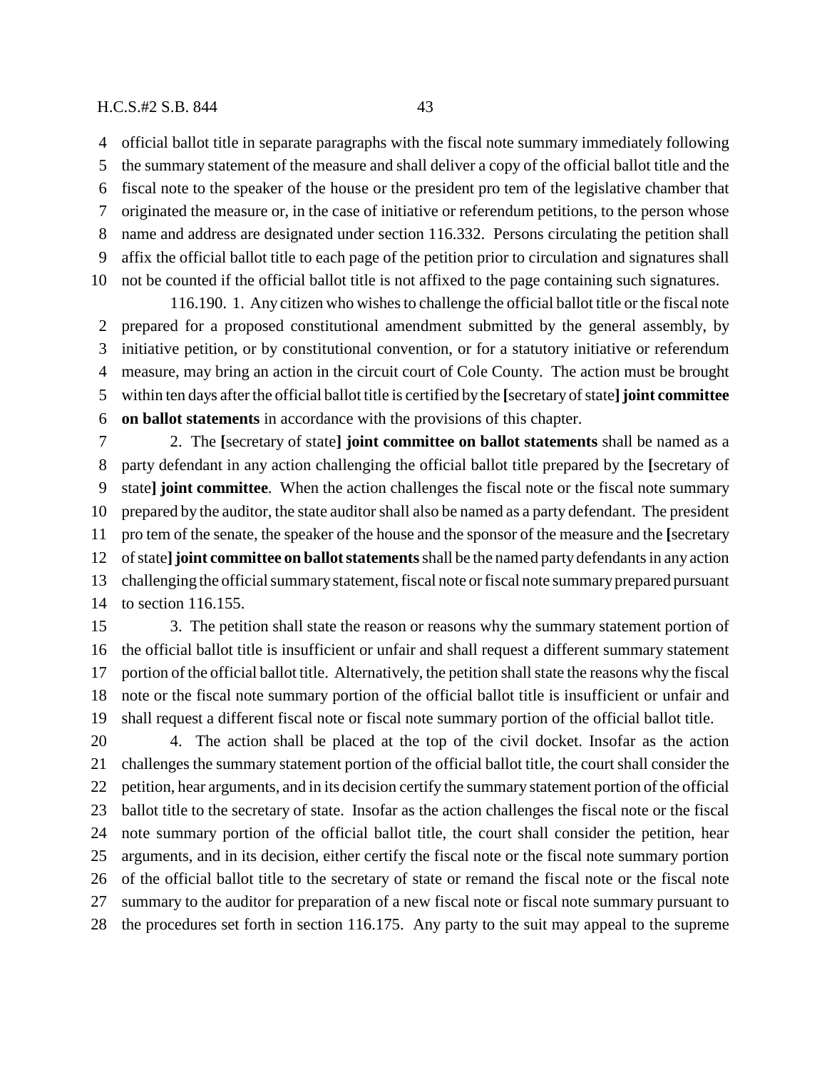official ballot title in separate paragraphs with the fiscal note summary immediately following the summary statement of the measure and shall deliver a copy of the official ballot title and the fiscal note to the speaker of the house or the president pro tem of the legislative chamber that originated the measure or, in the case of initiative or referendum petitions, to the person whose name and address are designated under section 116.332. Persons circulating the petition shall affix the official ballot title to each page of the petition prior to circulation and signatures shall not be counted if the official ballot title is not affixed to the page containing such signatures.

116.190. 1. Any citizen who wishes to challenge the official ballot title or the fiscal note prepared for a proposed constitutional amendment submitted by the general assembly, by initiative petition, or by constitutional convention, or for a statutory initiative or referendum measure, may bring an action in the circuit court of Cole County. The action must be brought within ten days after the official ballot title is certified by the [secretary of state] **joint committee on ballot statements** in accordance with the provisions of this chapter.

2. The [secretary of state] **joint committee on ballot statements** shall be named as a party defendant in any action challenging the official ballot title prepared by the [secretary of state] **joint committee**. When the action challenges the fiscal note or the fiscal note summary prepared by the auditor, the state auditor shall also be named as a party defendant. The president pro tem of the senate, the speaker of the house and the sponsor of the measure and the [secretary of state] **joint committee on ballot statements** shall be the named party defendants in any action challenging the official summary statement, fiscal note or fiscal note summary prepared pursuant to section 116.155.

3. The petition shall state the reason or reasons why the summary statement portion of the official ballot title is insufficient or unfair and shall request a different summary statement portion of the official ballot title. Alternatively, the petition shall state the reasons why the fiscal note or the fiscal note summary portion of the official ballot title is insufficient or unfair and shall request a different fiscal note or fiscal note summary portion of the official ballot title.

4. The action shall be placed at the top of the civil docket. Insofar as the action challenges the summary statement portion of the official ballot title, the court shall consider the petition, hear arguments, and in its decision certify the summary statement portion of the official ballot title to the secretary of state. Insofar as the action challenges the fiscal note or the fiscal note summary portion of the official ballot title, the court shall consider the petition, hear arguments, and in its decision, either certify the fiscal note or the fiscal note summary portion of the official ballot title to the secretary of state or remand the fiscal note or the fiscal note summary to the auditor for preparation of a new fiscal note or fiscal note summary pursuant to the procedures set forth in section 116.175. Any party to the suit may appeal to the supreme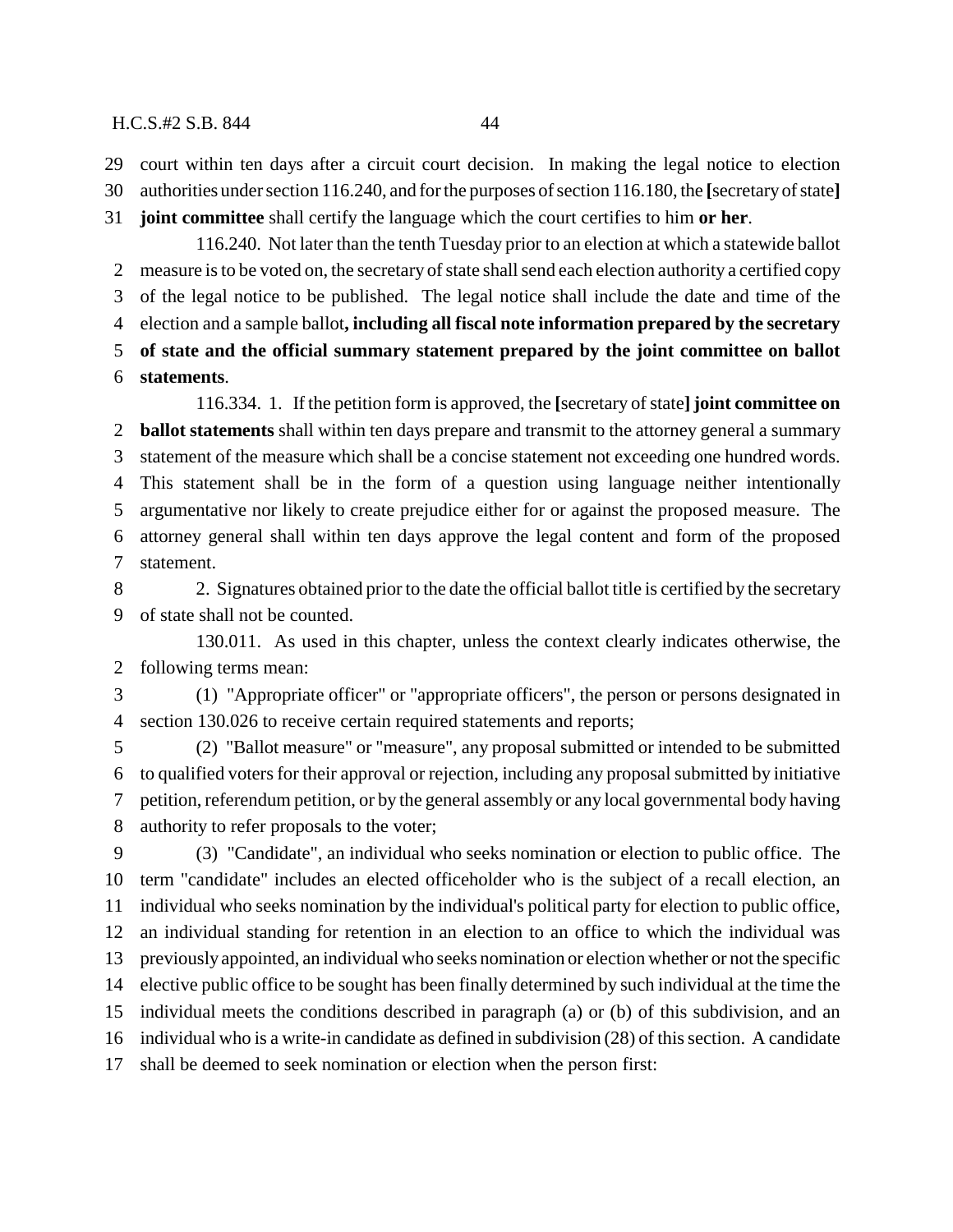court within ten days after a circuit court decision. In making the legal notice to election authorities under section 116.240, and for the purposes of section 116.180, the **[**secretary of state**]** **joint committee** shall certify the language which the court certifies to him **or her**.

116.240. Not later than the tenth Tuesday prior to an election at which a statewide ballot measure is to be voted on, the secretary of state shall send each election authority a certified copy of the legal notice to be published. The legal notice shall include the date and time of the election and a sample ballot**, including all fiscal note information prepared by the secretary of state and the official summary statement prepared by the joint committee on ballot statements**.

116.334. 1. If the petition form is approved, the **[**secretary of state**]** **joint committee on ballot statements** shall within ten days prepare and transmit to the attorney general a summary statement of the measure which shall be a concise statement not exceeding one hundred words. This statement shall be in the form of a question using language neither intentionally argumentative nor likely to create prejudice either for or against the proposed measure. The attorney general shall within ten days approve the legal content and form of the proposed statement.

2. Signatures obtained prior to the date the official ballot title is certified by the secretary of state shall not be counted.

130.011. As used in this chapter, unless the context clearly indicates otherwise, the following terms mean:

(1) "Appropriate officer" or "appropriate officers", the person or persons designated in section 130.026 to receive certain required statements and reports;

(2) "Ballot measure" or "measure", any proposal submitted or intended to be submitted to qualified voters for their approval or rejection, including any proposal submitted by initiative petition, referendum petition, or by the general assembly or any local governmental body having authority to refer proposals to the voter;

(3) "Candidate", an individual who seeks nomination or election to public office. The term "candidate" includes an elected officeholder who is the subject of a recall election, an individual who seeks nomination by the individual's political party for election to public office, an individual standing for retention in an election to an office to which the individual was previously appointed, an individual who seeks nomination or election whether or not the specific elective public office to be sought has been finally determined by such individual at the time the individual meets the conditions described in paragraph (a) or (b) of this subdivision, and an individual who is a write-in candidate as defined in subdivision (28) of this section. A candidate shall be deemed to seek nomination or election when the person first: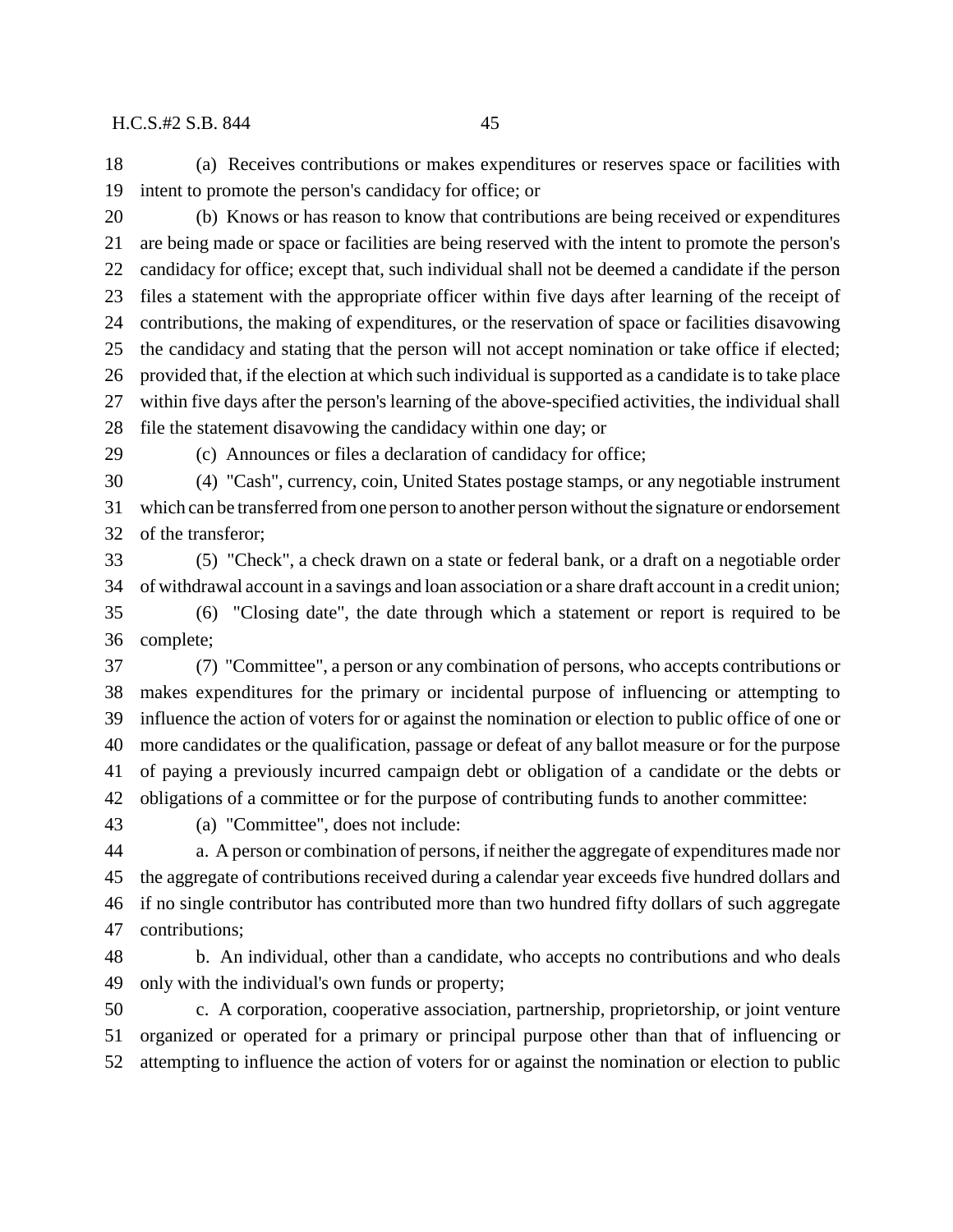(a) Receives contributions or makes expenditures or reserves space or facilities with intent to promote the person's candidacy for office; or

(b) Knows or has reason to know that contributions are being received or expenditures are being made or space or facilities are being reserved with the intent to promote the person's candidacy for office; except that, such individual shall not be deemed a candidate if the person files a statement with the appropriate officer within five days after learning of the receipt of contributions, the making of expenditures, or the reservation of space or facilities disavowing the candidacy and stating that the person will not accept nomination or take office if elected; provided that, if the election at which such individual is supported as a candidate is to take place within five days after the person's learning of the above-specified activities, the individual shall file the statement disavowing the candidacy within one day; or

(c) Announces or files a declaration of candidacy for office;

(4) "Cash", currency, coin, United States postage stamps, or any negotiable instrument which can be transferred from one person to another person without the signature or endorsement of the transferor;

(5) "Check", a check drawn on a state or federal bank, or a draft on a negotiable order of withdrawal account in a savings and loan association or a share draft account in a credit union;

(6) "Closing date", the date through which a statement or report is required to be complete;

(7) "Committee", a person or any combination of persons, who accepts contributions or makes expenditures for the primary or incidental purpose of influencing or attempting to influence the action of voters for or against the nomination or election to public office of one or more candidates or the qualification, passage or defeat of any ballot measure or for the purpose of paying a previously incurred campaign debt or obligation of a candidate or the debts or obligations of a committee or for the purpose of contributing funds to another committee:

(a) "Committee", does not include:

a. A person or combination of persons, if neither the aggregate of expenditures made nor the aggregate of contributions received during a calendar year exceeds five hundred dollars and if no single contributor has contributed more than two hundred fifty dollars of such aggregate contributions;

b. An individual, other than a candidate, who accepts no contributions and who deals only with the individual's own funds or property;

c. A corporation, cooperative association, partnership, proprietorship, or joint venture organized or operated for a primary or principal purpose other than that of influencing or attempting to influence the action of voters for or against the nomination or election to public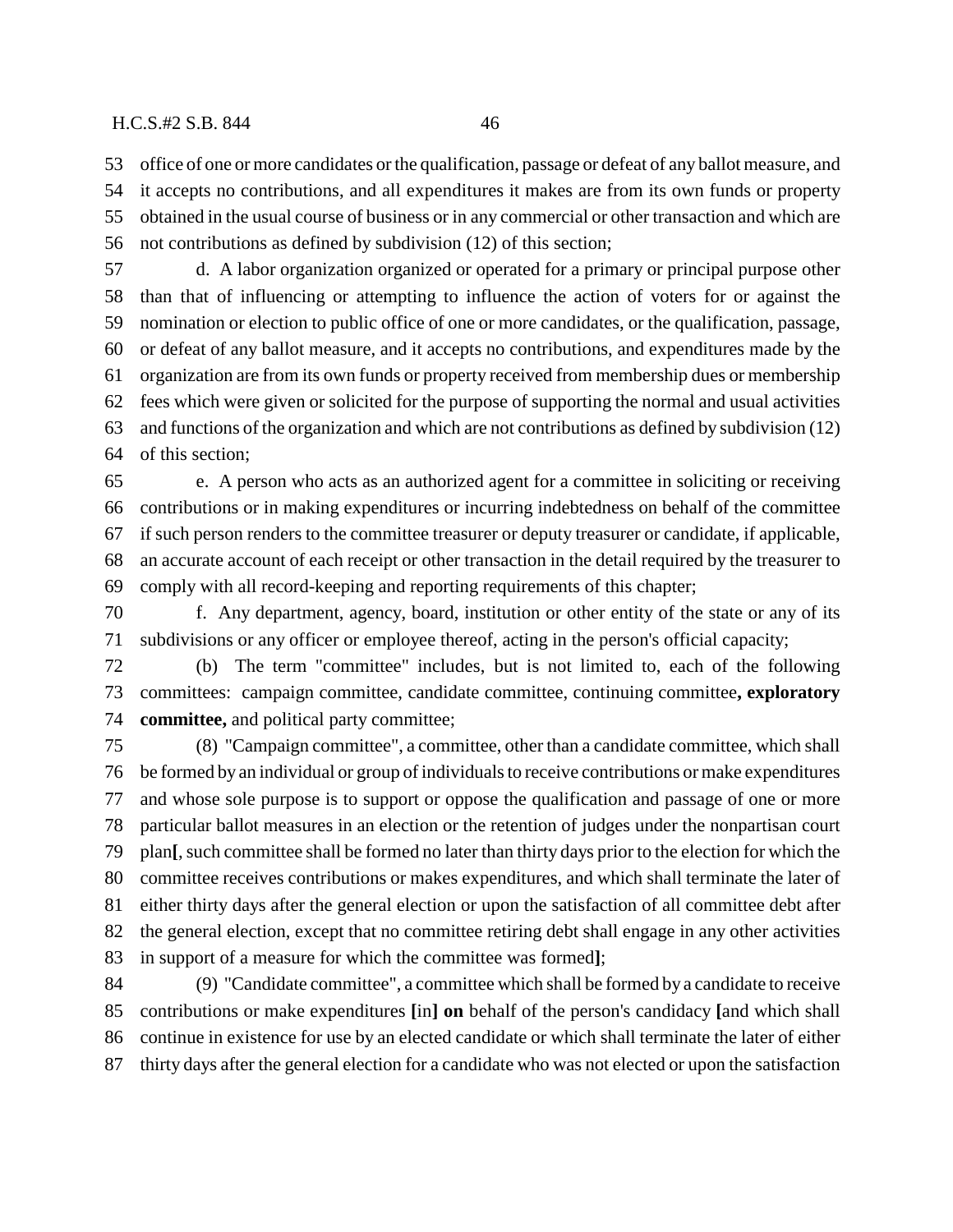office of one or more candidates or the qualification, passage or defeat of any ballot measure, and it accepts no contributions, and all expenditures it makes are from its own funds or property obtained in the usual course of business or in any commercial or other transaction and which are not contributions as defined by subdivision (12) of this section;

d. A labor organization organized or operated for a primary or principal purpose other than that of influencing or attempting to influence the action of voters for or against the nomination or election to public office of one or more candidates, or the qualification, passage, or defeat of any ballot measure, and it accepts no contributions, and expenditures made by the organization are from its own funds or property received from membership dues or membership fees which were given or solicited for the purpose of supporting the normal and usual activities and functions of the organization and which are not contributions as defined by subdivision (12) of this section;

e. A person who acts as an authorized agent for a committee in soliciting or receiving contributions or in making expenditures or incurring indebtedness on behalf of the committee if such person renders to the committee treasurer or deputy treasurer or candidate, if applicable, an accurate account of each receipt or other transaction in the detail required by the treasurer to comply with all record-keeping and reporting requirements of this chapter;

f. Any department, agency, board, institution or other entity of the state or any of its subdivisions or any officer or employee thereof, acting in the person's official capacity;

(b) The term "committee" includes, but is not limited to, each of the following committees: campaign committee, candidate committee, continuing committee**, exploratory committee,** and political party committee;

(8) "Campaign committee", a committee, other than a candidate committee, which shall be formed by an individual or group of individuals to receive contributions or make expenditures and whose sole purpose is to support or oppose the qualification and passage of one or more particular ballot measures in an election or the retention of judges under the nonpartisan court plan**[**, such committee shall be formed no later than thirty days prior to the election for which the committee receives contributions or makes expenditures, and which shall terminate the later of either thirty days after the general election or upon the satisfaction of all committee debt after the general election, except that no committee retiring debt shall engage in any other activities in support of a measure for which the committee was formed**]**;

(9) "Candidate committee", a committee which shall be formed by a candidate to receive contributions or make expenditures **[**in**] on** behalf of the person's candidacy **[**and which shall continue in existence for use by an elected candidate or which shall terminate the later of either thirty days after the general election for a candidate who was not elected or upon the satisfaction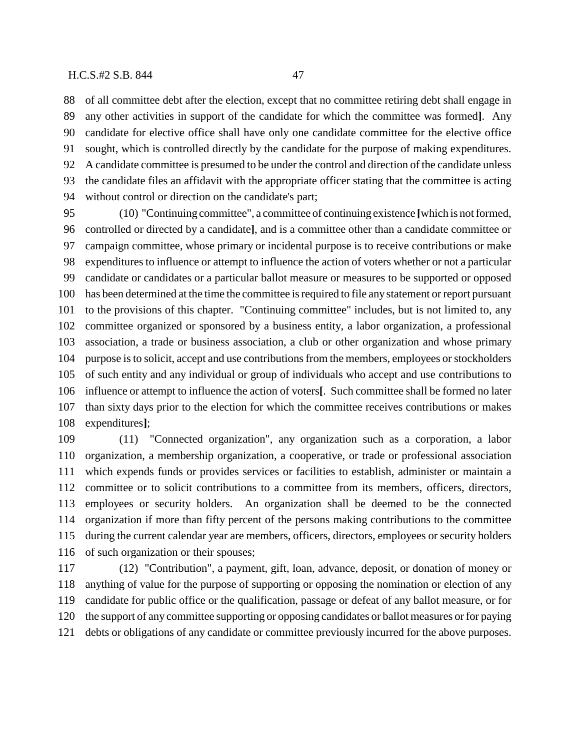of all committee debt after the election, except that no committee retiring debt shall engage in any other activities in support of the candidate for which the committee was formed**]**. Any candidate for elective office shall have only one candidate committee for the elective office sought, which is controlled directly by the candidate for the purpose of making expenditures. A candidate committee is presumed to be under the control and direction of the candidate unless the candidate files an affidavit with the appropriate officer stating that the committee is acting without control or direction on the candidate's part;

(10) "Continuing committee", a committee of continuing existence **[**which is not formed, controlled or directed by a candidate**]**, and is a committee other than a candidate committee or campaign committee, whose primary or incidental purpose is to receive contributions or make expenditures to influence or attempt to influence the action of voters whether or not a particular candidate or candidates or a particular ballot measure or measures to be supported or opposed has been determined at the time the committee is required to file any statement or report pursuant to the provisions of this chapter. "Continuing committee" includes, but is not limited to, any committee organized or sponsored by a business entity, a labor organization, a professional association, a trade or business association, a club or other organization and whose primary purpose is to solicit, accept and use contributions from the members, employees or stockholders of such entity and any individual or group of individuals who accept and use contributions to influence or attempt to influence the action of voters**[**. Such committee shall be formed no later than sixty days prior to the election for which the committee receives contributions or makes expenditures**]**;

(11) "Connected organization", any organization such as a corporation, a labor organization, a membership organization, a cooperative, or trade or professional association which expends funds or provides services or facilities to establish, administer or maintain a committee or to solicit contributions to a committee from its members, officers, directors, employees or security holders. An organization shall be deemed to be the connected organization if more than fifty percent of the persons making contributions to the committee during the current calendar year are members, officers, directors, employees or security holders of such organization or their spouses;

(12) "Contribution", a payment, gift, loan, advance, deposit, or donation of money or anything of value for the purpose of supporting or opposing the nomination or election of any candidate for public office or the qualification, passage or defeat of any ballot measure, or for the support of any committee supporting or opposing candidates or ballot measures or for paying debts or obligations of any candidate or committee previously incurred for the above purposes.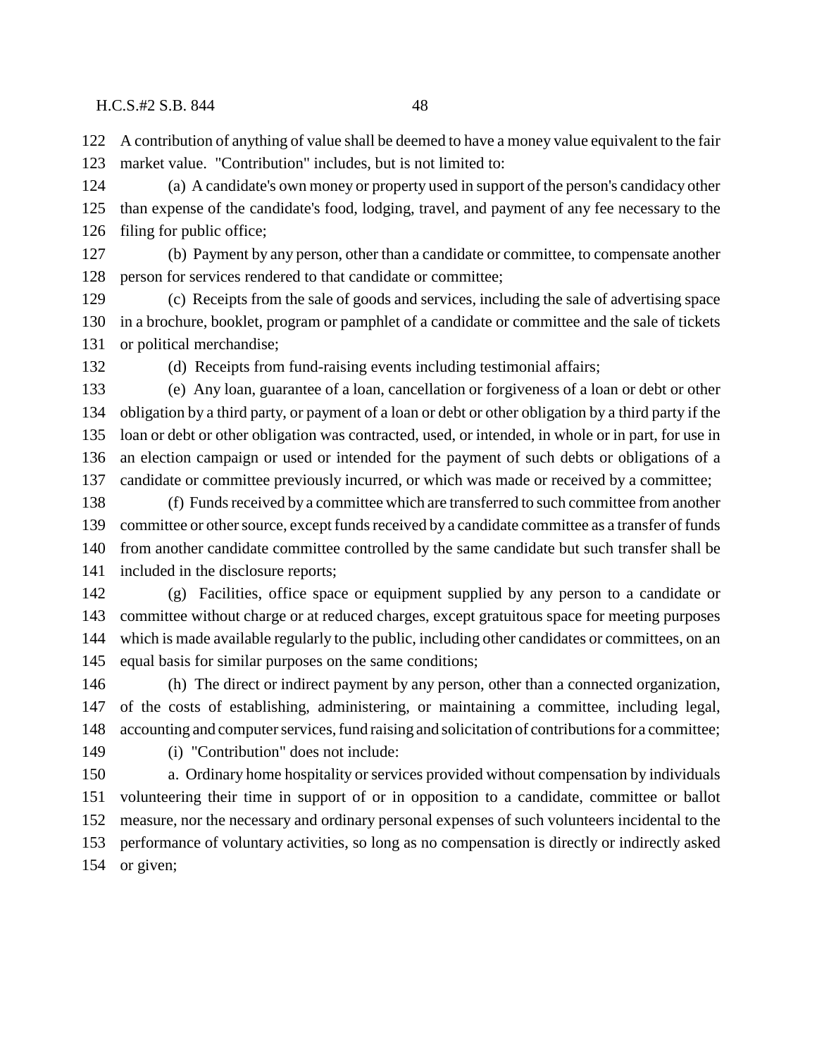A contribution of anything of value shall be deemed to have a money value equivalent to the fair market value. "Contribution" includes, but is not limited to:

(a) A candidate's own money or property used in support of the person's candidacy other than expense of the candidate's food, lodging, travel, and payment of any fee necessary to the filing for public office;

(b) Payment by any person, other than a candidate or committee, to compensate another person for services rendered to that candidate or committee;

(c) Receipts from the sale of goods and services, including the sale of advertising space in a brochure, booklet, program or pamphlet of a candidate or committee and the sale of tickets or political merchandise;

(d) Receipts from fund-raising events including testimonial affairs;

(e) Any loan, guarantee of a loan, cancellation or forgiveness of a loan or debt or other obligation by a third party, or payment of a loan or debt or other obligation by a third party if the loan or debt or other obligation was contracted, used, or intended, in whole or in part, for use in an election campaign or used or intended for the payment of such debts or obligations of a candidate or committee previously incurred, or which was made or received by a committee;

(f) Funds received by a committee which are transferred to such committee from another committee or other source, except funds received by a candidate committee as a transfer of funds from another candidate committee controlled by the same candidate but such transfer shall be included in the disclosure reports;

(g) Facilities, office space or equipment supplied by any person to a candidate or committee without charge or at reduced charges, except gratuitous space for meeting purposes which is made available regularly to the public, including other candidates or committees, on an equal basis for similar purposes on the same conditions;

(h) The direct or indirect payment by any person, other than a connected organization, of the costs of establishing, administering, or maintaining a committee, including legal, accounting and computer services, fund raising and solicitation of contributions for a committee;

(i) "Contribution" does not include:

a. Ordinary home hospitality or services provided without compensation by individuals volunteering their time in support of or in opposition to a candidate, committee or ballot measure, nor the necessary and ordinary personal expenses of such volunteers incidental to the performance of voluntary activities, so long as no compensation is directly or indirectly asked or given;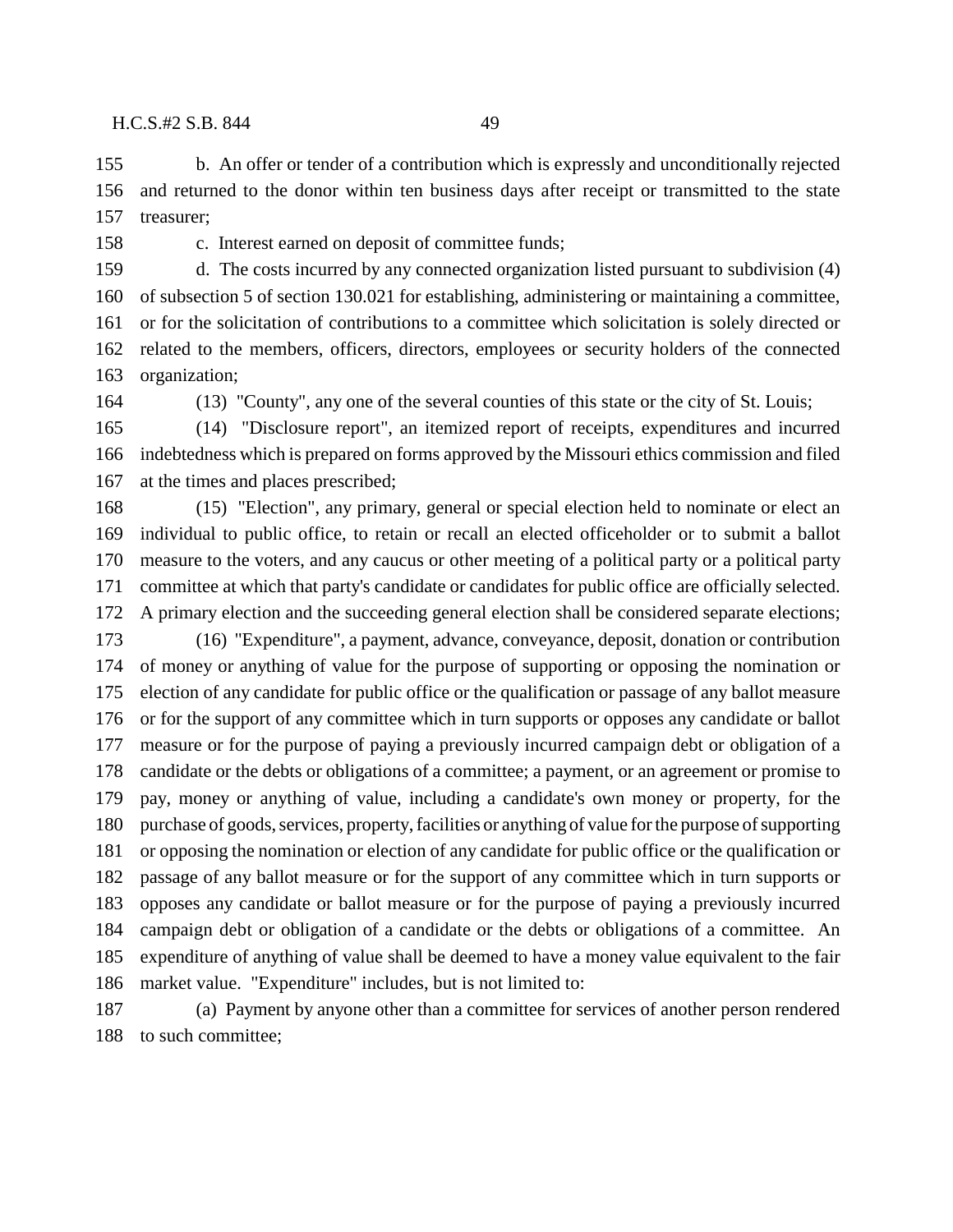b. An offer or tender of a contribution which is expressly and unconditionally rejected and returned to the donor within ten business days after receipt or transmitted to the state treasurer;

c. Interest earned on deposit of committee funds;

d. The costs incurred by any connected organization listed pursuant to subdivision (4) of subsection 5 of section 130.021 for establishing, administering or maintaining a committee, or for the solicitation of contributions to a committee which solicitation is solely directed or related to the members, officers, directors, employees or security holders of the connected organization;

(13) "County", any one of the several counties of this state or the city of St. Louis;

(14) "Disclosure report", an itemized report of receipts, expenditures and incurred indebtedness which is prepared on forms approved by the Missouri ethics commission and filed at the times and places prescribed;

(15) "Election", any primary, general or special election held to nominate or elect an individual to public office, to retain or recall an elected officeholder or to submit a ballot measure to the voters, and any caucus or other meeting of a political party or a political party committee at which that party's candidate or candidates for public office are officially selected. A primary election and the succeeding general election shall be considered separate elections;

(16) "Expenditure", a payment, advance, conveyance, deposit, donation or contribution of money or anything of value for the purpose of supporting or opposing the nomination or election of any candidate for public office or the qualification or passage of any ballot measure or for the support of any committee which in turn supports or opposes any candidate or ballot measure or for the purpose of paying a previously incurred campaign debt or obligation of a candidate or the debts or obligations of a committee; a payment, or an agreement or promise to pay, money or anything of value, including a candidate's own money or property, for the purchase of goods, services, property, facilities or anything of value for the purpose of supporting or opposing the nomination or election of any candidate for public office or the qualification or passage of any ballot measure or for the support of any committee which in turn supports or opposes any candidate or ballot measure or for the purpose of paying a previously incurred campaign debt or obligation of a candidate or the debts or obligations of a committee. An expenditure of anything of value shall be deemed to have a money value equivalent to the fair market value. "Expenditure" includes, but is not limited to:

(a) Payment by anyone other than a committee for services of another person rendered to such committee;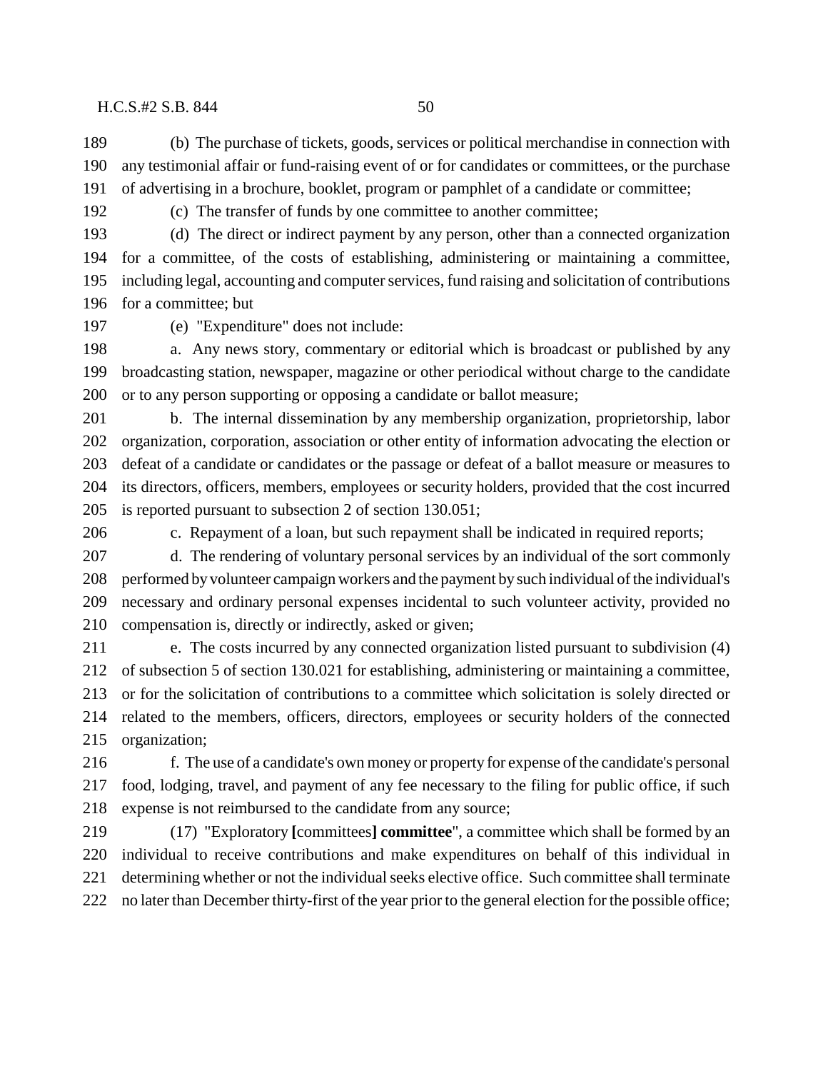(b) The purchase of tickets, goods, services or political merchandise in connection with any testimonial affair or fund-raising event of or for candidates or committees, or the purchase of advertising in a brochure, booklet, program or pamphlet of a candidate or committee;

(c) The transfer of funds by one committee to another committee;

(d) The direct or indirect payment by any person, other than a connected organization for a committee, of the costs of establishing, administering or maintaining a committee, including legal, accounting and computer services, fund raising and solicitation of contributions for a committee; but

(e) "Expenditure" does not include:

a. Any news story, commentary or editorial which is broadcast or published by any broadcasting station, newspaper, magazine or other periodical without charge to the candidate or to any person supporting or opposing a candidate or ballot measure;

b. The internal dissemination by any membership organization, proprietorship, labor organization, corporation, association or other entity of information advocating the election or defeat of a candidate or candidates or the passage or defeat of a ballot measure or measures to its directors, officers, members, employees or security holders, provided that the cost incurred is reported pursuant to subsection 2 of section 130.051;

c. Repayment of a loan, but such repayment shall be indicated in required reports;

d. The rendering of voluntary personal services by an individual of the sort commonly performed by volunteer campaign workers and the payment by such individual of the individual's necessary and ordinary personal expenses incidental to such volunteer activity, provided no compensation is, directly or indirectly, asked or given;

e. The costs incurred by any connected organization listed pursuant to subdivision (4) of subsection 5 of section 130.021 for establishing, administering or maintaining a committee, or for the solicitation of contributions to a committee which solicitation is solely directed or related to the members, officers, directors, employees or security holders of the connected organization;

f. The use of a candidate's own money or property for expense of the candidate's personal food, lodging, travel, and payment of any fee necessary to the filing for public office, if such expense is not reimbursed to the candidate from any source;

(17) "Exploratory **[**committees**]** **committee**", a committee which shall be formed by an individual to receive contributions and make expenditures on behalf of this individual in determining whether or not the individual seeks elective office. Such committee shall terminate no later than December thirty-first of the year prior to the general election for the possible office;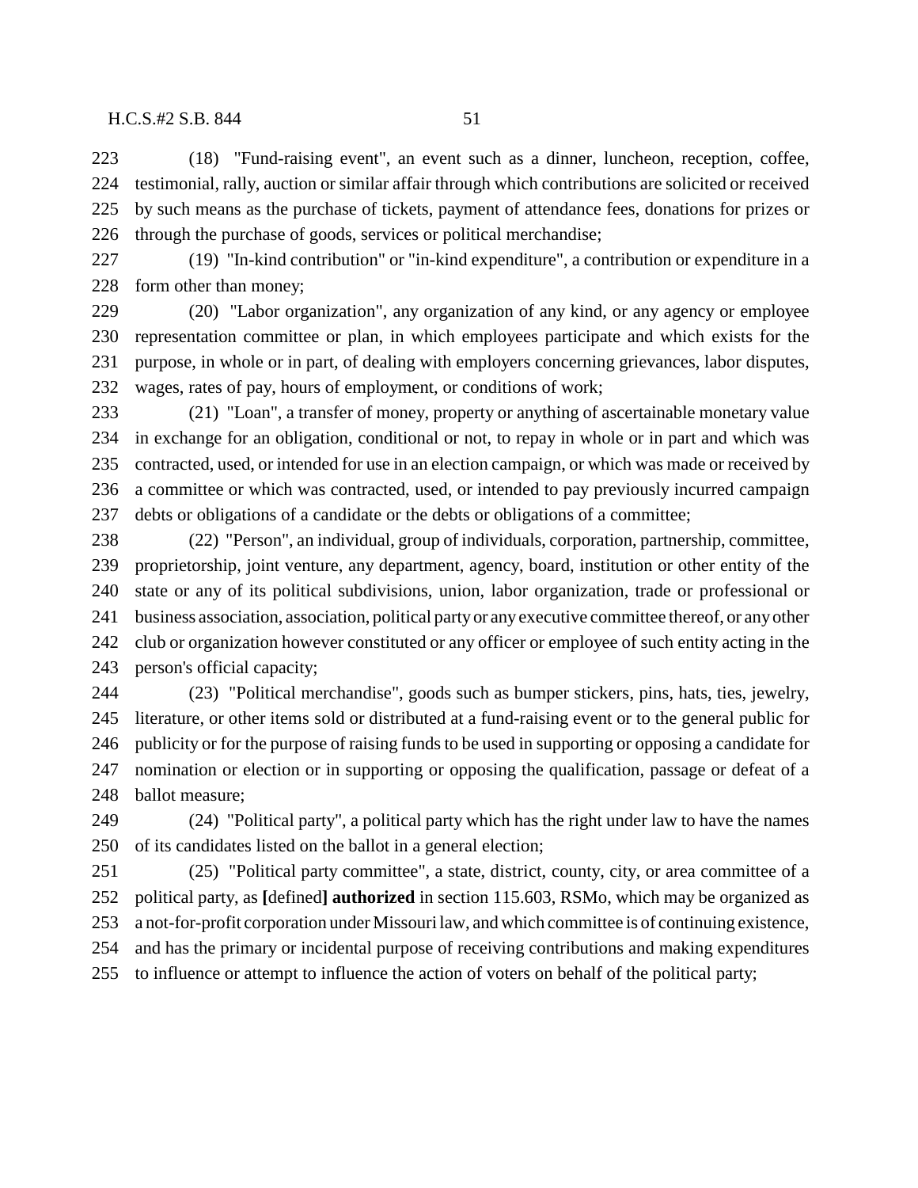(18) "Fund-raising event", an event such as a dinner, luncheon, reception, coffee, testimonial, rally, auction or similar affair through which contributions are solicited or received by such means as the purchase of tickets, payment of attendance fees, donations for prizes or through the purchase of goods, services or political merchandise;

(19) "In-kind contribution" or "in-kind expenditure", a contribution or expenditure in a form other than money;

(20) "Labor organization", any organization of any kind, or any agency or employee representation committee or plan, in which employees participate and which exists for the purpose, in whole or in part, of dealing with employers concerning grievances, labor disputes, wages, rates of pay, hours of employment, or conditions of work;

(21) "Loan", a transfer of money, property or anything of ascertainable monetary value in exchange for an obligation, conditional or not, to repay in whole or in part and which was contracted, used, or intended for use in an election campaign, or which was made or received by a committee or which was contracted, used, or intended to pay previously incurred campaign debts or obligations of a candidate or the debts or obligations of a committee;

(22) "Person", an individual, group of individuals, corporation, partnership, committee, proprietorship, joint venture, any department, agency, board, institution or other entity of the state or any of its political subdivisions, union, labor organization, trade or professional or business association, association, political party or any executive committee thereof, or any other club or organization however constituted or any officer or employee of such entity acting in the person's official capacity;

(23) "Political merchandise", goods such as bumper stickers, pins, hats, ties, jewelry, literature, or other items sold or distributed at a fund-raising event or to the general public for publicity or for the purpose of raising funds to be used in supporting or opposing a candidate for nomination or election or in supporting or opposing the qualification, passage or defeat of a ballot measure;

(24) "Political party", a political party which has the right under law to have the names of its candidates listed on the ballot in a general election;

(25) "Political party committee", a state, district, county, city, or area committee of a political party, as **[**defined**] authorized** in section 115.603, RSMo, which may be organized as a not-for-profit corporation under Missouri law, and which committee is of continuing existence, and has the primary or incidental purpose of receiving contributions and making expenditures to influence or attempt to influence the action of voters on behalf of the political party;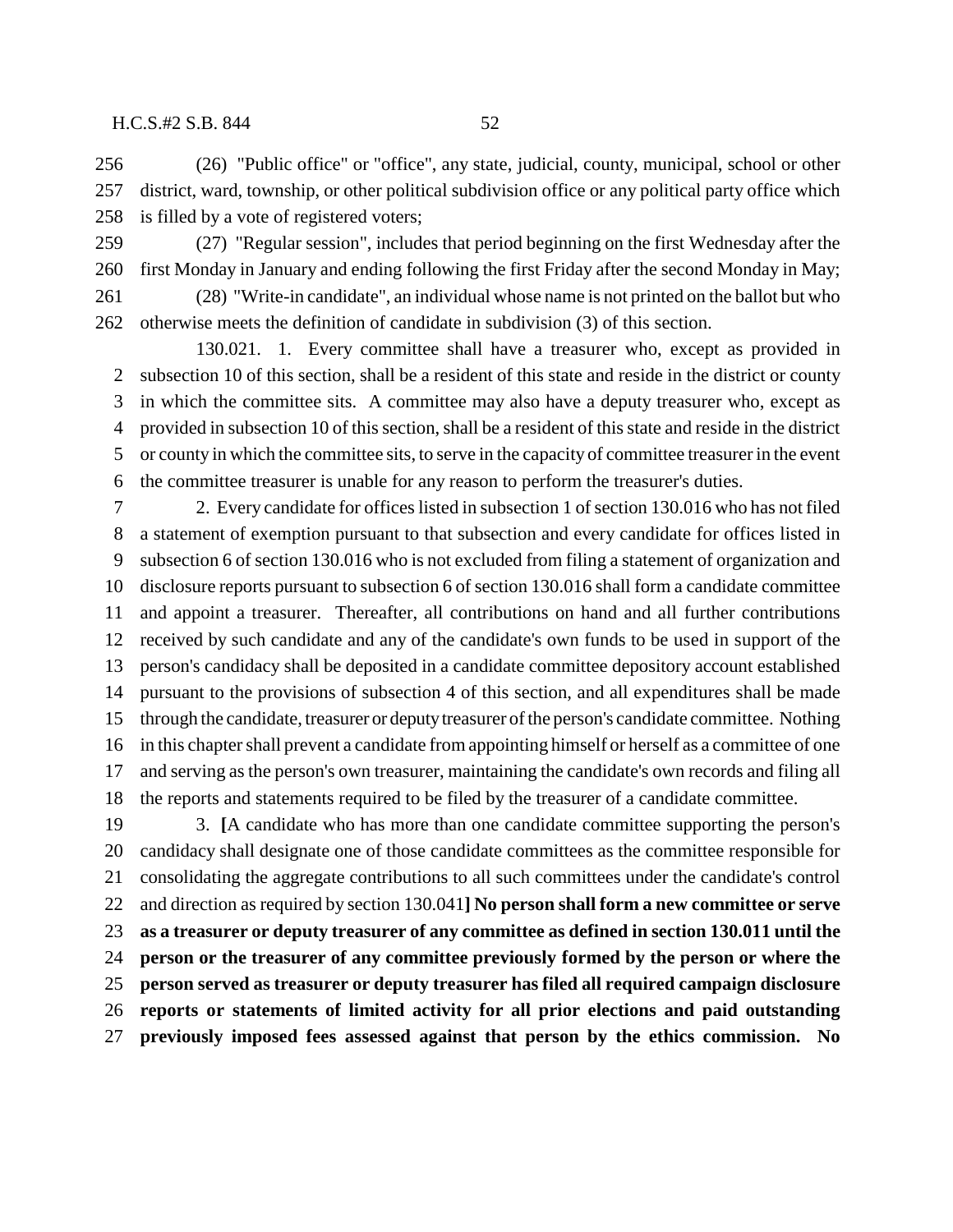256 (26) "Public office" or "office", any state, judicial, county, municipal, school or other
257 district, ward, township, or other political subdivision office or any political party office which
258 is filled by a vote of registered voters;

259 (27) "Regular session", includes that period beginning on the first Wednesday after the
260 first Monday in January and ending following the first Friday after the second Monday in May;

261 (28) "Write-in candidate", an individual whose name is not printed on the ballot but who
262 otherwise meets the definition of candidate in subdivision (3) of this section.

130.021. 1. Every committee shall have a treasurer who, except as provided in
2 subsection 10 of this section, shall be a resident of this state and reside in the district or county
3 in which the committee sits. A committee may also have a deputy treasurer who, except as
4 provided in subsection 10 of this section, shall be a resident of this state and reside in the district
5 or county in which the committee sits, to serve in the capacity of committee treasurer in the event
6 the committee treasurer is unable for any reason to perform the treasurer's duties.

7 2. Every candidate for offices listed in subsection 1 of section 130.016 who has not filed
8 a statement of exemption pursuant to that subsection and every candidate for offices listed in
9 subsection 6 of section 130.016 who is not excluded from filing a statement of organization and
10 disclosure reports pursuant to subsection 6 of section 130.016 shall form a candidate committee
11 and appoint a treasurer. Thereafter, all contributions on hand and all further contributions
12 received by such candidate and any of the candidate's own funds to be used in support of the
13 person's candidacy shall be deposited in a candidate committee depository account established
14 pursuant to the provisions of subsection 4 of this section, and all expenditures shall be made
15 through the candidate, treasurer or deputy treasurer of the person's candidate committee. Nothing
16 in this chapter shall prevent a candidate from appointing himself or herself as a committee of one
17 and serving as the person's own treasurer, maintaining the candidate's own records and filing all
18 the reports and statements required to be filed by the treasurer of a candidate committee.

19 3. **[**A candidate who has more than one candidate committee supporting the person's
20 candidacy shall designate one of those candidate committees as the committee responsible for
21 consolidating the aggregate contributions to all such committees under the candidate's control
22 and direction as required by section 130.041**] No person shall form a new committee or serve
23 as a treasurer or deputy treasurer of any committee as defined in section 130.011 until the
24 person or the treasurer of any committee previously formed by the person or where the
25 person served as treasurer or deputy treasurer has filed all required campaign disclosure
26 reports or statements of limited activity for all prior elections and paid outstanding
27 previously imposed fees assessed against that person by the ethics commission. No**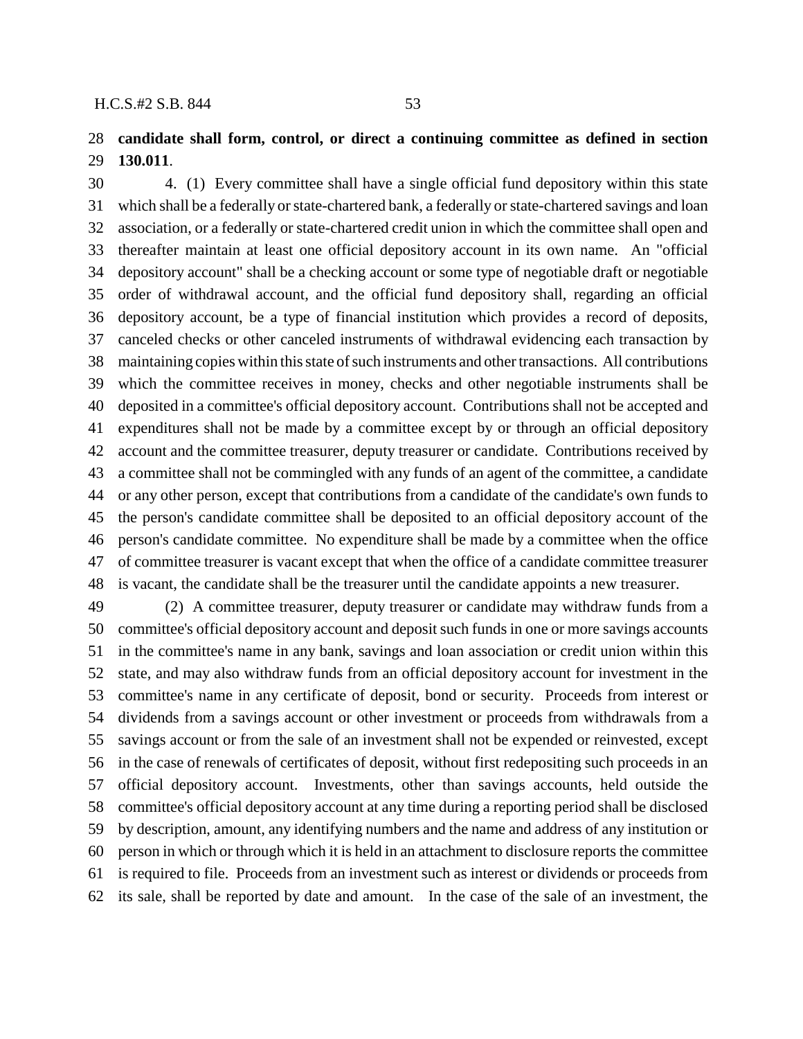**candidate shall form, control, or direct a continuing committee as defined in section 130.011**.

4. (1) Every committee shall have a single official fund depository within this state which shall be a federally or state-chartered bank, a federally or state-chartered savings and loan association, or a federally or state-chartered credit union in which the committee shall open and thereafter maintain at least one official depository account in its own name. An "official depository account" shall be a checking account or some type of negotiable draft or negotiable order of withdrawal account, and the official fund depository shall, regarding an official depository account, be a type of financial institution which provides a record of deposits, canceled checks or other canceled instruments of withdrawal evidencing each transaction by maintaining copies within this state of such instruments and other transactions. All contributions which the committee receives in money, checks and other negotiable instruments shall be deposited in a committee's official depository account. Contributions shall not be accepted and expenditures shall not be made by a committee except by or through an official depository account and the committee treasurer, deputy treasurer or candidate. Contributions received by a committee shall not be commingled with any funds of an agent of the committee, a candidate or any other person, except that contributions from a candidate of the candidate's own funds to the person's candidate committee shall be deposited to an official depository account of the person's candidate committee. No expenditure shall be made by a committee when the office of committee treasurer is vacant except that when the office of a candidate committee treasurer is vacant, the candidate shall be the treasurer until the candidate appoints a new treasurer.

(2) A committee treasurer, deputy treasurer or candidate may withdraw funds from a committee's official depository account and deposit such funds in one or more savings accounts in the committee's name in any bank, savings and loan association or credit union within this state, and may also withdraw funds from an official depository account for investment in the committee's name in any certificate of deposit, bond or security. Proceeds from interest or dividends from a savings account or other investment or proceeds from withdrawals from a savings account or from the sale of an investment shall not be expended or reinvested, except in the case of renewals of certificates of deposit, without first redepositing such proceeds in an official depository account. Investments, other than savings accounts, held outside the committee's official depository account at any time during a reporting period shall be disclosed by description, amount, any identifying numbers and the name and address of any institution or person in which or through which it is held in an attachment to disclosure reports the committee is required to file. Proceeds from an investment such as interest or dividends or proceeds from its sale, shall be reported by date and amount. In the case of the sale of an investment, the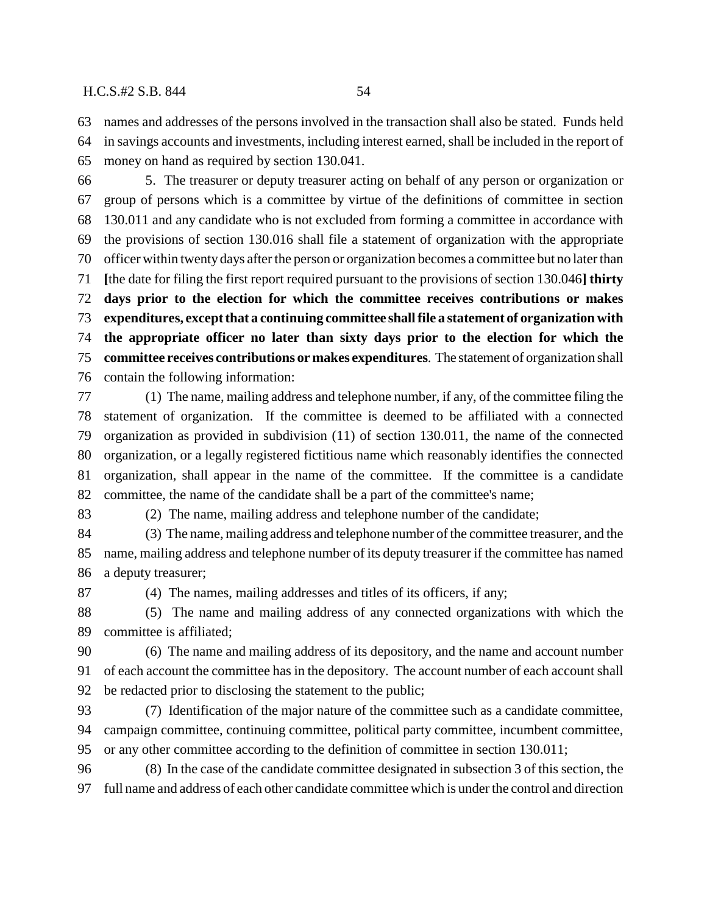names and addresses of the persons involved in the transaction shall also be stated. Funds held in savings accounts and investments, including interest earned, shall be included in the report of money on hand as required by section 130.041.

5. The treasurer or deputy treasurer acting on behalf of any person or organization or group of persons which is a committee by virtue of the definitions of committee in section 130.011 and any candidate who is not excluded from forming a committee in accordance with the provisions of section 130.016 shall file a statement of organization with the appropriate officer within twenty days after the person or organization becomes a committee but no later than **[**the date for filing the first report required pursuant to the provisions of section 130.046**] thirty days prior to the election for which the committee receives contributions or makes expenditures, except that a continuing committee shall file a statement of organization with the appropriate officer no later than sixty days prior to the election for which the committee receives contributions or makes expenditures**. The statement of organization shall contain the following information:

(1) The name, mailing address and telephone number, if any, of the committee filing the statement of organization. If the committee is deemed to be affiliated with a connected organization as provided in subdivision (11) of section 130.011, the name of the connected organization, or a legally registered fictitious name which reasonably identifies the connected organization, shall appear in the name of the committee. If the committee is a candidate committee, the name of the candidate shall be a part of the committee's name;

(2) The name, mailing address and telephone number of the candidate;

(3) The name, mailing address and telephone number of the committee treasurer, and the name, mailing address and telephone number of its deputy treasurer if the committee has named a deputy treasurer;

(4) The names, mailing addresses and titles of its officers, if any;

(5) The name and mailing address of any connected organizations with which the committee is affiliated;

(6) The name and mailing address of its depository, and the name and account number of each account the committee has in the depository. The account number of each account shall be redacted prior to disclosing the statement to the public;

(7) Identification of the major nature of the committee such as a candidate committee, campaign committee, continuing committee, political party committee, incumbent committee, or any other committee according to the definition of committee in section 130.011;

(8) In the case of the candidate committee designated in subsection 3 of this section, the full name and address of each other candidate committee which is under the control and direction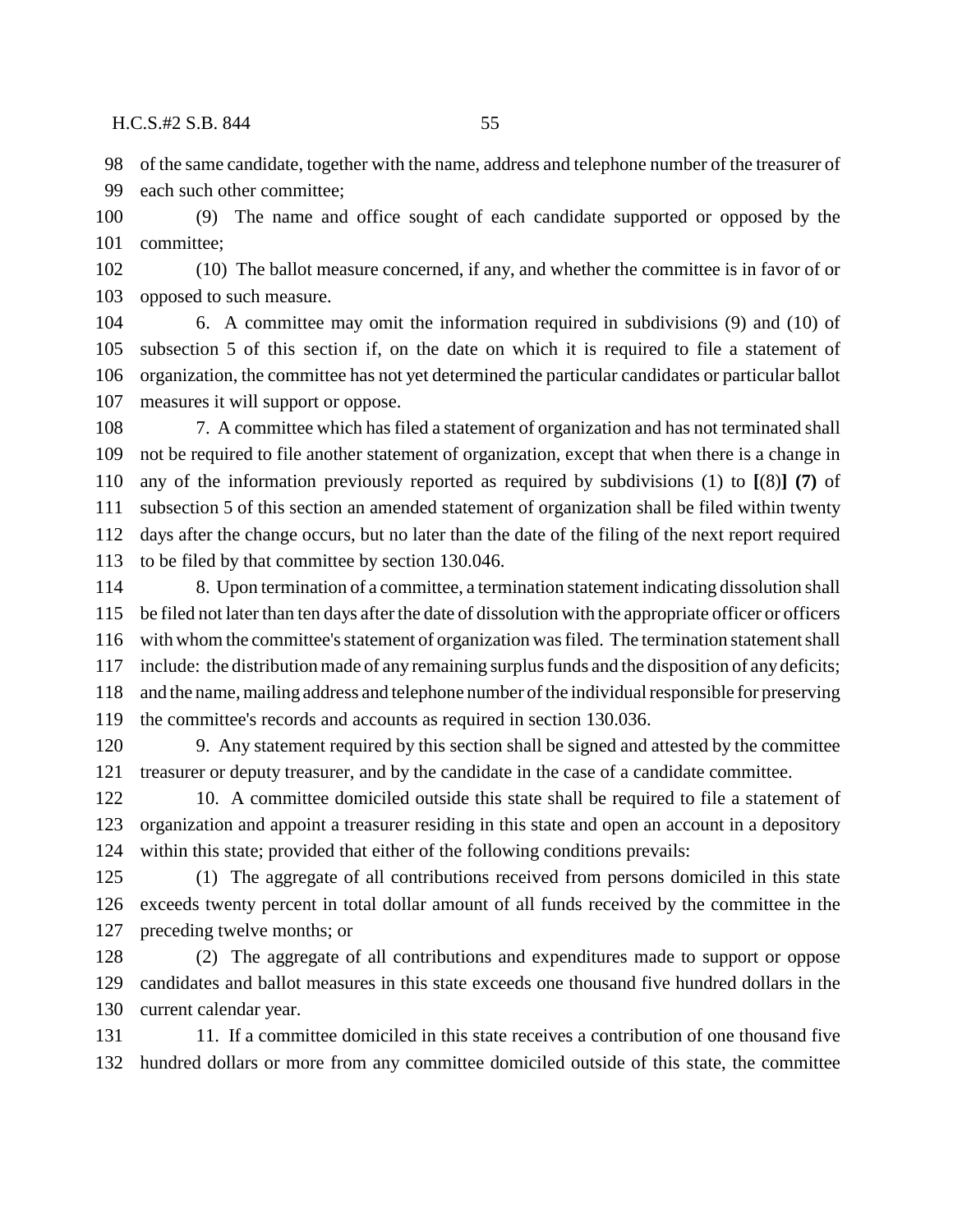of the same candidate, together with the name, address and telephone number of the treasurer of each such other committee;

(9) The name and office sought of each candidate supported or opposed by the committee;

(10) The ballot measure concerned, if any, and whether the committee is in favor of or opposed to such measure.

6. A committee may omit the information required in subdivisions (9) and (10) of subsection 5 of this section if, on the date on which it is required to file a statement of organization, the committee has not yet determined the particular candidates or particular ballot measures it will support or oppose.

7. A committee which has filed a statement of organization and has not terminated shall not be required to file another statement of organization, except that when there is a change in any of the information previously reported as required by subdivisions (1) to **[**(8)**] (7)** of subsection 5 of this section an amended statement of organization shall be filed within twenty days after the change occurs, but no later than the date of the filing of the next report required to be filed by that committee by section 130.046.

8. Upon termination of a committee, a termination statement indicating dissolution shall be filed not later than ten days after the date of dissolution with the appropriate officer or officers with whom the committee's statement of organization was filed. The termination statement shall include: the distribution made of any remaining surplus funds and the disposition of any deficits; and the name, mailing address and telephone number of the individual responsible for preserving the committee's records and accounts as required in section 130.036.

9. Any statement required by this section shall be signed and attested by the committee treasurer or deputy treasurer, and by the candidate in the case of a candidate committee.

10. A committee domiciled outside this state shall be required to file a statement of organization and appoint a treasurer residing in this state and open an account in a depository within this state; provided that either of the following conditions prevails:

(1) The aggregate of all contributions received from persons domiciled in this state exceeds twenty percent in total dollar amount of all funds received by the committee in the preceding twelve months; or

(2) The aggregate of all contributions and expenditures made to support or oppose candidates and ballot measures in this state exceeds one thousand five hundred dollars in the current calendar year.

11. If a committee domiciled in this state receives a contribution of one thousand five hundred dollars or more from any committee domiciled outside of this state, the committee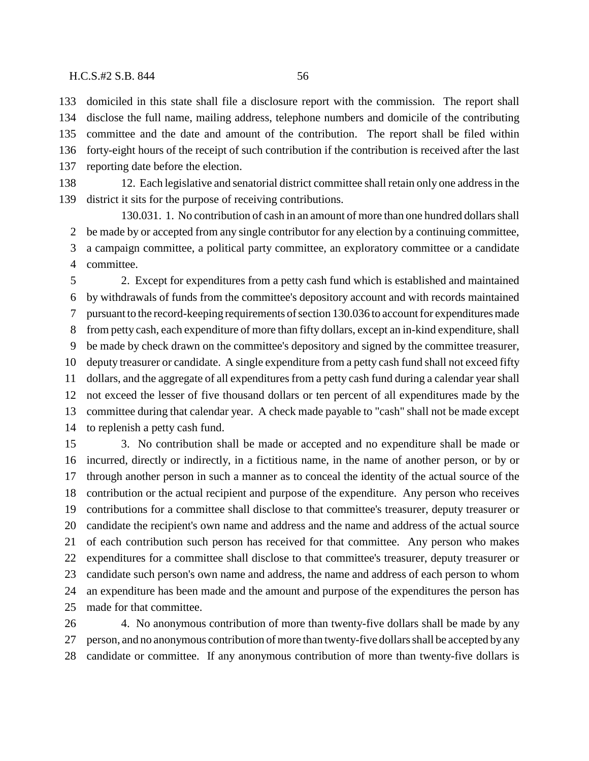domiciled in this state shall file a disclosure report with the commission. The report shall disclose the full name, mailing address, telephone numbers and domicile of the contributing committee and the date and amount of the contribution. The report shall be filed within forty-eight hours of the receipt of such contribution if the contribution is received after the last reporting date before the election.

12. Each legislative and senatorial district committee shall retain only one address in the district it sits for the purpose of receiving contributions.

130.031. 1. No contribution of cash in an amount of more than one hundred dollars shall be made by or accepted from any single contributor for any election by a continuing committee, a campaign committee, a political party committee, an exploratory committee or a candidate committee.

2. Except for expenditures from a petty cash fund which is established and maintained by withdrawals of funds from the committee's depository account and with records maintained pursuant to the record-keeping requirements of section 130.036 to account for expenditures made from petty cash, each expenditure of more than fifty dollars, except an in-kind expenditure, shall be made by check drawn on the committee's depository and signed by the committee treasurer, deputy treasurer or candidate. A single expenditure from a petty cash fund shall not exceed fifty dollars, and the aggregate of all expenditures from a petty cash fund during a calendar year shall not exceed the lesser of five thousand dollars or ten percent of all expenditures made by the committee during that calendar year. A check made payable to "cash" shall not be made except to replenish a petty cash fund.

3. No contribution shall be made or accepted and no expenditure shall be made or incurred, directly or indirectly, in a fictitious name, in the name of another person, or by or through another person in such a manner as to conceal the identity of the actual source of the contribution or the actual recipient and purpose of the expenditure. Any person who receives contributions for a committee shall disclose to that committee's treasurer, deputy treasurer or candidate the recipient's own name and address and the name and address of the actual source of each contribution such person has received for that committee. Any person who makes expenditures for a committee shall disclose to that committee's treasurer, deputy treasurer or candidate such person's own name and address, the name and address of each person to whom an expenditure has been made and the amount and purpose of the expenditures the person has made for that committee.

4. No anonymous contribution of more than twenty-five dollars shall be made by any person, and no anonymous contribution of more than twenty-five dollars shall be accepted by any candidate or committee. If any anonymous contribution of more than twenty-five dollars is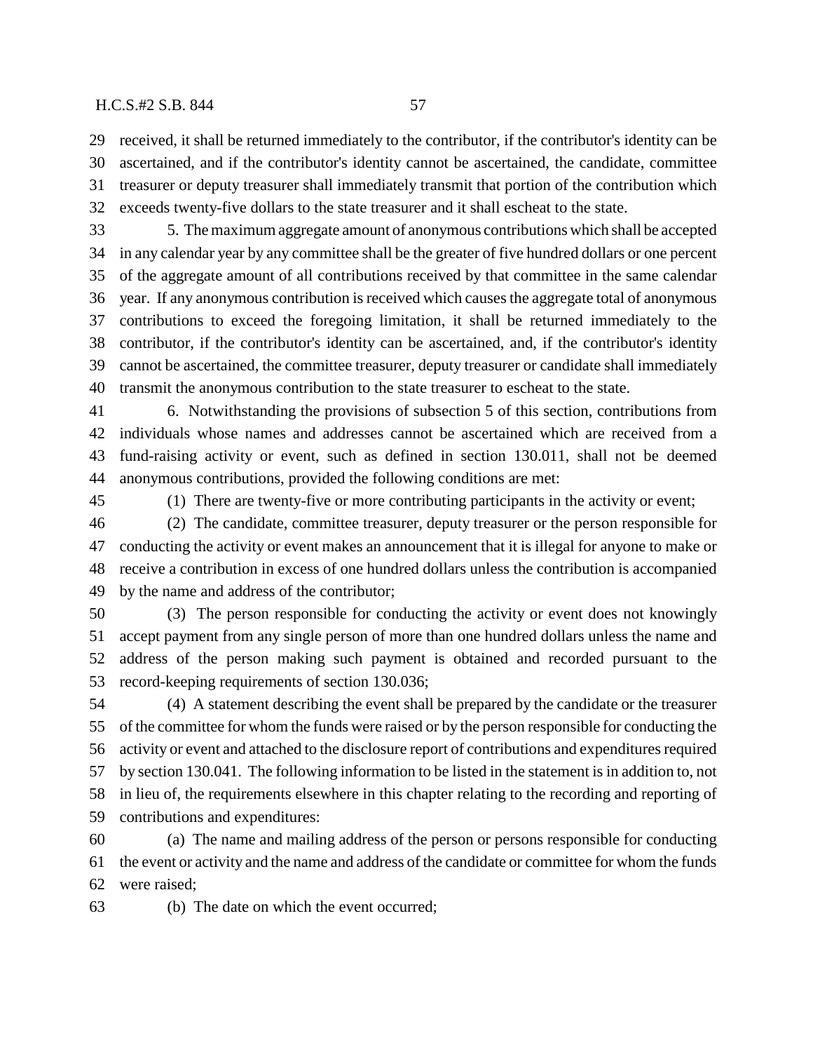received, it shall be returned immediately to the contributor, if the contributor's identity can be ascertained, and if the contributor's identity cannot be ascertained, the candidate, committee treasurer or deputy treasurer shall immediately transmit that portion of the contribution which exceeds twenty-five dollars to the state treasurer and it shall escheat to the state.

5. The maximum aggregate amount of anonymous contributions which shall be accepted in any calendar year by any committee shall be the greater of five hundred dollars or one percent of the aggregate amount of all contributions received by that committee in the same calendar year. If any anonymous contribution is received which causes the aggregate total of anonymous contributions to exceed the foregoing limitation, it shall be returned immediately to the contributor, if the contributor's identity can be ascertained, and, if the contributor's identity cannot be ascertained, the committee treasurer, deputy treasurer or candidate shall immediately transmit the anonymous contribution to the state treasurer to escheat to the state.

6. Notwithstanding the provisions of subsection 5 of this section, contributions from individuals whose names and addresses cannot be ascertained which are received from a fund-raising activity or event, such as defined in section 130.011, shall not be deemed anonymous contributions, provided the following conditions are met:

(1) There are twenty-five or more contributing participants in the activity or event;

(2) The candidate, committee treasurer, deputy treasurer or the person responsible for conducting the activity or event makes an announcement that it is illegal for anyone to make or receive a contribution in excess of one hundred dollars unless the contribution is accompanied by the name and address of the contributor;

(3) The person responsible for conducting the activity or event does not knowingly accept payment from any single person of more than one hundred dollars unless the name and address of the person making such payment is obtained and recorded pursuant to the record-keeping requirements of section 130.036;

(4) A statement describing the event shall be prepared by the candidate or the treasurer of the committee for whom the funds were raised or by the person responsible for conducting the activity or event and attached to the disclosure report of contributions and expenditures required by section 130.041. The following information to be listed in the statement is in addition to, not in lieu of, the requirements elsewhere in this chapter relating to the recording and reporting of contributions and expenditures:

(a) The name and mailing address of the person or persons responsible for conducting the event or activity and the name and address of the candidate or committee for whom the funds were raised;

(b) The date on which the event occurred;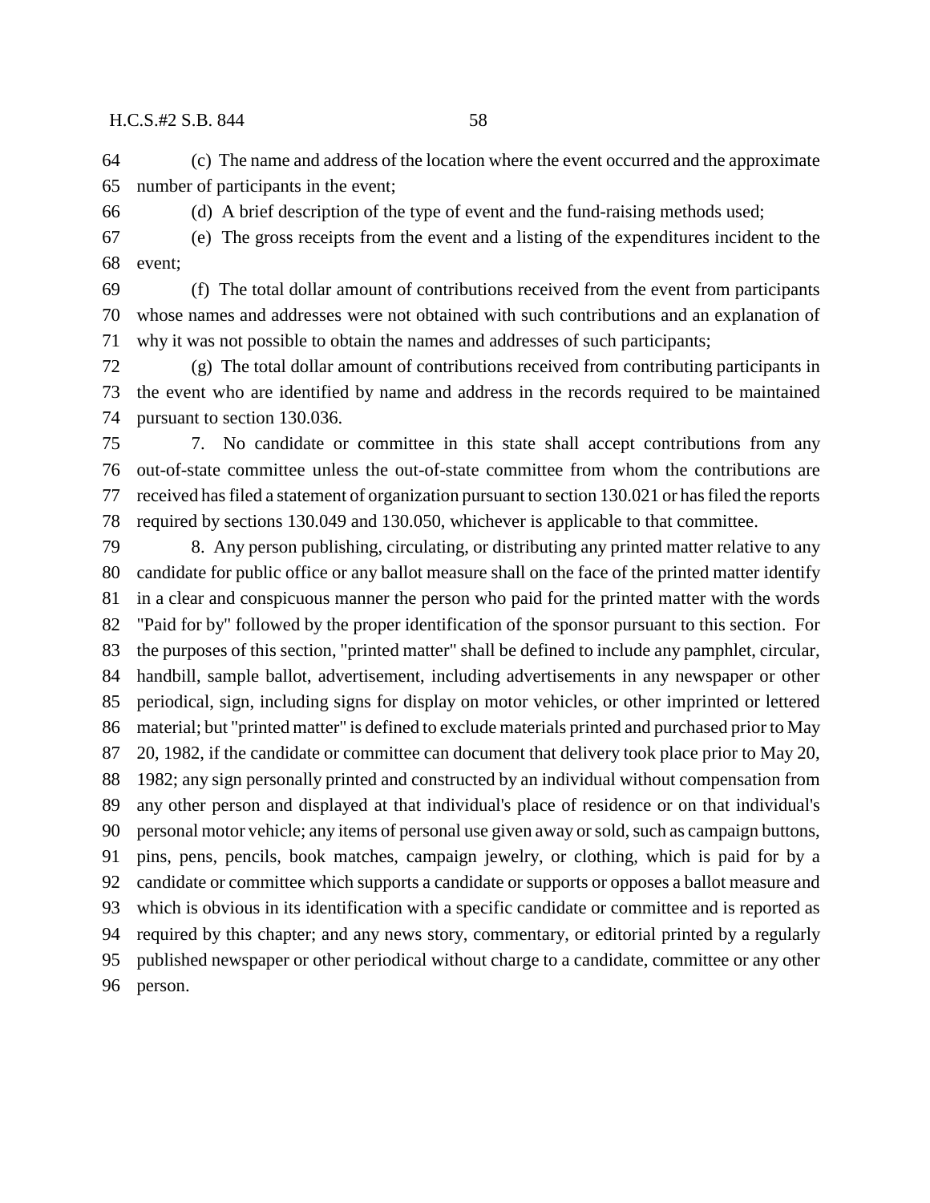(c) The name and address of the location where the event occurred and the approximate number of participants in the event;

(d) A brief description of the type of event and the fund-raising methods used;

(e) The gross receipts from the event and a listing of the expenditures incident to the event;

(f) The total dollar amount of contributions received from the event from participants whose names and addresses were not obtained with such contributions and an explanation of why it was not possible to obtain the names and addresses of such participants;

(g) The total dollar amount of contributions received from contributing participants in the event who are identified by name and address in the records required to be maintained pursuant to section 130.036.

7. No candidate or committee in this state shall accept contributions from any out-of-state committee unless the out-of-state committee from whom the contributions are received has filed a statement of organization pursuant to section 130.021 or has filed the reports required by sections 130.049 and 130.050, whichever is applicable to that committee.

8. Any person publishing, circulating, or distributing any printed matter relative to any candidate for public office or any ballot measure shall on the face of the printed matter identify in a clear and conspicuous manner the person who paid for the printed matter with the words "Paid for by" followed by the proper identification of the sponsor pursuant to this section. For the purposes of this section, "printed matter" shall be defined to include any pamphlet, circular, handbill, sample ballot, advertisement, including advertisements in any newspaper or other periodical, sign, including signs for display on motor vehicles, or other imprinted or lettered material; but "printed matter" is defined to exclude materials printed and purchased prior to May 20, 1982, if the candidate or committee can document that delivery took place prior to May 20, 1982; any sign personally printed and constructed by an individual without compensation from any other person and displayed at that individual's place of residence or on that individual's personal motor vehicle; any items of personal use given away or sold, such as campaign buttons, pins, pens, pencils, book matches, campaign jewelry, or clothing, which is paid for by a candidate or committee which supports a candidate or supports or opposes a ballot measure and which is obvious in its identification with a specific candidate or committee and is reported as required by this chapter; and any news story, commentary, or editorial printed by a regularly published newspaper or other periodical without charge to a candidate, committee or any other person.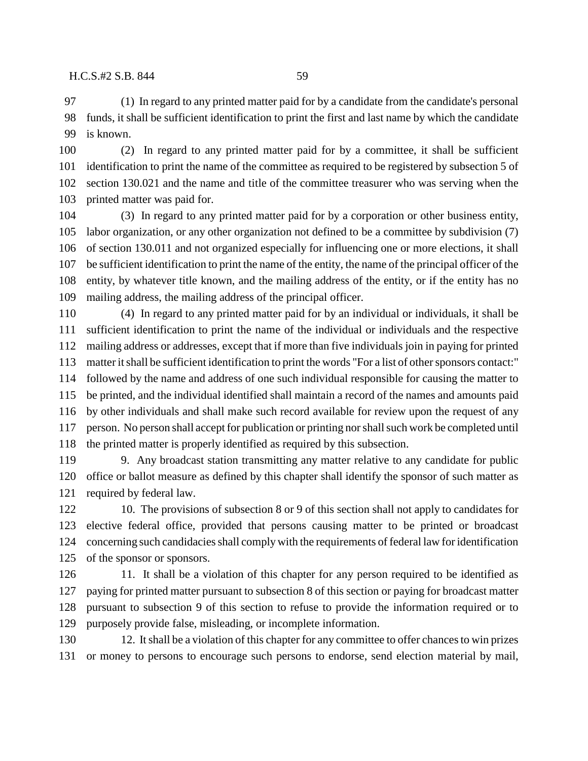(1) In regard to any printed matter paid for by a candidate from the candidate's personal funds, it shall be sufficient identification to print the first and last name by which the candidate is known.

(2) In regard to any printed matter paid for by a committee, it shall be sufficient identification to print the name of the committee as required to be registered by subsection 5 of section 130.021 and the name and title of the committee treasurer who was serving when the printed matter was paid for.

(3) In regard to any printed matter paid for by a corporation or other business entity, labor organization, or any other organization not defined to be a committee by subdivision (7) of section 130.011 and not organized especially for influencing one or more elections, it shall be sufficient identification to print the name of the entity, the name of the principal officer of the entity, by whatever title known, and the mailing address of the entity, or if the entity has no mailing address, the mailing address of the principal officer.

(4) In regard to any printed matter paid for by an individual or individuals, it shall be sufficient identification to print the name of the individual or individuals and the respective mailing address or addresses, except that if more than five individuals join in paying for printed matter it shall be sufficient identification to print the words "For a list of other sponsors contact:" followed by the name and address of one such individual responsible for causing the matter to be printed, and the individual identified shall maintain a record of the names and amounts paid by other individuals and shall make such record available for review upon the request of any person. No person shall accept for publication or printing nor shall such work be completed until the printed matter is properly identified as required by this subsection.

9. Any broadcast station transmitting any matter relative to any candidate for public office or ballot measure as defined by this chapter shall identify the sponsor of such matter as required by federal law.

10. The provisions of subsection 8 or 9 of this section shall not apply to candidates for elective federal office, provided that persons causing matter to be printed or broadcast concerning such candidacies shall comply with the requirements of federal law for identification of the sponsor or sponsors.

11. It shall be a violation of this chapter for any person required to be identified as paying for printed matter pursuant to subsection 8 of this section or paying for broadcast matter pursuant to subsection 9 of this section to refuse to provide the information required or to purposely provide false, misleading, or incomplete information.

12. It shall be a violation of this chapter for any committee to offer chances to win prizes or money to persons to encourage such persons to endorse, send election material by mail,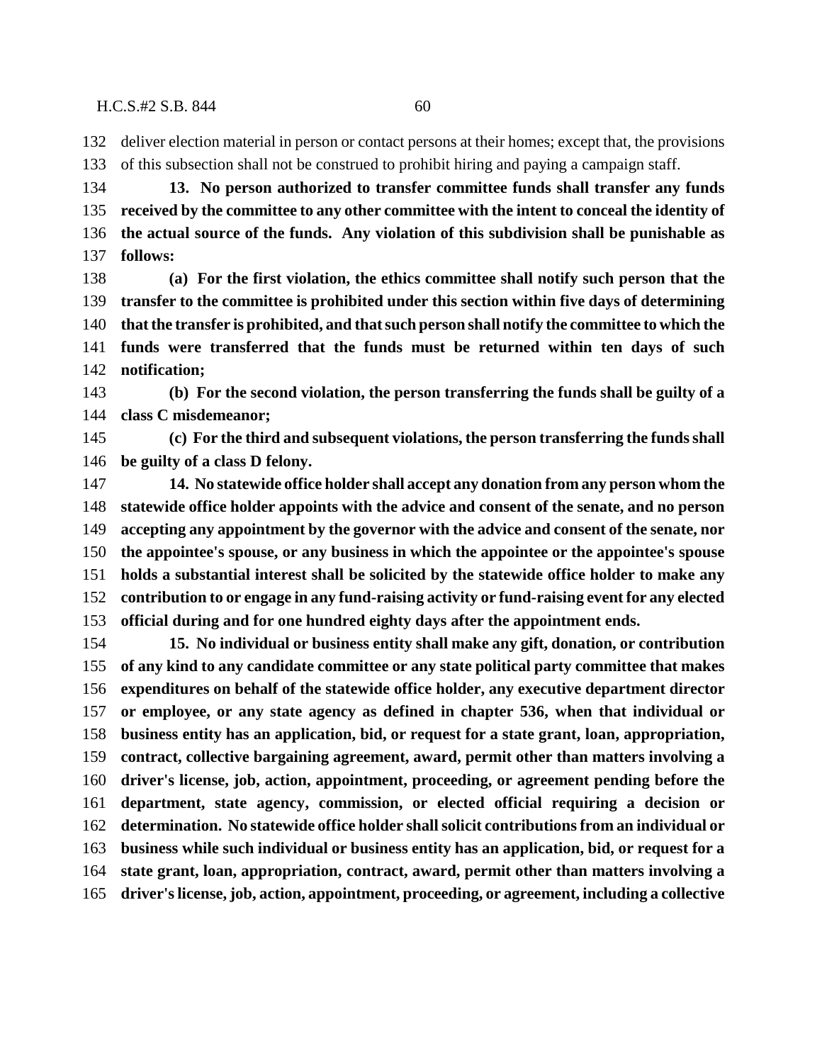deliver election material in person or contact persons at their homes; except that, the provisions of this subsection shall not be construed to prohibit hiring and paying a campaign staff.

**13. No person authorized to transfer committee funds shall transfer any funds received by the committee to any other committee with the intent to conceal the identity of the actual source of the funds. Any violation of this subdivision shall be punishable as follows:**

**(a) For the first violation, the ethics committee shall notify such person that the transfer to the committee is prohibited under this section within five days of determining that the transfer is prohibited, and that such person shall notify the committee to which the funds were transferred that the funds must be returned within ten days of such notification;**

**(b) For the second violation, the person transferring the funds shall be guilty of a class C misdemeanor;**

**(c) For the third and subsequent violations, the person transferring the funds shall be guilty of a class D felony.**

**14. No statewide office holder shall accept any donation from any person whom the statewide office holder appoints with the advice and consent of the senate, and no person accepting any appointment by the governor with the advice and consent of the senate, nor the appointee's spouse, or any business in which the appointee or the appointee's spouse holds a substantial interest shall be solicited by the statewide office holder to make any contribution to or engage in any fund-raising activity or fund-raising event for any elected official during and for one hundred eighty days after the appointment ends.**

**15. No individual or business entity shall make any gift, donation, or contribution of any kind to any candidate committee or any state political party committee that makes expenditures on behalf of the statewide office holder, any executive department director or employee, or any state agency as defined in chapter 536, when that individual or business entity has an application, bid, or request for a state grant, loan, appropriation, contract, collective bargaining agreement, award, permit other than matters involving a driver's license, job, action, appointment, proceeding, or agreement pending before the department, state agency, commission, or elected official requiring a decision or determination. No statewide office holder shall solicit contributions from an individual or business while such individual or business entity has an application, bid, or request for a state grant, loan, appropriation, contract, award, permit other than matters involving a driver's license, job, action, appointment, proceeding, or agreement, including a collective**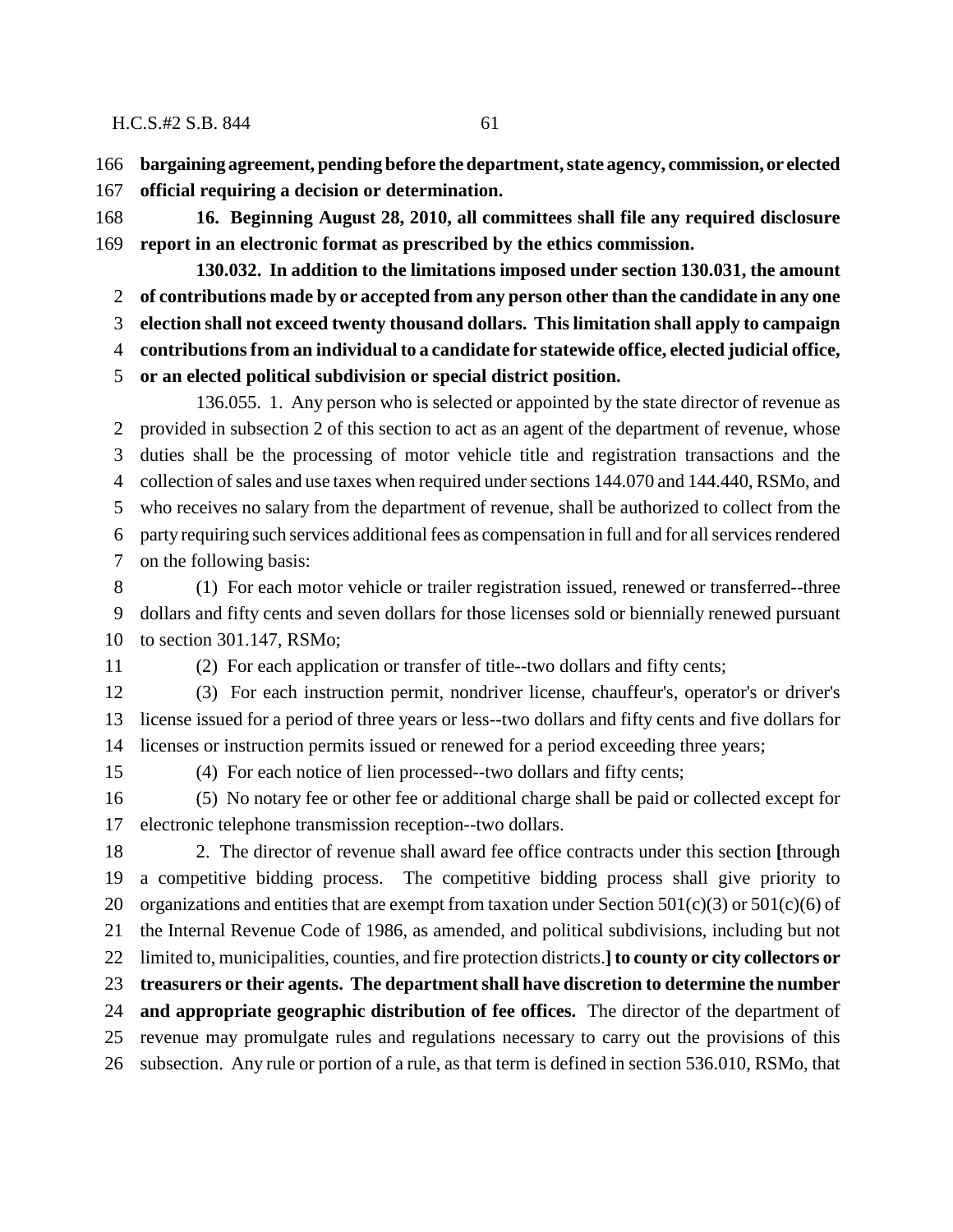**bargaining agreement, pending before the department, state agency, commission, or elected official requiring a decision or determination.**

**16. Beginning August 28, 2010, all committees shall file any required disclosure report in an electronic format as prescribed by the ethics commission.**

**130.032. In addition to the limitations imposed under section 130.031, the amount of contributions made by or accepted from any person other than the candidate in any one election shall not exceed twenty thousand dollars. This limitation shall apply to campaign contributions from an individual to a candidate for statewide office, elected judicial office, or an elected political subdivision or special district position.**

136.055. 1. Any person who is selected or appointed by the state director of revenue as provided in subsection 2 of this section to act as an agent of the department of revenue, whose duties shall be the processing of motor vehicle title and registration transactions and the collection of sales and use taxes when required under sections 144.070 and 144.440, RSMo, and who receives no salary from the department of revenue, shall be authorized to collect from the party requiring such services additional fees as compensation in full and for all services rendered on the following basis:

(1) For each motor vehicle or trailer registration issued, renewed or transferred--three dollars and fifty cents and seven dollars for those licenses sold or biennially renewed pursuant to section 301.147, RSMo;

(2) For each application or transfer of title--two dollars and fifty cents;

(3) For each instruction permit, nondriver license, chauffeur's, operator's or driver's license issued for a period of three years or less--two dollars and fifty cents and five dollars for licenses or instruction permits issued or renewed for a period exceeding three years;

(4) For each notice of lien processed--two dollars and fifty cents;

(5) No notary fee or other fee or additional charge shall be paid or collected except for electronic telephone transmission reception--two dollars.

2. The director of revenue shall award fee office contracts under this section **[**through a competitive bidding process. The competitive bidding process shall give priority to organizations and entities that are exempt from taxation under Section 501(c)(3) or 501(c)(6) of the Internal Revenue Code of 1986, as amended, and political subdivisions, including but not limited to, municipalities, counties, and fire protection districts.**] to county or city collectors or treasurers or their agents. The department shall have discretion to determine the number and appropriate geographic distribution of fee offices.** The director of the department of revenue may promulgate rules and regulations necessary to carry out the provisions of this subsection. Any rule or portion of a rule, as that term is defined in section 536.010, RSMo, that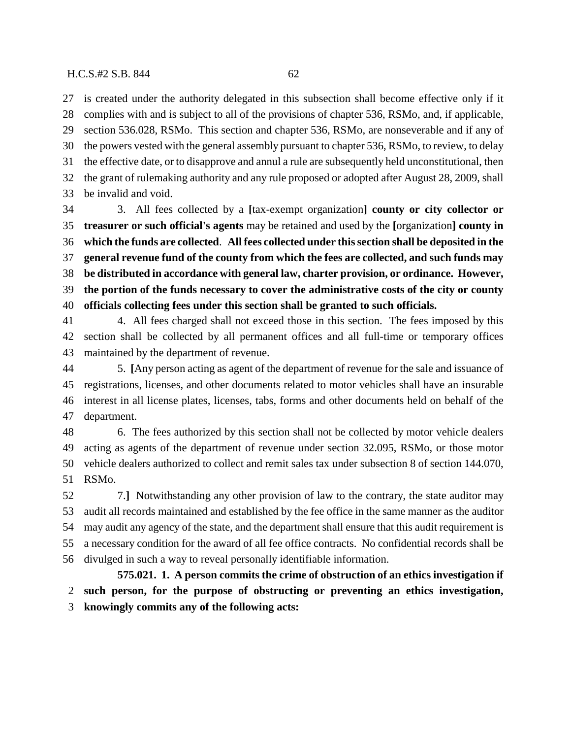is created under the authority delegated in this subsection shall become effective only if it complies with and is subject to all of the provisions of chapter 536, RSMo, and, if applicable, section 536.028, RSMo. This section and chapter 536, RSMo, are nonseverable and if any of the powers vested with the general assembly pursuant to chapter 536, RSMo, to review, to delay the effective date, or to disapprove and annul a rule are subsequently held unconstitutional, then the grant of rulemaking authority and any rule proposed or adopted after August 28, 2009, shall be invalid and void.

3. All fees collected by a **[**tax-exempt organization**] county or city collector or treasurer or such official's agents** may be retained and used by the **[**organization**] county in which the funds are collected**. **All fees collected under this section shall be deposited in the general revenue fund of the county from which the fees are collected, and such funds may be distributed in accordance with general law, charter provision, or ordinance. However, the portion of the funds necessary to cover the administrative costs of the city or county officials collecting fees under this section shall be granted to such officials.**

4. All fees charged shall not exceed those in this section. The fees imposed by this section shall be collected by all permanent offices and all full-time or temporary offices maintained by the department of revenue.

5. **[**Any person acting as agent of the department of revenue for the sale and issuance of registrations, licenses, and other documents related to motor vehicles shall have an insurable interest in all license plates, licenses, tabs, forms and other documents held on behalf of the department.

6. The fees authorized by this section shall not be collected by motor vehicle dealers acting as agents of the department of revenue under section 32.095, RSMo, or those motor vehicle dealers authorized to collect and remit sales tax under subsection 8 of section 144.070, RSMo.

7.**]** Notwithstanding any other provision of law to the contrary, the state auditor may audit all records maintained and established by the fee office in the same manner as the auditor may audit any agency of the state, and the department shall ensure that this audit requirement is a necessary condition for the award of all fee office contracts. No confidential records shall be divulged in such a way to reveal personally identifiable information.

**575.021. 1. A person commits the crime of obstruction of an ethics investigation if such person, for the purpose of obstructing or preventing an ethics investigation, knowingly commits any of the following acts:**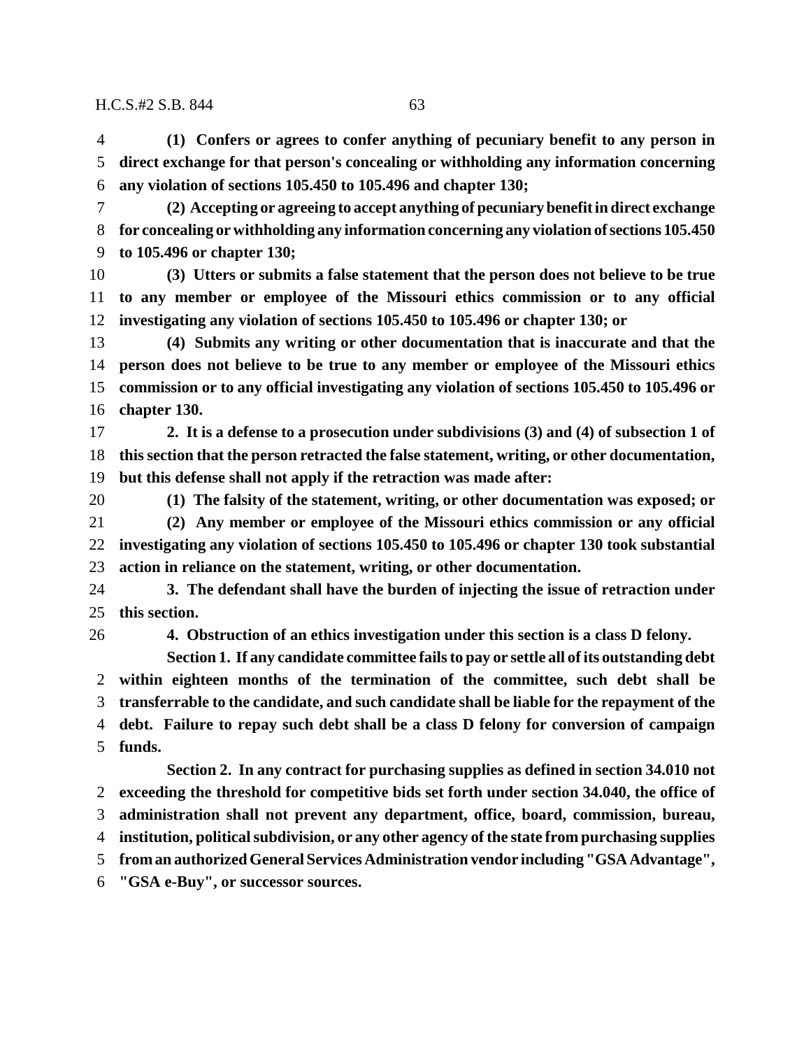**(1) Confers or agrees to confer anything of pecuniary benefit to any person in direct exchange for that person's concealing or withholding any information concerning any violation of sections 105.450 to 105.496 and chapter 130;**

**(2) Accepting or agreeing to accept anything of pecuniary benefit in direct exchange for concealing or withholding any information concerning any violation of sections 105.450 to 105.496 or chapter 130;**

**(3) Utters or submits a false statement that the person does not believe to be true to any member or employee of the Missouri ethics commission or to any official investigating any violation of sections 105.450 to 105.496 or chapter 130; or**

**(4) Submits any writing or other documentation that is inaccurate and that the person does not believe to be true to any member or employee of the Missouri ethics commission or to any official investigating any violation of sections 105.450 to 105.496 or chapter 130.**

**2. It is a defense to a prosecution under subdivisions (3) and (4) of subsection 1 of this section that the person retracted the false statement, writing, or other documentation, but this defense shall not apply if the retraction was made after:**

**(1) The falsity of the statement, writing, or other documentation was exposed; or**

**(2) Any member or employee of the Missouri ethics commission or any official investigating any violation of sections 105.450 to 105.496 or chapter 130 took substantial action in reliance on the statement, writing, or other documentation.**

**3. The defendant shall have the burden of injecting the issue of retraction under this section.**

**4. Obstruction of an ethics investigation under this section is a class D felony.**

**Section 1. If any candidate committee fails to pay or settle all of its outstanding debt within eighteen months of the termination of the committee, such debt shall be transferrable to the candidate, and such candidate shall be liable for the repayment of the debt. Failure to repay such debt shall be a class D felony for conversion of campaign funds.**

**Section 2. In any contract for purchasing supplies as defined in section 34.010 not exceeding the threshold for competitive bids set forth under section 34.040, the office of administration shall not prevent any department, office, board, commission, bureau, institution, political subdivision, or any other agency of the state from purchasing supplies from an authorized General Services Administration vendor including "GSA Advantage", "GSA e-Buy", or successor sources.**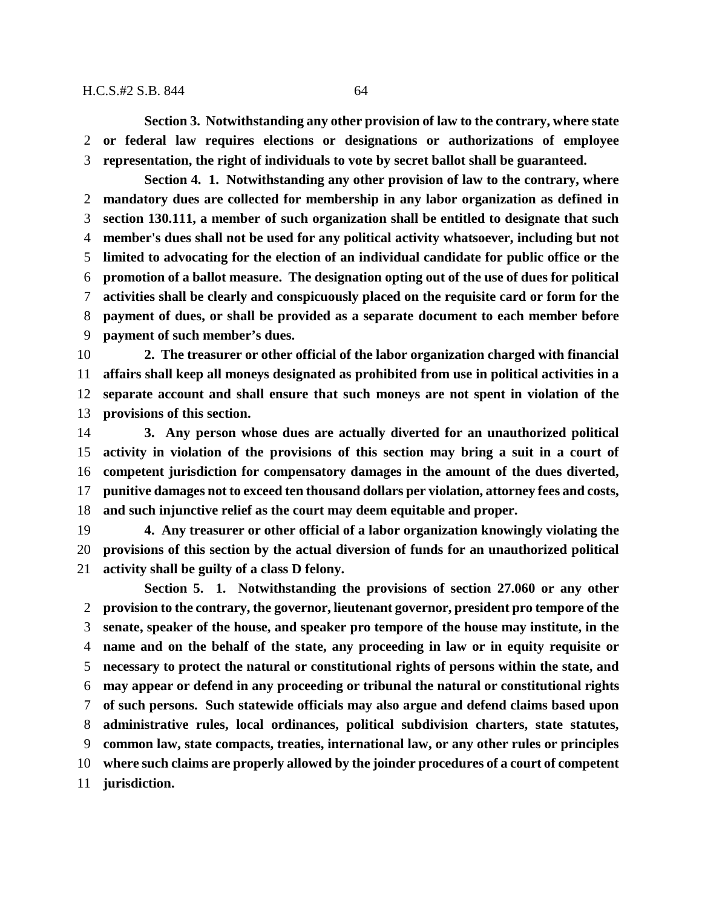**Section 3. Notwithstanding any other provision of law to the contrary, where state or federal law requires elections or designations or authorizations of employee representation, the right of individuals to vote by secret ballot shall be guaranteed.**

**Section 4. 1. Notwithstanding any other provision of law to the contrary, where mandatory dues are collected for membership in any labor organization as defined in section 130.111, a member of such organization shall be entitled to designate that such member's dues shall not be used for any political activity whatsoever, including but not limited to advocating for the election of an individual candidate for public office or the promotion of a ballot measure. The designation opting out of the use of dues for political activities shall be clearly and conspicuously placed on the requisite card or form for the payment of dues, or shall be provided as a separate document to each member before payment of such member's dues.**

**2. The treasurer or other official of the labor organization charged with financial affairs shall keep all moneys designated as prohibited from use in political activities in a separate account and shall ensure that such moneys are not spent in violation of the provisions of this section.**

**3. Any person whose dues are actually diverted for an unauthorized political activity in violation of the provisions of this section may bring a suit in a court of competent jurisdiction for compensatory damages in the amount of the dues diverted, punitive damages not to exceed ten thousand dollars per violation, attorney fees and costs, and such injunctive relief as the court may deem equitable and proper.**

**4. Any treasurer or other official of a labor organization knowingly violating the provisions of this section by the actual diversion of funds for an unauthorized political activity shall be guilty of a class D felony.**

**Section 5. 1. Notwithstanding the provisions of section 27.060 or any other provision to the contrary, the governor, lieutenant governor, president pro tempore of the senate, speaker of the house, and speaker pro tempore of the house may institute, in the name and on the behalf of the state, any proceeding in law or in equity requisite or necessary to protect the natural or constitutional rights of persons within the state, and may appear or defend in any proceeding or tribunal the natural or constitutional rights of such persons. Such statewide officials may also argue and defend claims based upon administrative rules, local ordinances, political subdivision charters, state statutes, common law, state compacts, treaties, international law, or any other rules or principles where such claims are properly allowed by the joinder procedures of a court of competent jurisdiction.**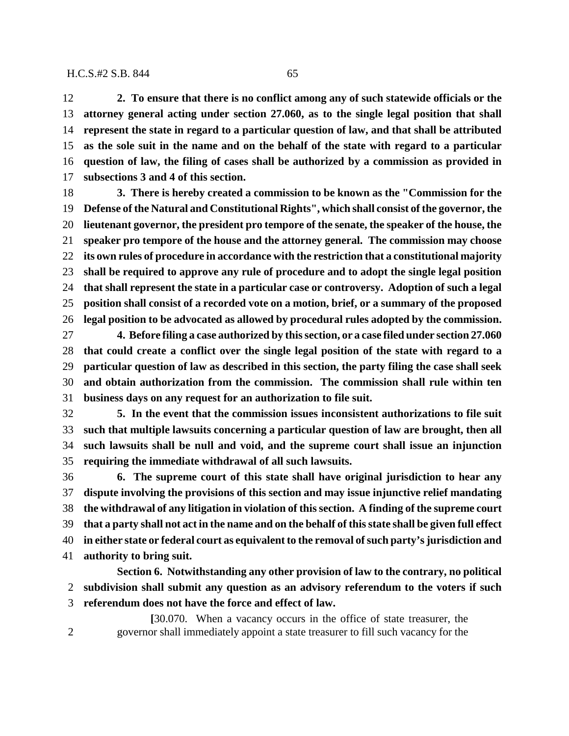**2. To ensure that there is no conflict among any of such statewide officials or the attorney general acting under section 27.060, as to the single legal position that shall represent the state in regard to a particular question of law, and that shall be attributed as the sole suit in the name and on the behalf of the state with regard to a particular question of law, the filing of cases shall be authorized by a commission as provided in subsections 3 and 4 of this section.**

**3. There is hereby created a commission to be known as the "Commission for the Defense of the Natural and Constitutional Rights", which shall consist of the governor, the lieutenant governor, the president pro tempore of the senate, the speaker of the house, the speaker pro tempore of the house and the attorney general. The commission may choose its own rules of procedure in accordance with the restriction that a constitutional majority shall be required to approve any rule of procedure and to adopt the single legal position that shall represent the state in a particular case or controversy. Adoption of such a legal position shall consist of a recorded vote on a motion, brief, or a summary of the proposed legal position to be advocated as allowed by procedural rules adopted by the commission.**

**4. Before filing a case authorized by this section, or a case filed under section 27.060 that could create a conflict over the single legal position of the state with regard to a particular question of law as described in this section, the party filing the case shall seek and obtain authorization from the commission. The commission shall rule within ten business days on any request for an authorization to file suit.**

**5. In the event that the commission issues inconsistent authorizations to file suit such that multiple lawsuits concerning a particular question of law are brought, then all such lawsuits shall be null and void, and the supreme court shall issue an injunction requiring the immediate withdrawal of all such lawsuits.**

**6. The supreme court of this state shall have original jurisdiction to hear any dispute involving the provisions of this section and may issue injunctive relief mandating the withdrawal of any litigation in violation of this section. A finding of the supreme court that a party shall not act in the name and on the behalf of this state shall be given full effect in either state or federal court as equivalent to the removal of such party's jurisdiction and authority to bring suit.**

**Section 6. Notwithstanding any other provision of law to the contrary, no political subdivision shall submit any question as an advisory referendum to the voters if such referendum does not have the force and effect of law.**

**[**30.070. When a vacancy occurs in the office of state treasurer, the governor shall immediately appoint a state treasurer to fill such vacancy for the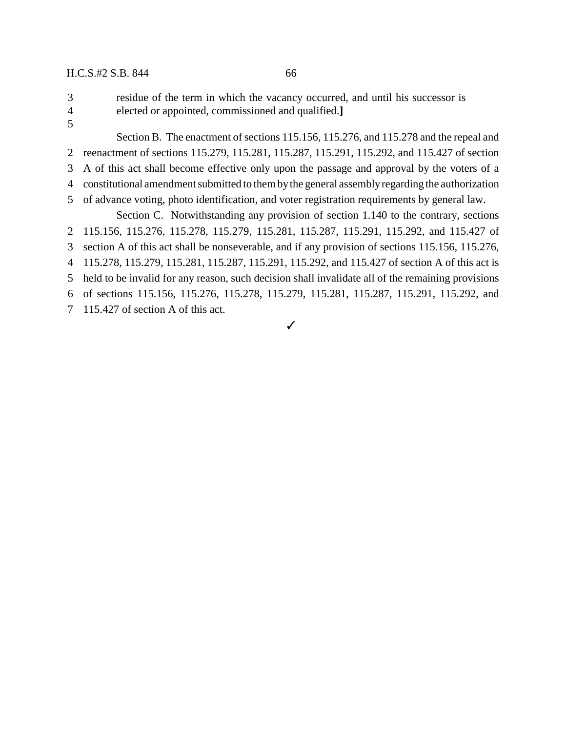residue of the term in which the vacancy occurred, and until his successor is elected or appointed, commissioned and qualified.]

Section B. The enactment of sections 115.156, 115.276, and 115.278 and the repeal and reenactment of sections 115.279, 115.281, 115.287, 115.291, 115.292, and 115.427 of section A of this act shall become effective only upon the passage and approval by the voters of a constitutional amendment submitted to them by the general assembly regarding the authorization of advance voting, photo identification, and voter registration requirements by general law.

Section C. Notwithstanding any provision of section 1.140 to the contrary, sections 115.156, 115.276, 115.278, 115.279, 115.281, 115.287, 115.291, 115.292, and 115.427 of section A of this act shall be nonseverable, and if any provision of sections 115.156, 115.276, 115.278, 115.279, 115.281, 115.287, 115.291, 115.292, and 115.427 of section A of this act is held to be invalid for any reason, such decision shall invalidate all of the remaining provisions of sections 115.156, 115.276, 115.278, 115.279, 115.281, 115.287, 115.291, 115.292, and 115.427 of section A of this act.

✓